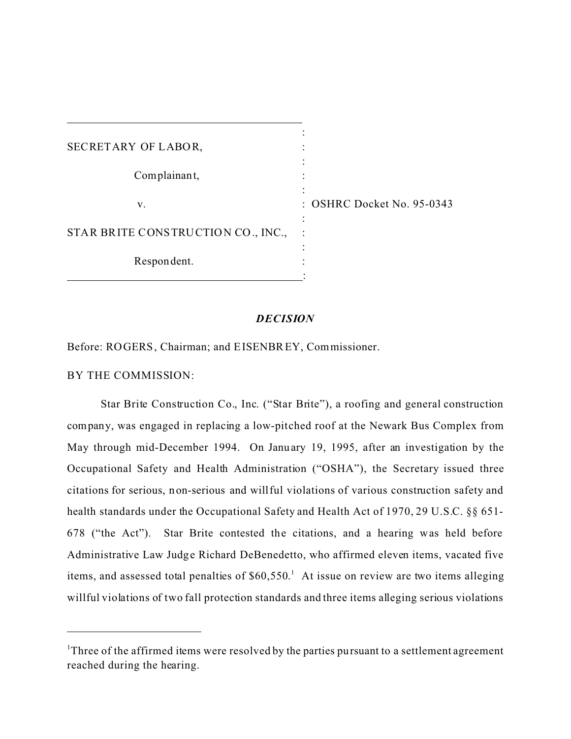SECRETARY OF LABOR,

Complainant,

v.

STAR BRITE CONSTRUCTION CO., INC.,

Respondent.

OSHRC Docket No. 95-0343

***DECISION***

Before: ROGERS, Chairman; and EISENBREY, Commissioner.

BY THE COMMISSION:

Star Brite Construction Co., Inc. ("Star Brite"), a roofing and general construction company, was engaged in replacing a low-pitched roof at the Newark Bus Complex from May through mid-December 1994. On January 19, 1995, after an investigation by the Occupational Safety and Health Administration ("OSHA"), the Secretary issued three citations for serious, non-serious and willful violations of various construction safety and health standards under the Occupational Safety and Health Act of 1970, 29 U.S.C. §§ 651-678 ("the Act"). Star Brite contested the citations, and a hearing was held before Administrative Law Judge Richard DeBenedetto, who affirmed eleven items, vacated five items, and assessed total penalties of $60,550.[1] At issue on review are two items alleging willful violations of two fall protection standards and three items alleging serious violations

[1]Three of the affirmed items were resolved by the parties pursuant to a settlement agreement reached during the hearing.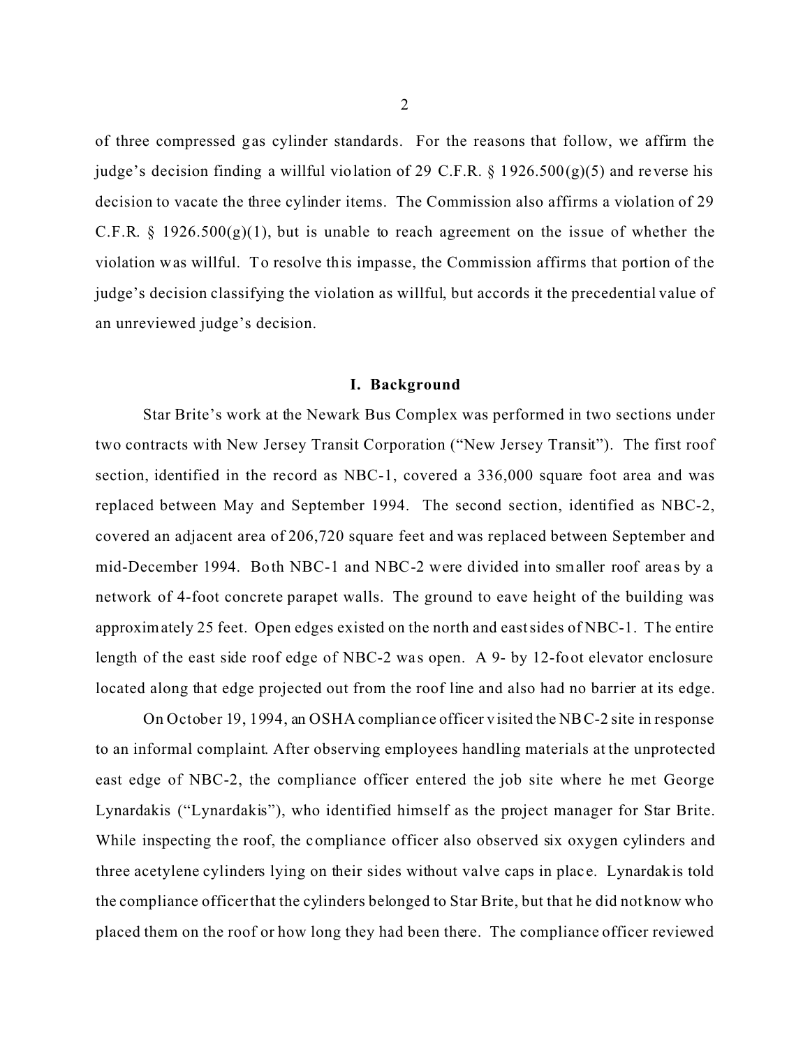of three compressed gas cylinder standards. For the reasons that follow, we affirm the judge's decision finding a willful violation of 29 C.F.R. § 1926.500(g)(5) and reverse his decision to vacate the three cylinder items. The Commission also affirms a violation of 29 C.F.R. § 1926.500(g)(1), but is unable to reach agreement on the issue of whether the violation was willful. To resolve this impasse, the Commission affirms that portion of the judge's decision classifying the violation as willful, but accords it the precedential value of an unreviewed judge's decision.

## I. Background

Star Brite's work at the Newark Bus Complex was performed in two sections under two contracts with New Jersey Transit Corporation ("New Jersey Transit"). The first roof section, identified in the record as NBC-1, covered a 336,000 square foot area and was replaced between May and September 1994. The second section, identified as NBC-2, covered an adjacent area of 206,720 square feet and was replaced between September and mid-December 1994. Both NBC-1 and NBC-2 were divided into smaller roof areas by a network of 4-foot concrete parapet walls. The ground to eave height of the building was approximately 25 feet. Open edges existed on the north and east sides of NBC-1. The entire length of the east side roof edge of NBC-2 was open. A 9- by 12-foot elevator enclosure located along that edge projected out from the roof line and also had no barrier at its edge.

On October 19, 1994, an OSHA compliance officer visited the NBC-2 site in response to an informal complaint. After observing employees handling materials at the unprotected east edge of NBC-2, the compliance officer entered the job site where he met George Lynardakis ("Lynardakis"), who identified himself as the project manager for Star Brite. While inspecting the roof, the compliance officer also observed six oxygen cylinders and three acetylene cylinders lying on their sides without valve caps in place. Lynardakis told the compliance officer that the cylinders belonged to Star Brite, but that he did not know who placed them on the roof or how long they had been there. The compliance officer reviewed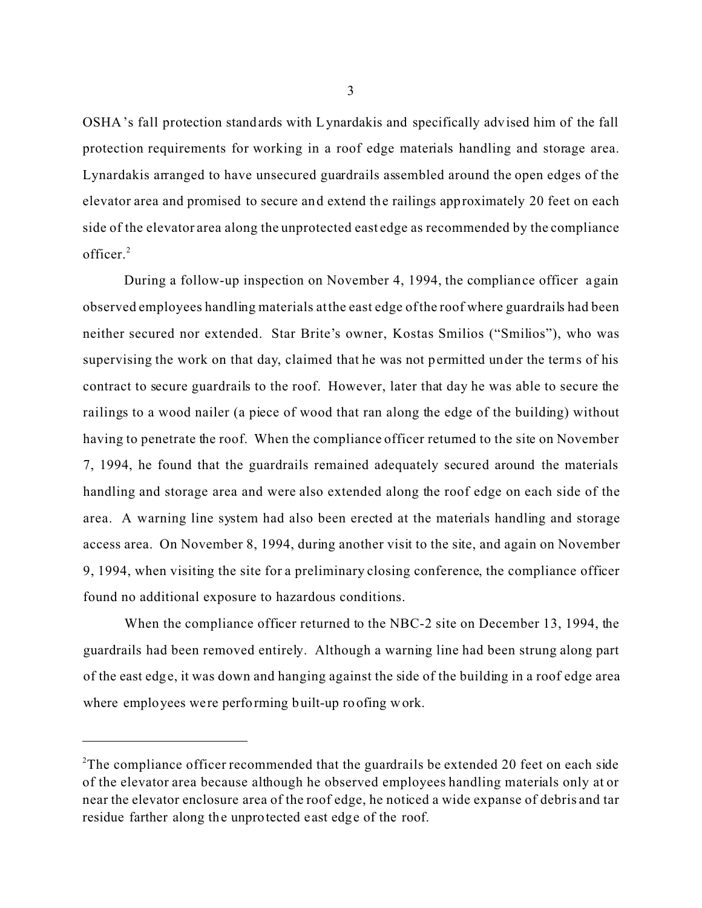OSHA's fall protection standards with Lynardakis and specifically advised him of the fall protection requirements for working in a roof edge materials handling and storage area. Lynardakis arranged to have unsecured guardrails assembled around the open edges of the elevator area and promised to secure and extend the railings approximately 20 feet on each side of the elevator area along the unprotected east edge as recommended by the compliance officer.[2]

During a follow-up inspection on November 4, 1994, the compliance officer again observed employees handling materials at the east edge of the roof where guardrails had been neither secured nor extended. Star Brite's owner, Kostas Smilios ("Smilios"), who was supervising the work on that day, claimed that he was not permitted under the terms of his contract to secure guardrails to the roof. However, later that day he was able to secure the railings to a wood nailer (a piece of wood that ran along the edge of the building) without having to penetrate the roof. When the compliance officer returned to the site on November 7, 1994, he found that the guardrails remained adequately secured around the materials handling and storage area and were also extended along the roof edge on each side of the area. A warning line system had also been erected at the materials handling and storage access area. On November 8, 1994, during another visit to the site, and again on November 9, 1994, when visiting the site for a preliminary closing conference, the compliance officer found no additional exposure to hazardous conditions.

When the compliance officer returned to the NBC-2 site on December 13, 1994, the guardrails had been removed entirely. Although a warning line had been strung along part of the east edge, it was down and hanging against the side of the building in a roof edge area where employees were performing built-up roofing work.

---

[2]The compliance officer recommended that the guardrails be extended 20 feet on each side of the elevator area because although he observed employees handling materials only at or near the elevator enclosure area of the roof edge, he noticed a wide expanse of debris and tar residue farther along the unprotected east edge of the roof.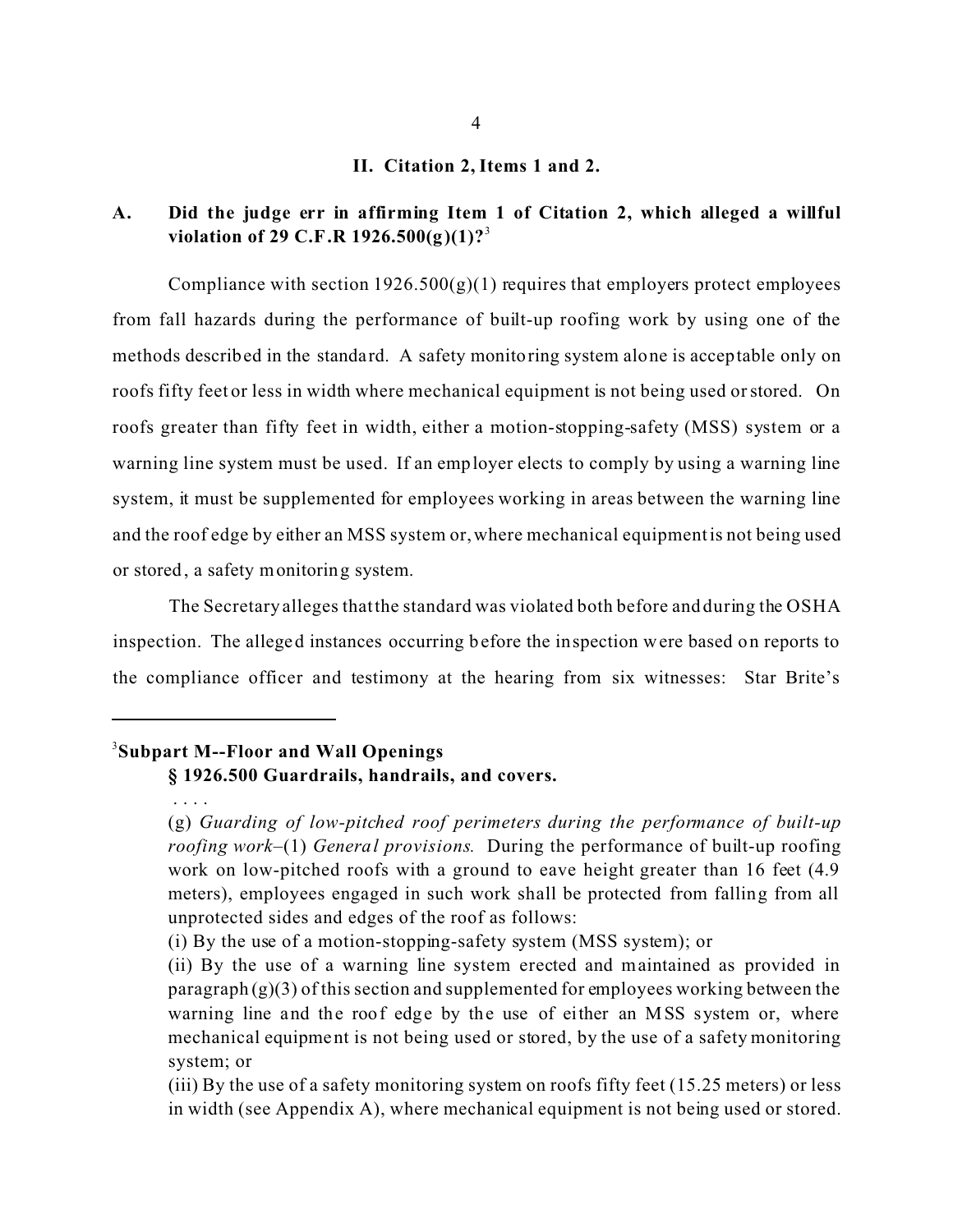## II. Citation 2, Items 1 and 2.

### A. Did the judge err in affirming Item 1 of Citation 2, which alleged a willful violation of 29 C.F.R 1926.500(g)(1)?[3]

Compliance with section 1926.500(g)(1) requires that employers protect employees from fall hazards during the performance of built-up roofing work by using one of the methods described in the standard. A safety monitoring system alone is acceptable only on roofs fifty feet or less in width where mechanical equipment is not being used or stored. On roofs greater than fifty feet in width, either a motion-stopping-safety (MSS) system or a warning line system must be used. If an employer elects to comply by using a warning line system, it must be supplemented for employees working in areas between the warning line and the roof edge by either an MSS system or, where mechanical equipment is not being used or stored, a safety monitoring system.

The Secretary alleges that the standard was violated both before and during the OSHA inspection. The alleged instances occurring before the inspection were based on reports to the compliance officer and testimony at the hearing from six witnesses: Star Brite's

---

[3] **Subpart M--Floor and Wall Openings**

**§ 1926.500 Guardrails, handrails, and covers.**

. . . .

(g) *Guarding of low-pitched roof perimeters during the performance of built-up roofing work*–(1) *General provisions.* During the performance of built-up roofing work on low-pitched roofs with a ground to eave height greater than 16 feet (4.9 meters), employees engaged in such work shall be protected from falling from all unprotected sides and edges of the roof as follows:

(i) By the use of a motion-stopping-safety system (MSS system); or

(ii) By the use of a warning line system erected and maintained as provided in paragraph (g)(3) of this section and supplemented for employees working between the warning line and the roof edge by the use of either an MSS system or, where mechanical equipment is not being used or stored, by the use of a safety monitoring system; or

(iii) By the use of a safety monitoring system on roofs fifty feet (15.25 meters) or less in width (see Appendix A), where mechanical equipment is not being used or stored.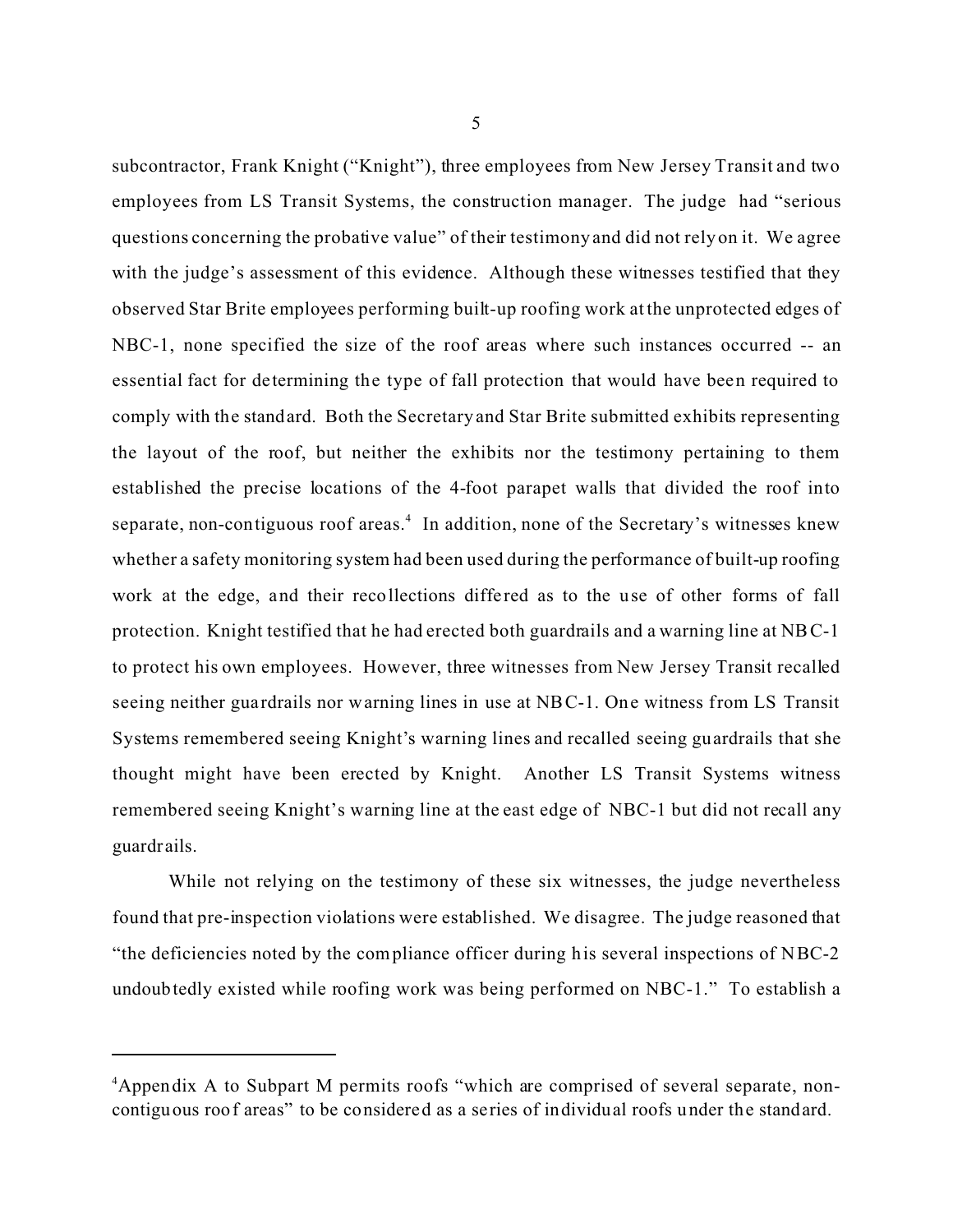subcontractor, Frank Knight ("Knight"), three employees from New Jersey Transit and two employees from LS Transit Systems, the construction manager. The judge had "serious questions concerning the probative value" of their testimony and did not rely on it. We agree with the judge's assessment of this evidence. Although these witnesses testified that they observed Star Brite employees performing built-up roofing work at the unprotected edges of NBC-1, none specified the size of the roof areas where such instances occurred -- an essential fact for determining the type of fall protection that would have been required to comply with the standard. Both the Secretary and Star Brite submitted exhibits representing the layout of the roof, but neither the exhibits nor the testimony pertaining to them established the precise locations of the 4-foot parapet walls that divided the roof into separate, non-contiguous roof areas.[4] In addition, none of the Secretary's witnesses knew whether a safety monitoring system had been used during the performance of built-up roofing work at the edge, and their recollections differed as to the use of other forms of fall protection. Knight testified that he had erected both guardrails and a warning line at NBC-1 to protect his own employees. However, three witnesses from New Jersey Transit recalled seeing neither guardrails nor warning lines in use at NBC-1. One witness from LS Transit Systems remembered seeing Knight's warning lines and recalled seeing guardrails that she thought might have been erected by Knight. Another LS Transit Systems witness remembered seeing Knight's warning line at the east edge of NBC-1 but did not recall any guardrails.

While not relying on the testimony of these six witnesses, the judge nevertheless found that pre-inspection violations were established. We disagree. The judge reasoned that "the deficiencies noted by the compliance officer during his several inspections of NBC-2 undoubtedly existed while roofing work was being performed on NBC-1." To establish a

---

[4]Appendix A to Subpart M permits roofs "which are comprised of several separate, non-contiguous roof areas" to be considered as a series of individual roofs under the standard.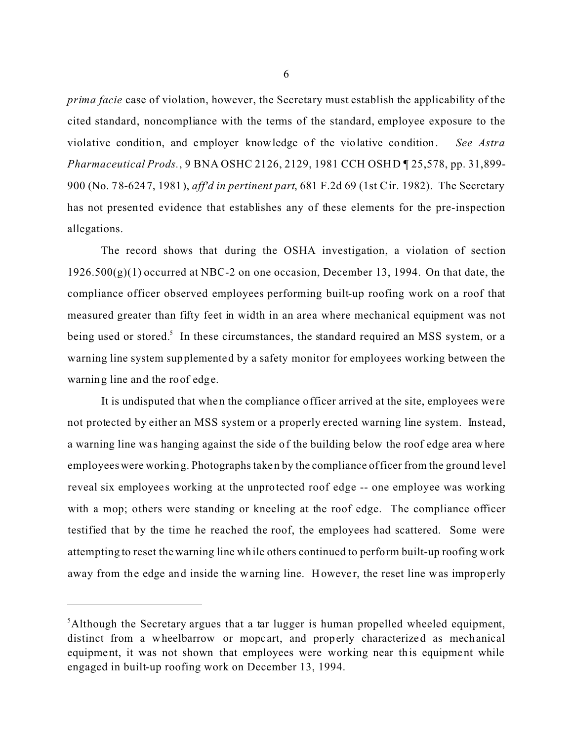*prima facie* case of violation, however, the Secretary must establish the applicability of the cited standard, noncompliance with the terms of the standard, employee exposure to the violative condition, and employer knowledge of the violative condition. *See Astra Pharmaceutical Prods.*, 9 BNA OSHC 2126, 2129, 1981 CCH OSHD ¶ 25,578, pp. 31,899-900 (No. 78-6247, 1981), *aff'd in pertinent part*, 681 F.2d 69 (1st Cir. 1982). The Secretary has not presented evidence that establishes any of these elements for the pre-inspection allegations.

The record shows that during the OSHA investigation, a violation of section 1926.500(g)(1) occurred at NBC-2 on one occasion, December 13, 1994. On that date, the compliance officer observed employees performing built-up roofing work on a roof that measured greater than fifty feet in width in an area where mechanical equipment was not being used or stored.[5] In these circumstances, the standard required an MSS system, or a warning line system supplemented by a safety monitor for employees working between the warning line and the roof edge.

It is undisputed that when the compliance officer arrived at the site, employees were not protected by either an MSS system or a properly erected warning line system. Instead, a warning line was hanging against the side of the building below the roof edge area where employees were working. Photographs taken by the compliance officer from the ground level reveal six employees working at the unprotected roof edge -- one employee was working with a mop; others were standing or kneeling at the roof edge. The compliance officer testified that by the time he reached the roof, the employees had scattered. Some were attempting to reset the warning line while others continued to perform built-up roofing work away from the edge and inside the warning line. However, the reset line was improperly

---

[5]Although the Secretary argues that a tar lugger is human propelled wheeled equipment, distinct from a wheelbarrow or mopcart, and properly characterized as mechanical equipment, it was not shown that employees were working near this equipment while engaged in built-up roofing work on December 13, 1994.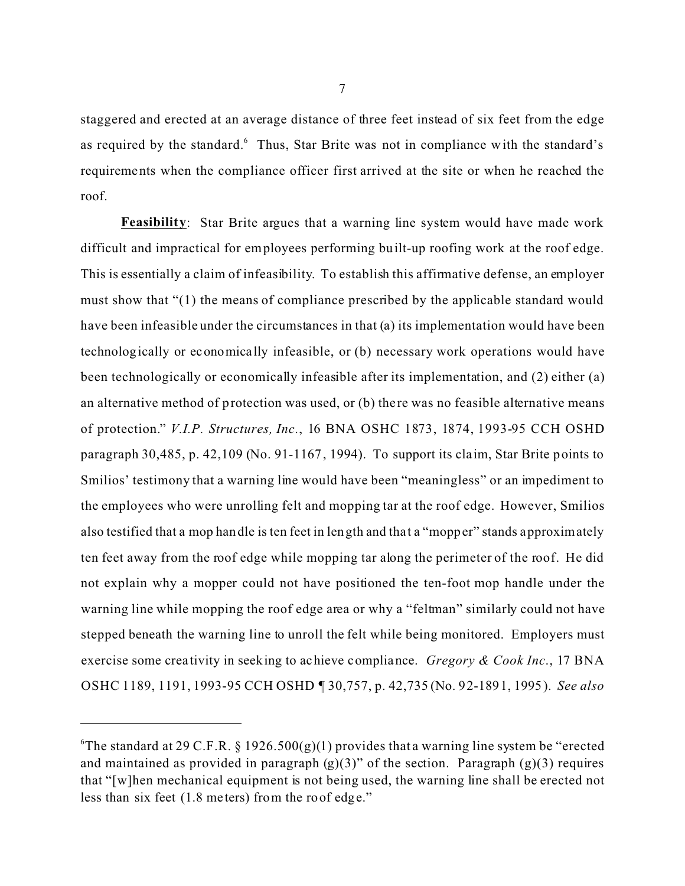staggered and erected at an average distance of three feet instead of six feet from the edge as required by the standard.[6] Thus, Star Brite was not in compliance with the standard's requirements when the compliance officer first arrived at the site or when he reached the roof.

**Feasibility**: Star Brite argues that a warning line system would have made work difficult and impractical for employees performing built-up roofing work at the roof edge. This is essentially a claim of infeasibility. To establish this affirmative defense, an employer must show that "(1) the means of compliance prescribed by the applicable standard would have been infeasible under the circumstances in that (a) its implementation would have been technologically or economically infeasible, or (b) necessary work operations would have been technologically or economically infeasible after its implementation, and (2) either (a) an alternative method of protection was used, or (b) there was no feasible alternative means of protection." *V.I.P. Structures, Inc.*, 16 BNA OSHC 1873, 1874, 1993-95 CCH OSHD paragraph 30,485, p. 42,109 (No. 91-1167, 1994). To support its claim, Star Brite points to Smilios' testimony that a warning line would have been "meaningless" or an impediment to the employees who were unrolling felt and mopping tar at the roof edge. However, Smilios also testified that a mop handle is ten feet in length and that a "mopper" stands approximately ten feet away from the roof edge while mopping tar along the perimeter of the roof. He did not explain why a mopper could not have positioned the ten-foot mop handle under the warning line while mopping the roof edge area or why a "feltman" similarly could not have stepped beneath the warning line to unroll the felt while being monitored. Employers must exercise some creativity in seeking to achieve compliance. *Gregory & Cook Inc.*, 17 BNA OSHC 1189, 1191, 1993-95 CCH OSHD ¶ 30,757, p. 42,735 (No. 92-1891, 1995). *See also*

---

[6] The standard at 29 C.F.R. § 1926.500(g)(1) provides that a warning line system be "erected and maintained as provided in paragraph (g)(3)" of the section. Paragraph (g)(3) requires that "[w]hen mechanical equipment is not being used, the warning line shall be erected not less than six feet (1.8 meters) from the roof edge."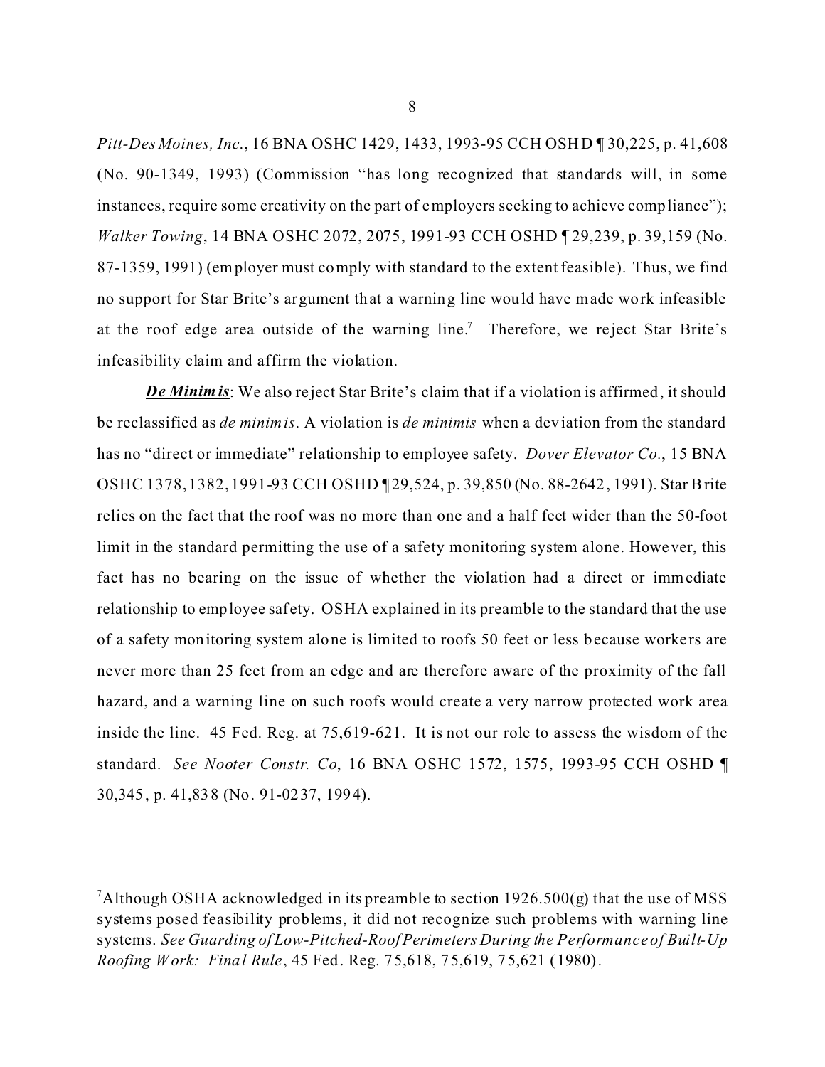*Pitt-Des Moines, Inc.*, 16 BNA OSHC 1429, 1433, 1993-95 CCH OSHD ¶ 30,225, p. 41,608 (No. 90-1349, 1993) (Commission "has long recognized that standards will, in some instances, require some creativity on the part of employers seeking to achieve compliance"); *Walker Towing*, 14 BNA OSHC 2072, 2075, 1991-93 CCH OSHD ¶ 29,239, p. 39,159 (No. 87-1359, 1991) (employer must comply with standard to the extent feasible). Thus, we find no support for Star Brite's argument that a warning line would have made work infeasible at the roof edge area outside of the warning line.[7] Therefore, we reject Star Brite's infeasibility claim and affirm the violation.

***De Minimis***: We also reject Star Brite's claim that if a violation is affirmed, it should be reclassified as *de minimis*. A violation is *de minimis* when a deviation from the standard has no "direct or immediate" relationship to employee safety. *Dover Elevator Co.*, 15 BNA OSHC 1378, 1382, 1991-93 CCH OSHD ¶ 29,524, p. 39,850 (No. 88-2642, 1991). Star Brite relies on the fact that the roof was no more than one and a half feet wider than the 50-foot limit in the standard permitting the use of a safety monitoring system alone. However, this fact has no bearing on the issue of whether the violation had a direct or immediate relationship to employee safety. OSHA explained in its preamble to the standard that the use of a safety monitoring system alone is limited to roofs 50 feet or less because workers are never more than 25 feet from an edge and are therefore aware of the proximity of the fall hazard, and a warning line on such roofs would create a very narrow protected work area inside the line. 45 Fed. Reg. at 75,619-621. It is not our role to assess the wisdom of the standard. *See Nooter Constr. Co*, 16 BNA OSHC 1572, 1575, 1993-95 CCH OSHD ¶ 30,345, p. 41,838 (No. 91-0237, 1994).

---

[7] Although OSHA acknowledged in its preamble to section 1926.500(g) that the use of MSS systems posed feasibility problems, it did not recognize such problems with warning line systems. *See Guarding of Low-Pitched-Roof Perimeters During the Performance of Built-Up Roofing Work: Final Rule*, 45 Fed. Reg. 75,618, 75,619, 75,621 (1980).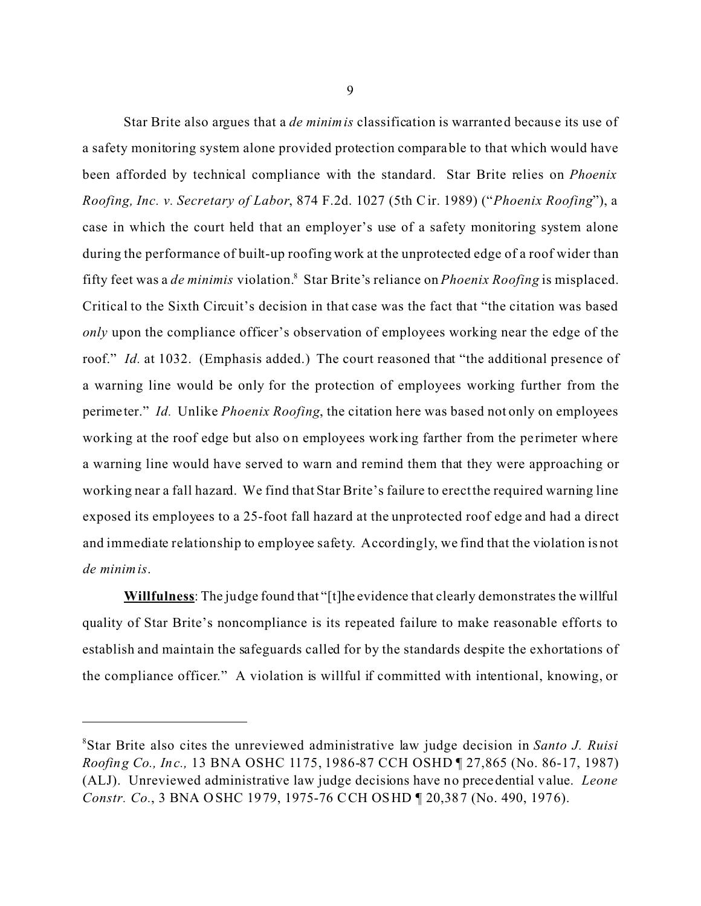Star Brite also argues that a *de minimis* classification is warranted because its use of a safety monitoring system alone provided protection comparable to that which would have been afforded by technical compliance with the standard. Star Brite relies on *Phoenix Roofing, Inc. v. Secretary of Labor*, 874 F.2d. 1027 (5th Cir. 1989) ("*Phoenix Roofing*"), a case in which the court held that an employer's use of a safety monitoring system alone during the performance of built-up roofing work at the unprotected edge of a roof wider than fifty feet was a *de minimis* violation.[8] Star Brite's reliance on *Phoenix Roofing* is misplaced. Critical to the Sixth Circuit's decision in that case was the fact that "the citation was based *only* upon the compliance officer's observation of employees working near the edge of the roof." *Id.* at 1032. (Emphasis added.) The court reasoned that "the additional presence of a warning line would be only for the protection of employees working further from the perimeter." *Id.* Unlike *Phoenix Roofing*, the citation here was based not only on employees working at the roof edge but also on employees working farther from the perimeter where a warning line would have served to warn and remind them that they were approaching or working near a fall hazard. We find that Star Brite's failure to erect the required warning line exposed its employees to a 25-foot fall hazard at the unprotected roof edge and had a direct and immediate relationship to employee safety. Accordingly, we find that the violation is not *de minimis*.

**Willfulness**: The judge found that "[t]he evidence that clearly demonstrates the willful quality of Star Brite's noncompliance is its repeated failure to make reasonable efforts to establish and maintain the safeguards called for by the standards despite the exhortations of the compliance officer." A violation is willful if committed with intentional, knowing, or

---

[8] Star Brite also cites the unreviewed administrative law judge decision in *Santo J. Ruisi Roofing Co., Inc.,* 13 BNA OSHC 1175, 1986-87 CCH OSHD ¶ 27,865 (No. 86-17, 1987) (ALJ). Unreviewed administrative law judge decisions have no precedential value. *Leone Constr. Co.*, 3 BNA OSHC 1979, 1975-76 CCH OSHD ¶ 20,387 (No. 490, 1976).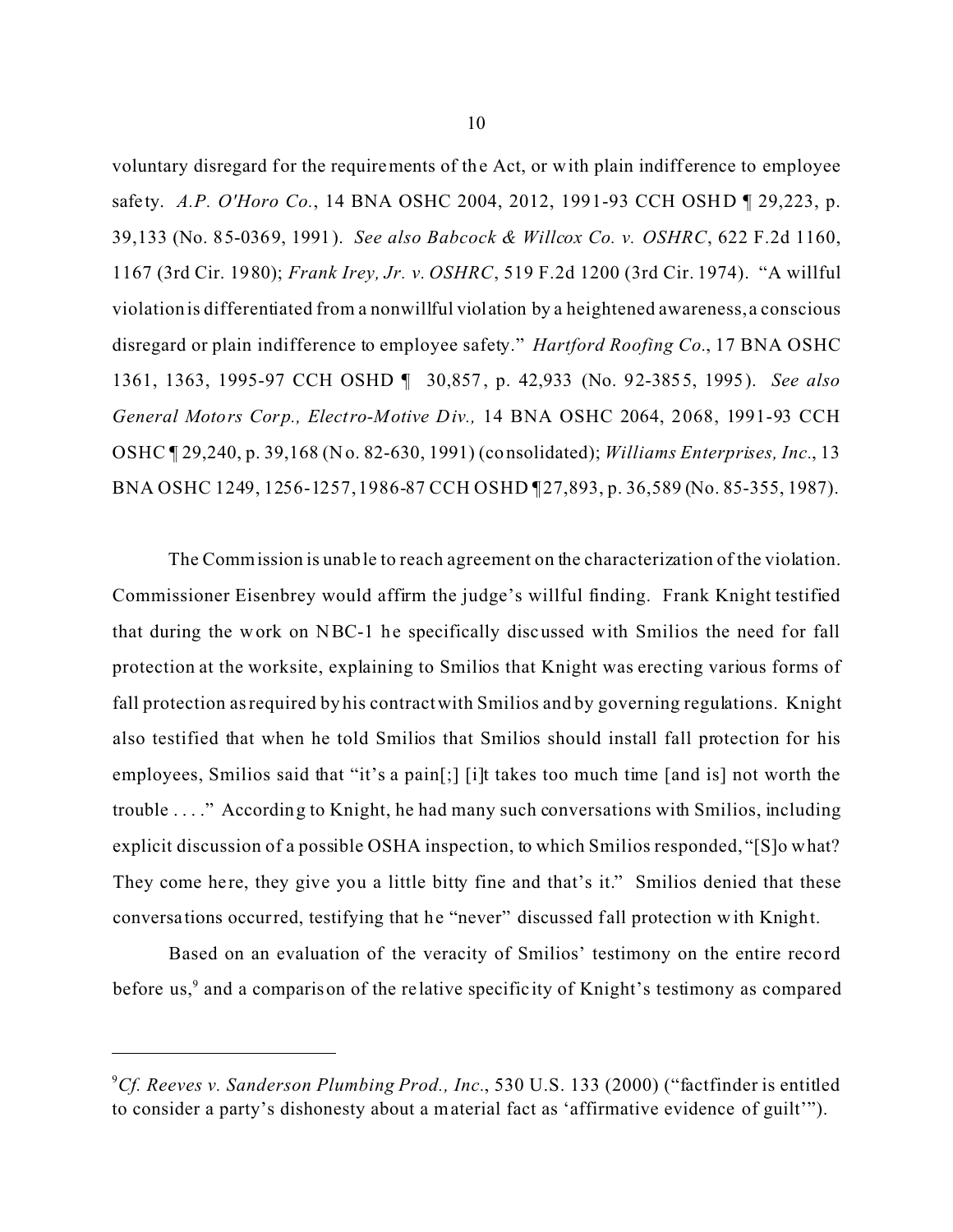voluntary disregard for the requirements of the Act, or with plain indifference to employee safety. *A.P. O'Horo Co.*, 14 BNA OSHC 2004, 2012, 1991-93 CCH OSHD ¶ 29,223, p. 39,133 (No. 85-0369, 1991). *See also Babcock & Willcox Co. v. OSHRC*, 622 F.2d 1160, 1167 (3rd Cir. 1980); *Frank Irey, Jr. v. OSHRC*, 519 F.2d 1200 (3rd Cir. 1974). "A willful violation is differentiated from a nonwillful violation by a heightened awareness, a conscious disregard or plain indifference to employee safety." *Hartford Roofing Co.*, 17 BNA OSHC 1361, 1363, 1995-97 CCH OSHD ¶ 30,857, p. 42,933 (No. 92-3855, 1995). *See also General Motors Corp., Electro-Motive Div.,* 14 BNA OSHC 2064, 2068, 1991-93 CCH OSHC ¶ 29,240, p. 39,168 (No. 82-630, 1991) (consolidated); *Williams Enterprises, Inc.*, 13 BNA OSHC 1249, 1256-1257, 1986-87 CCH OSHD ¶27,893, p. 36,589 (No. 85-355, 1987).

The Commission is unable to reach agreement on the characterization of the violation. Commissioner Eisenbrey would affirm the judge's willful finding. Frank Knight testified that during the work on NBC-1 he specifically discussed with Smilios the need for fall protection at the worksite, explaining to Smilios that Knight was erecting various forms of fall protection as required by his contract with Smilios and by governing regulations. Knight also testified that when he told Smilios that Smilios should install fall protection for his employees, Smilios said that "it's a pain[;] [i]t takes too much time [and is] not worth the trouble . . . ." According to Knight, he had many such conversations with Smilios, including explicit discussion of a possible OSHA inspection, to which Smilios responded, "[S]o what? They come here, they give you a little bitty fine and that's it." Smilios denied that these conversations occurred, testifying that he "never" discussed fall protection with Knight.

Based on an evaluation of the veracity of Smilios' testimony on the entire record before us,[9] and a comparison of the relative specificity of Knight's testimony as compared

---

[9] *Cf. Reeves v. Sanderson Plumbing Prod., Inc.*, 530 U.S. 133 (2000) ("factfinder is entitled to consider a party's dishonesty about a material fact as 'affirmative evidence of guilt'").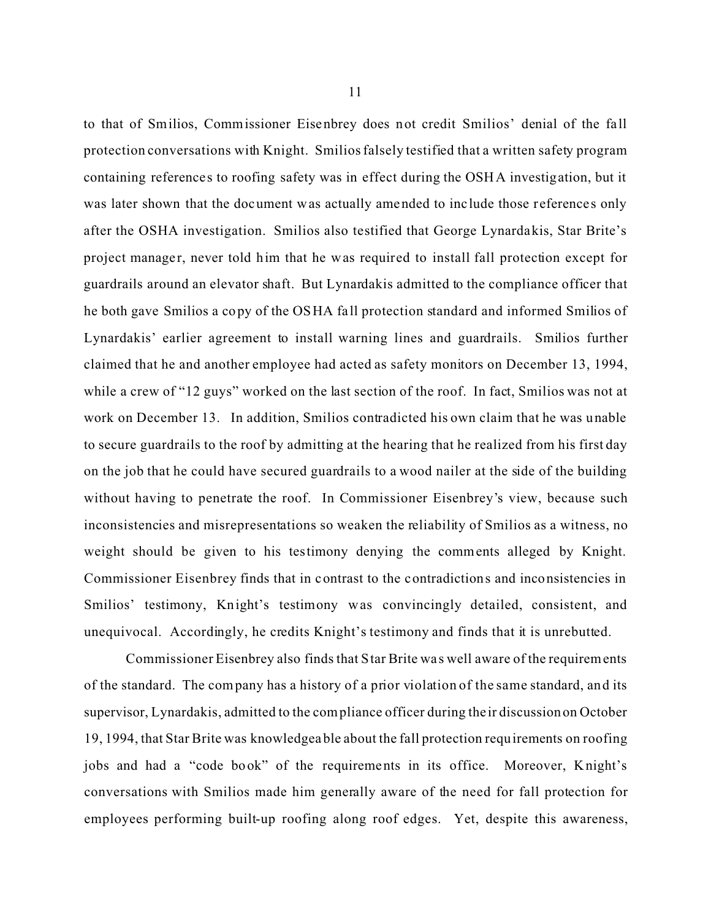to that of Smilios, Commissioner Eisenbrey does not credit Smilios' denial of the fall protection conversations with Knight. Smilios falsely testified that a written safety program containing references to roofing safety was in effect during the OSHA investigation, but it was later shown that the document was actually amended to include those references only after the OSHA investigation. Smilios also testified that George Lynardakis, Star Brite's project manager, never told him that he was required to install fall protection except for guardrails around an elevator shaft. But Lynardakis admitted to the compliance officer that he both gave Smilios a copy of the OSHA fall protection standard and informed Smilios of Lynardakis' earlier agreement to install warning lines and guardrails. Smilios further claimed that he and another employee had acted as safety monitors on December 13, 1994, while a crew of "12 guys" worked on the last section of the roof. In fact, Smilios was not at work on December 13. In addition, Smilios contradicted his own claim that he was unable to secure guardrails to the roof by admitting at the hearing that he realized from his first day on the job that he could have secured guardrails to a wood nailer at the side of the building without having to penetrate the roof. In Commissioner Eisenbrey's view, because such inconsistencies and misrepresentations so weaken the reliability of Smilios as a witness, no weight should be given to his testimony denying the comments alleged by Knight. Commissioner Eisenbrey finds that in contrast to the contradictions and inconsistencies in Smilios' testimony, Knight's testimony was convincingly detailed, consistent, and unequivocal. Accordingly, he credits Knight's testimony and finds that it is unrebutted.

Commissioner Eisenbrey also finds that Star Brite was well aware of the requirements of the standard. The company has a history of a prior violation of the same standard, and its supervisor, Lynardakis, admitted to the compliance officer during their discussion on October 19, 1994, that Star Brite was knowledgeable about the fall protection requirements on roofing jobs and had a "code book" of the requirements in its office. Moreover, Knight's conversations with Smilios made him generally aware of the need for fall protection for employees performing built-up roofing along roof edges. Yet, despite this awareness,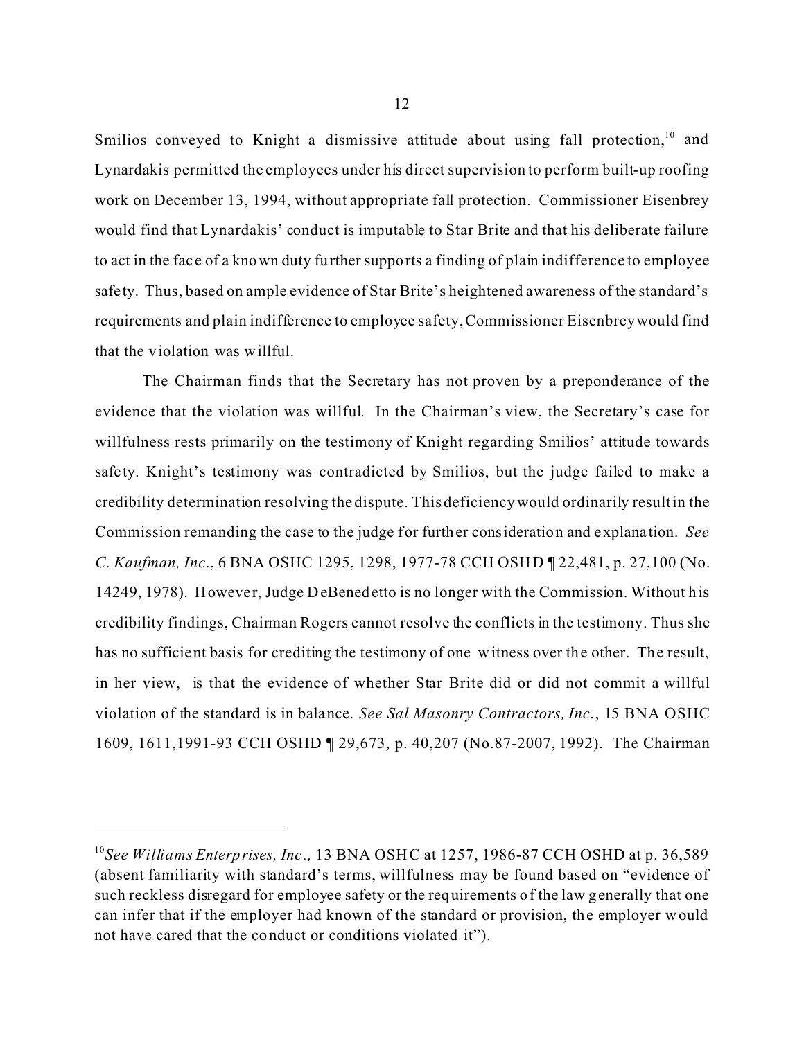Smilios conveyed to Knight a dismissive attitude about using fall protection,[10] and Lynardakis permitted the employees under his direct supervision to perform built-up roofing work on December 13, 1994, without appropriate fall protection. Commissioner Eisenbrey would find that Lynardakis' conduct is imputable to Star Brite and that his deliberate failure to act in the face of a known duty further supports a finding of plain indifference to employee safety. Thus, based on ample evidence of Star Brite's heightened awareness of the standard's requirements and plain indifference to employee safety, Commissioner Eisenbrey would find that the violation was willful.

The Chairman finds that the Secretary has not proven by a preponderance of the evidence that the violation was willful. In the Chairman's view, the Secretary's case for willfulness rests primarily on the testimony of Knight regarding Smilios' attitude towards safety. Knight's testimony was contradicted by Smilios, but the judge failed to make a credibility determination resolving the dispute. This deficiency would ordinarily result in the Commission remanding the case to the judge for further consideration and explanation. *See C. Kaufman, Inc.*, 6 BNA OSHC 1295, 1298, 1977-78 CCH OSHD ¶ 22,481, p. 27,100 (No. 14249, 1978). However, Judge DeBenedetto is no longer with the Commission. Without his credibility findings, Chairman Rogers cannot resolve the conflicts in the testimony. Thus she has no sufficient basis for crediting the testimony of one witness over the other. The result, in her view, is that the evidence of whether Star Brite did or did not commit a willful violation of the standard is in balance. *See Sal Masonry Contractors, Inc.*, 15 BNA OSHC 1609, 1611,1991-93 CCH OSHD ¶ 29,673, p. 40,207 (No.87-2007, 1992). The Chairman

---

[10] *See Williams Enterprises, Inc.,* 13 BNA OSHC at 1257, 1986-87 CCH OSHD at p. 36,589 (absent familiarity with standard's terms, willfulness may be found based on "evidence of such reckless disregard for employee safety or the requirements of the law generally that one can infer that if the employer had known of the standard or provision, the employer would not have cared that the conduct or conditions violated it").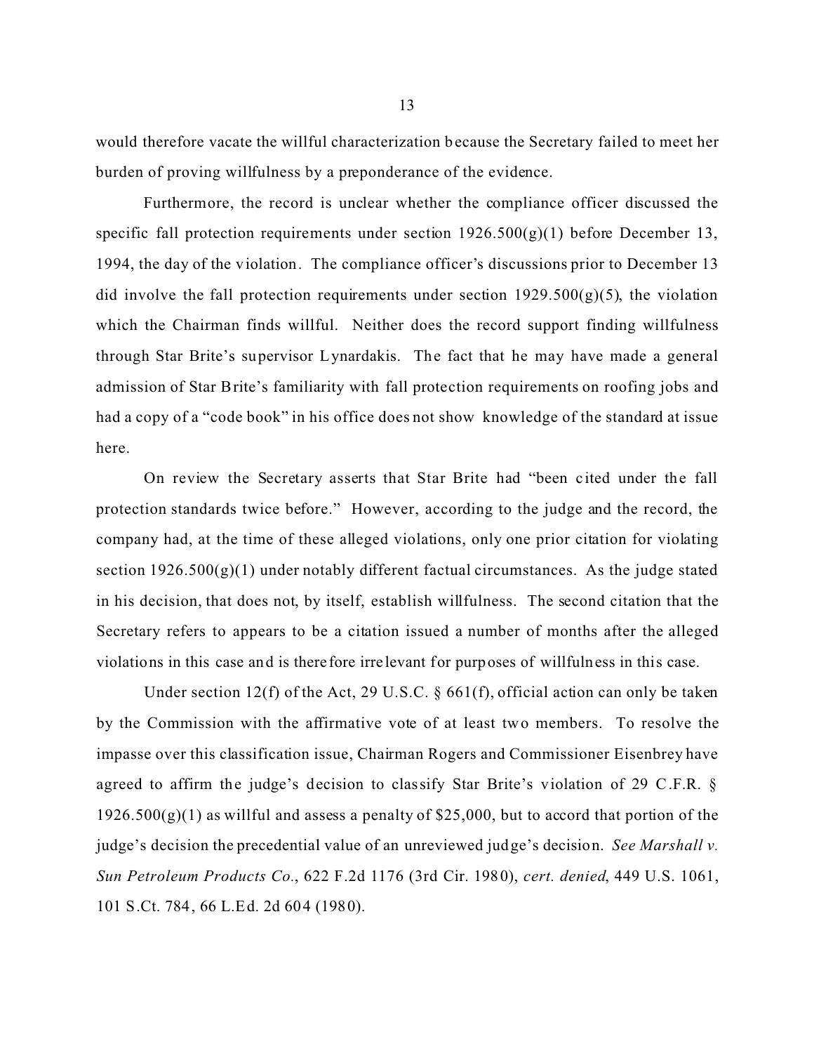would therefore vacate the willful characterization because the Secretary failed to meet her burden of proving willfulness by a preponderance of the evidence.

Furthermore, the record is unclear whether the compliance officer discussed the specific fall protection requirements under section 1926.500(g)(1) before December 13, 1994, the day of the violation. The compliance officer's discussions prior to December 13 did involve the fall protection requirements under section 1929.500(g)(5), the violation which the Chairman finds willful. Neither does the record support finding willfulness through Star Brite's supervisor Lynardakis. The fact that he may have made a general admission of Star Brite's familiarity with fall protection requirements on roofing jobs and had a copy of a "code book" in his office does not show knowledge of the standard at issue here.

On review the Secretary asserts that Star Brite had "been cited under the fall protection standards twice before." However, according to the judge and the record, the company had, at the time of these alleged violations, only one prior citation for violating section 1926.500(g)(1) under notably different factual circumstances. As the judge stated in his decision, that does not, by itself, establish willfulness. The second citation that the Secretary refers to appears to be a citation issued a number of months after the alleged violations in this case and is therefore irrelevant for purposes of willfulness in this case.

Under section 12(f) of the Act, 29 U.S.C. § 661(f), official action can only be taken by the Commission with the affirmative vote of at least two members. To resolve the impasse over this classification issue, Chairman Rogers and Commissioner Eisenbrey have agreed to affirm the judge's decision to classify Star Brite's violation of 29 C.F.R. § 1926.500(g)(1) as willful and assess a penalty of $25,000, but to accord that portion of the judge's decision the precedential value of an unreviewed judge's decision. *See Marshall v. Sun Petroleum Products Co.*, 622 F.2d 1176 (3rd Cir. 1980), *cert. denied*, 449 U.S. 1061, 101 S.Ct. 784, 66 L.Ed. 2d 604 (1980).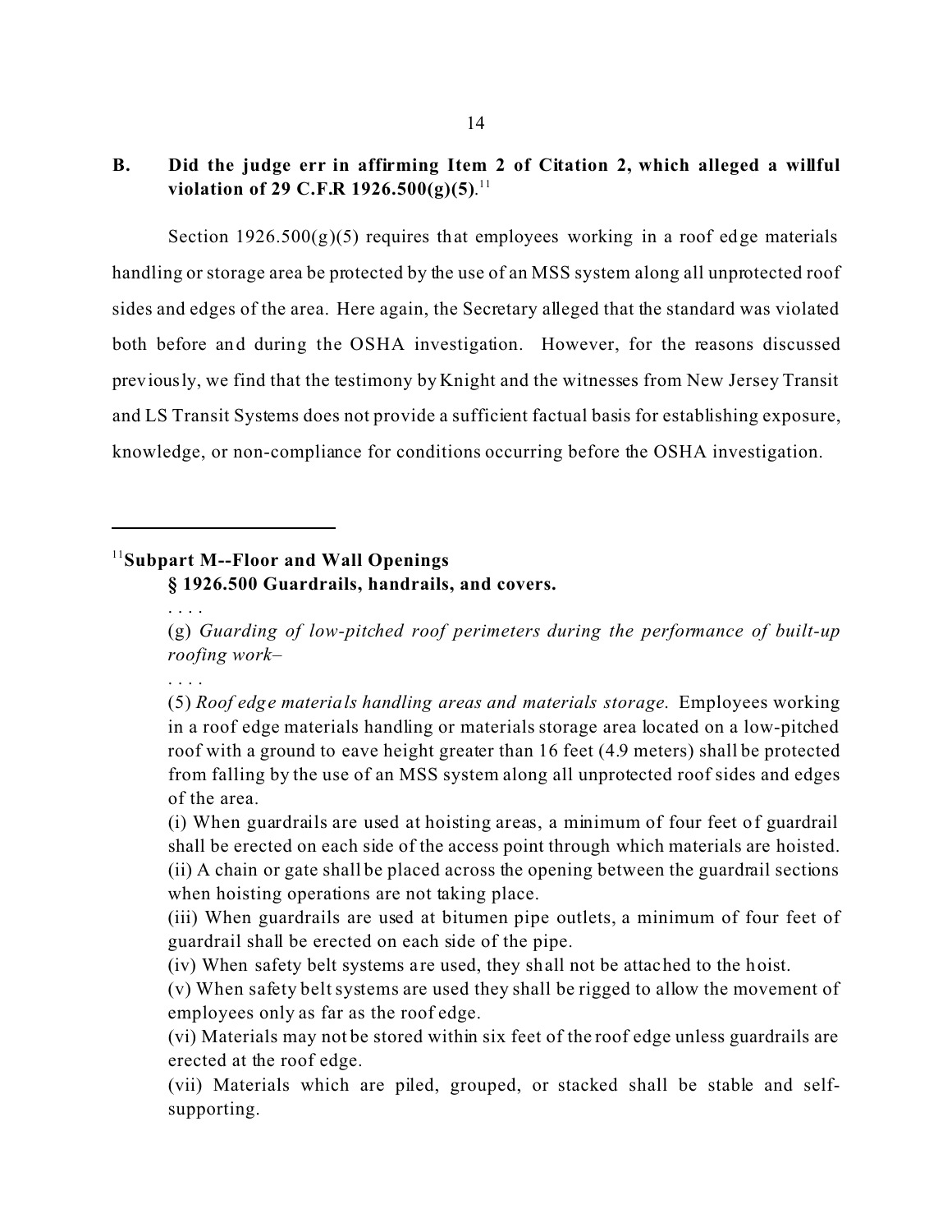**B. Did the judge err in affirming Item 2 of Citation 2, which alleged a willful violation of 29 C.F.R 1926.500(g)(5).**[11]

Section 1926.500(g)(5) requires that employees working in a roof edge materials handling or storage area be protected by the use of an MSS system along all unprotected roof sides and edges of the area. Here again, the Secretary alleged that the standard was violated both before and during the OSHA investigation. However, for the reasons discussed previously, we find that the testimony by Knight and the witnesses from New Jersey Transit and LS Transit Systems does not provide a sufficient factual basis for establishing exposure, knowledge, or non-compliance for conditions occurring before the OSHA investigation.

---

[11]**Subpart M--Floor and Wall Openings**
**§ 1926.500 Guardrails, handrails, and covers.**

. . . .

(g) *Guarding of low-pitched roof perimeters during the performance of built-up roofing work*–

. . . .

(5) *Roof edge materials handling areas and materials storage.* Employees working in a roof edge materials handling or materials storage area located on a low-pitched roof with a ground to eave height greater than 16 feet (4.9 meters) shall be protected from falling by the use of an MSS system along all unprotected roof sides and edges of the area.

(i) When guardrails are used at hoisting areas, a minimum of four feet of guardrail shall be erected on each side of the access point through which materials are hoisted.

(ii) A chain or gate shall be placed across the opening between the guardrail sections when hoisting operations are not taking place.

(iii) When guardrails are used at bitumen pipe outlets, a minimum of four feet of guardrail shall be erected on each side of the pipe.

(iv) When safety belt systems are used, they shall not be attached to the hoist.

(v) When safety belt systems are used they shall be rigged to allow the movement of employees only as far as the roof edge.

(vi) Materials may not be stored within six feet of the roof edge unless guardrails are erected at the roof edge.

(vii) Materials which are piled, grouped, or stacked shall be stable and self-supporting.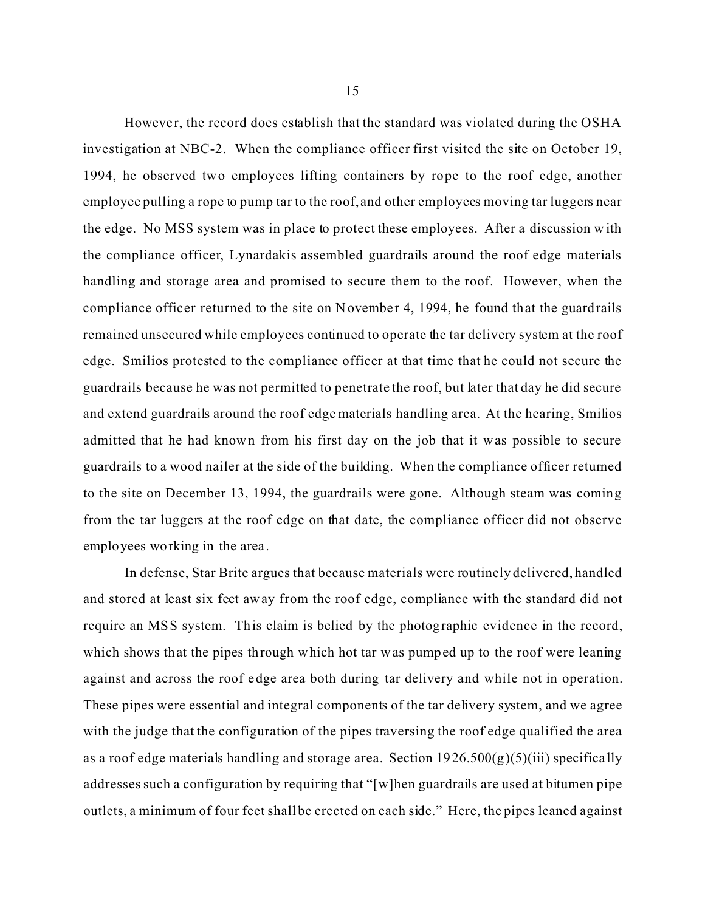However, the record does establish that the standard was violated during the OSHA investigation at NBC-2. When the compliance officer first visited the site on October 19, 1994, he observed two employees lifting containers by rope to the roof edge, another employee pulling a rope to pump tar to the roof, and other employees moving tar luggers near the edge. No MSS system was in place to protect these employees. After a discussion with the compliance officer, Lynardakis assembled guardrails around the roof edge materials handling and storage area and promised to secure them to the roof. However, when the compliance officer returned to the site on November 4, 1994, he found that the guardrails remained unsecured while employees continued to operate the tar delivery system at the roof edge. Smilios protested to the compliance officer at that time that he could not secure the guardrails because he was not permitted to penetrate the roof, but later that day he did secure and extend guardrails around the roof edge materials handling area. At the hearing, Smilios admitted that he had known from his first day on the job that it was possible to secure guardrails to a wood nailer at the side of the building. When the compliance officer returned to the site on December 13, 1994, the guardrails were gone. Although steam was coming from the tar luggers at the roof edge on that date, the compliance officer did not observe employees working in the area.

In defense, Star Brite argues that because materials were routinely delivered, handled and stored at least six feet away from the roof edge, compliance with the standard did not require an MSS system. This claim is belied by the photographic evidence in the record, which shows that the pipes through which hot tar was pumped up to the roof were leaning against and across the roof edge area both during tar delivery and while not in operation. These pipes were essential and integral components of the tar delivery system, and we agree with the judge that the configuration of the pipes traversing the roof edge qualified the area as a roof edge materials handling and storage area. Section 1926.500(g)(5)(iii) specifically addresses such a configuration by requiring that "[w]hen guardrails are used at bitumen pipe outlets, a minimum of four feet shall be erected on each side." Here, the pipes leaned against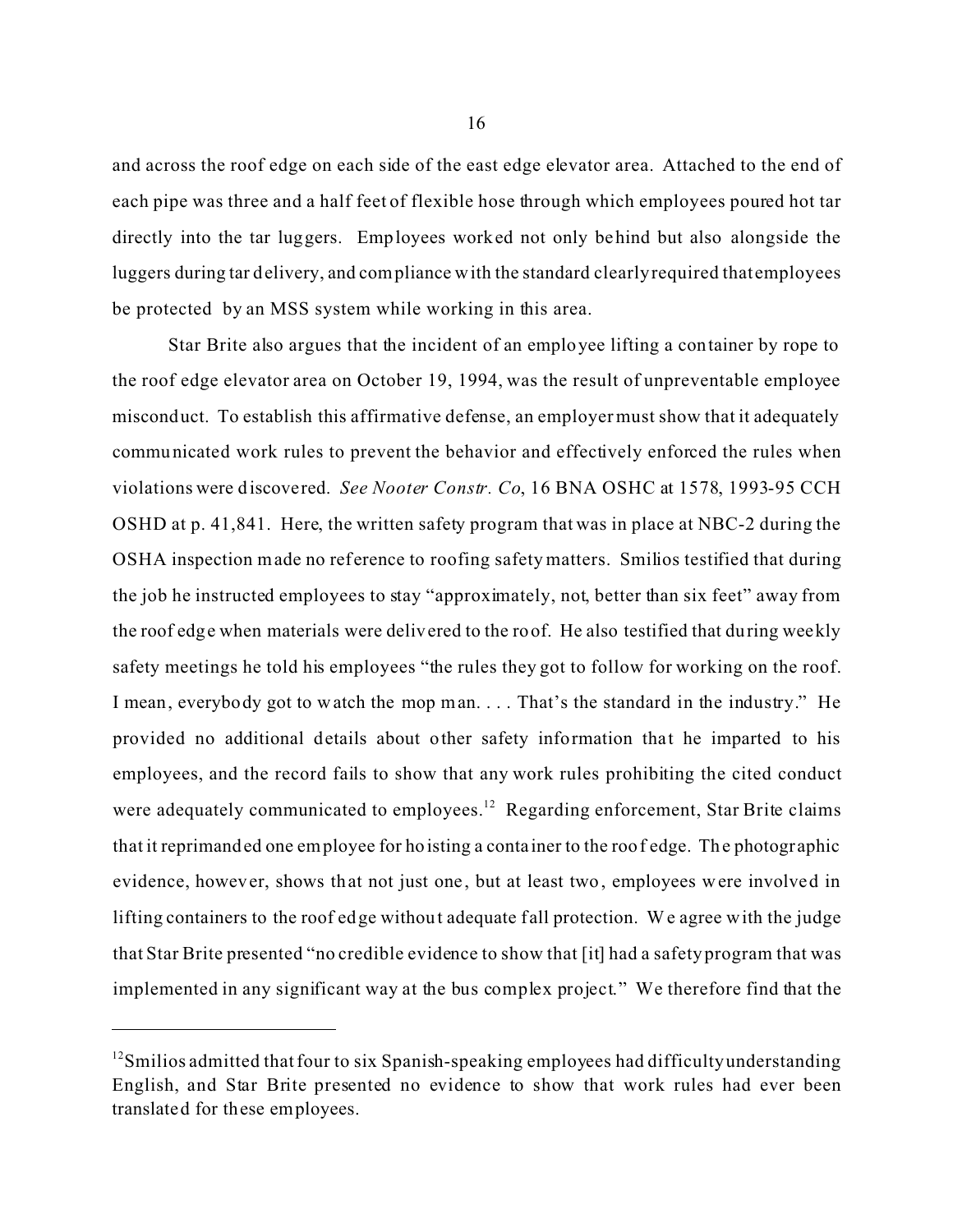and across the roof edge on each side of the east edge elevator area. Attached to the end of each pipe was three and a half feet of flexible hose through which employees poured hot tar directly into the tar luggers. Employees worked not only behind but also alongside the luggers during tar delivery, and compliance with the standard clearly required that employees be protected by an MSS system while working in this area.

Star Brite also argues that the incident of an employee lifting a container by rope to the roof edge elevator area on October 19, 1994, was the result of unpreventable employee misconduct. To establish this affirmative defense, an employer must show that it adequately communicated work rules to prevent the behavior and effectively enforced the rules when violations were discovered. *See Nooter Constr. Co*, 16 BNA OSHC at 1578, 1993-95 CCH OSHD at p. 41,841. Here, the written safety program that was in place at NBC-2 during the OSHA inspection made no reference to roofing safety matters. Smilios testified that during the job he instructed employees to stay "approximately, not, better than six feet" away from the roof edge when materials were delivered to the roof. He also testified that during weekly safety meetings he told his employees "the rules they got to follow for working on the roof. I mean, everybody got to watch the mop man. . . . That's the standard in the industry." He provided no additional details about other safety information that he imparted to his employees, and the record fails to show that any work rules prohibiting the cited conduct were adequately communicated to employees.[12] Regarding enforcement, Star Brite claims that it reprimanded one employee for hoisting a container to the roof edge. The photographic evidence, however, shows that not just one, but at least two, employees were involved in lifting containers to the roof edge without adequate fall protection. We agree with the judge that Star Brite presented "no credible evidence to show that [it] had a safety program that was implemented in any significant way at the bus complex project." We therefore find that the

---

[12] Smilios admitted that four to six Spanish-speaking employees had difficulty understanding English, and Star Brite presented no evidence to show that work rules had ever been translated for these employees.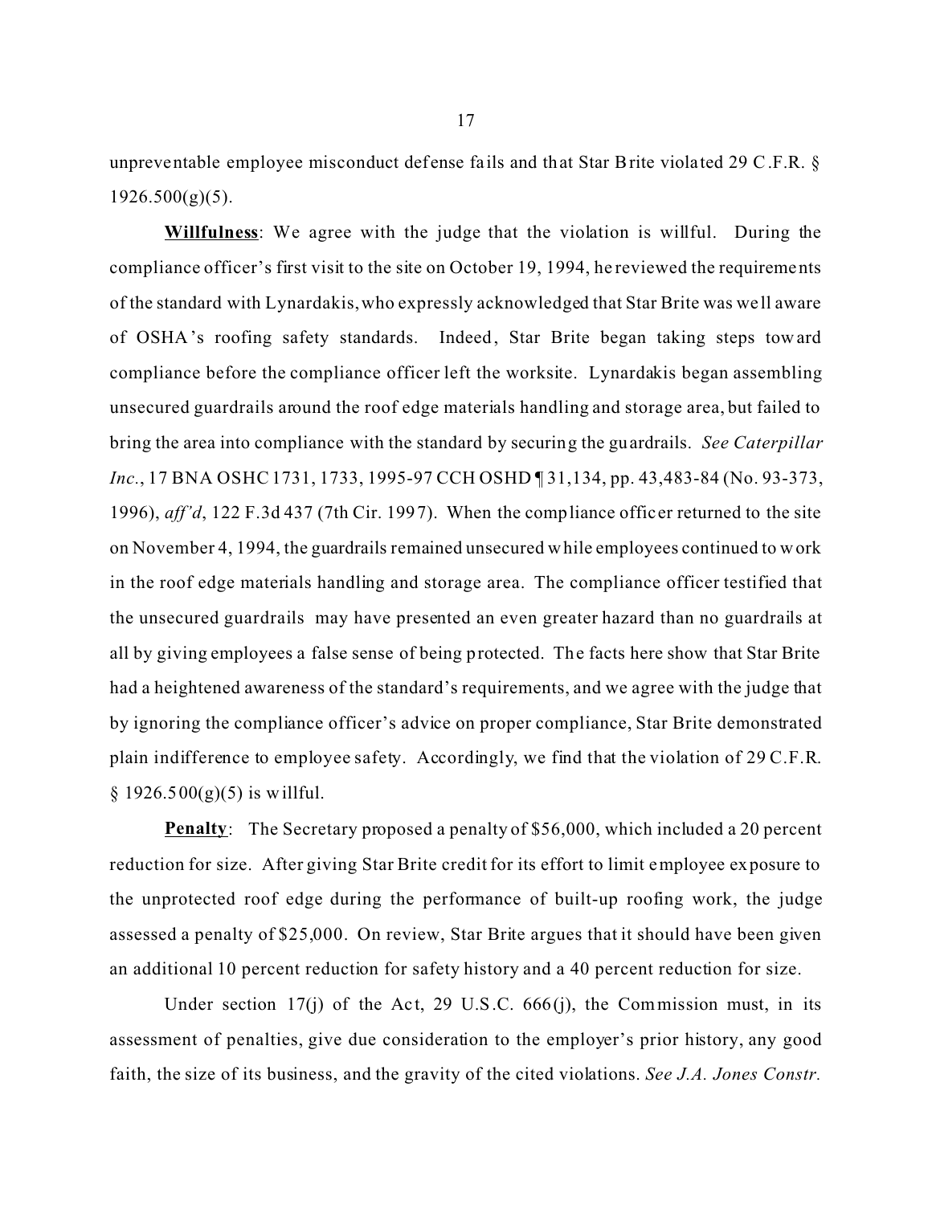unpreventable employee misconduct defense fails and that Star Brite violated 29 C.F.R. § 1926.500(g)(5).

**Willfulness**: We agree with the judge that the violation is willful. During the compliance officer's first visit to the site on October 19, 1994, he reviewed the requirements of the standard with Lynardakis, who expressly acknowledged that Star Brite was well aware of OSHA's roofing safety standards. Indeed, Star Brite began taking steps toward compliance before the compliance officer left the worksite. Lynardakis began assembling unsecured guardrails around the roof edge materials handling and storage area, but failed to bring the area into compliance with the standard by securing the guardrails. *See Caterpillar Inc.*, 17 BNA OSHC 1731, 1733, 1995-97 CCH OSHD ¶ 31,134, pp. 43,483-84 (No. 93-373, 1996), *aff'd*, 122 F.3d 437 (7th Cir. 1997). When the compliance officer returned to the site on November 4, 1994, the guardrails remained unsecured while employees continued to work in the roof edge materials handling and storage area. The compliance officer testified that the unsecured guardrails may have presented an even greater hazard than no guardrails at all by giving employees a false sense of being protected. The facts here show that Star Brite had a heightened awareness of the standard's requirements, and we agree with the judge that by ignoring the compliance officer's advice on proper compliance, Star Brite demonstrated plain indifference to employee safety. Accordingly, we find that the violation of 29 C.F.R. § 1926.500(g)(5) is willful.

**Penalty**: The Secretary proposed a penalty of $56,000, which included a 20 percent reduction for size. After giving Star Brite credit for its effort to limit employee exposure to the unprotected roof edge during the performance of built-up roofing work, the judge assessed a penalty of $25,000. On review, Star Brite argues that it should have been given an additional 10 percent reduction for safety history and a 40 percent reduction for size.

Under section 17(j) of the Act, 29 U.S.C. 666(j), the Commission must, in its assessment of penalties, give due consideration to the employer's prior history, any good faith, the size of its business, and the gravity of the cited violations. *See J.A. Jones Constr.*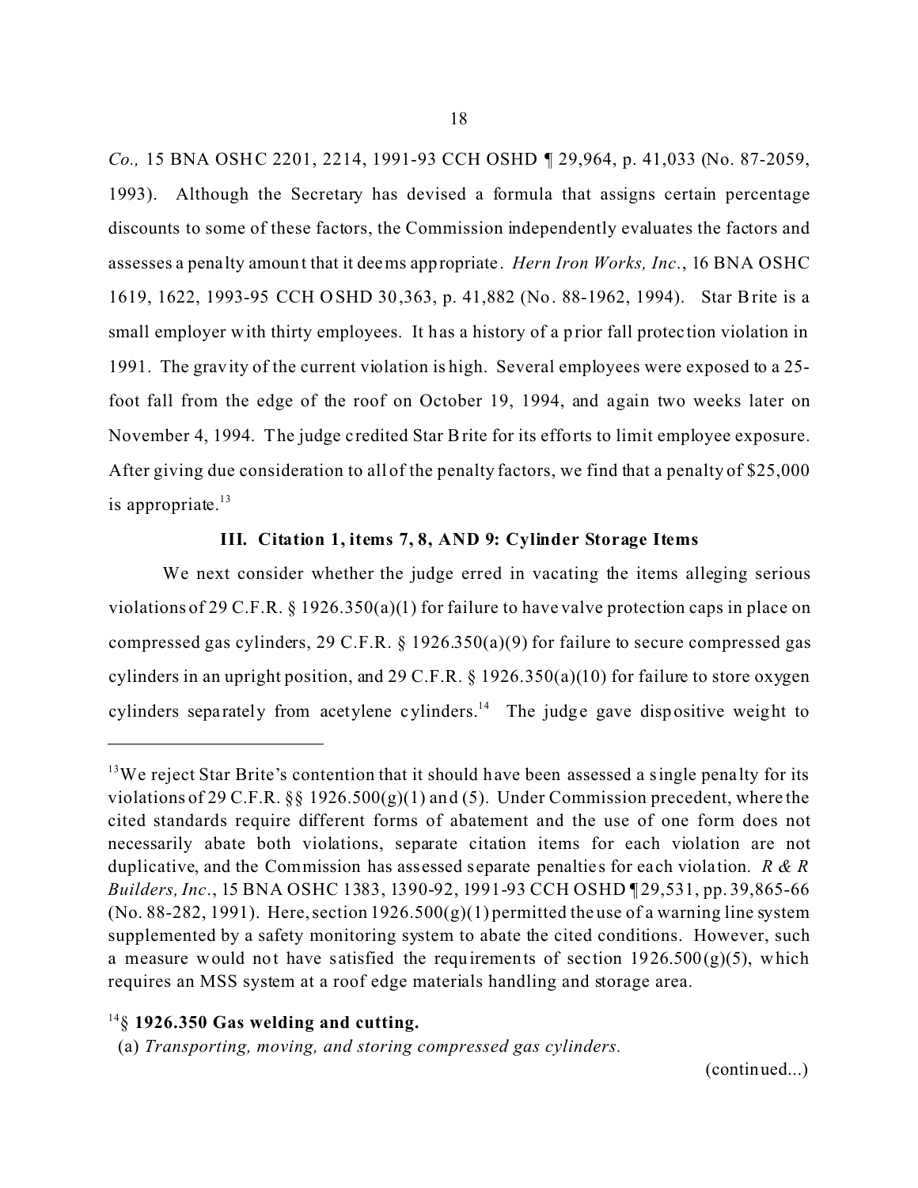*Co.,* 15 BNA OSHC 2201, 2214, 1991-93 CCH OSHD ¶ 29,964, p. 41,033 (No. 87-2059, 1993). Although the Secretary has devised a formula that assigns certain percentage discounts to some of these factors, the Commission independently evaluates the factors and assesses a penalty amount that it deems appropriate. *Hern Iron Works, Inc.*, 16 BNA OSHC 1619, 1622, 1993-95 CCH OSHD 30,363, p. 41,882 (No. 88-1962, 1994). Star Brite is a small employer with thirty employees. It has a history of a prior fall protection violation in 1991. The gravity of the current violation is high. Several employees were exposed to a 25-foot fall from the edge of the roof on October 19, 1994, and again two weeks later on November 4, 1994. The judge credited Star Brite for its efforts to limit employee exposure. After giving due consideration to all of the penalty factors, we find that a penalty of $25,000 is appropriate.[13]

**III. Citation 1, items 7, 8, AND 9: Cylinder Storage Items**

We next consider whether the judge erred in vacating the items alleging serious violations of 29 C.F.R. § 1926.350(a)(1) for failure to have valve protection caps in place on compressed gas cylinders, 29 C.F.R. § 1926.350(a)(9) for failure to secure compressed gas cylinders in an upright position, and 29 C.F.R. § 1926.350(a)(10) for failure to store oxygen cylinders separately from acetylene cylinders.[14] The judge gave dispositive weight to

---

[13] We reject Star Brite's contention that it should have been assessed a single penalty for its violations of 29 C.F.R. §§ 1926.500(g)(1) and (5). Under Commission precedent, where the cited standards require different forms of abatement and the use of one form does not necessarily abate both violations, separate citation items for each violation are not duplicative, and the Commission has assessed separate penalties for each violation. *R & R Builders, Inc.*, 15 BNA OSHC 1383, 1390-92, 1991-93 CCH OSHD ¶ 29,531, pp. 39,865-66 (No. 88-282, 1991). Here, section 1926.500(g)(1) permitted the use of a warning line system supplemented by a safety monitoring system to abate the cited conditions. However, such a measure would not have satisfied the requirements of section 1926.500(g)(5), which requires an MSS system at a roof edge materials handling and storage area.

[14] **§ 1926.350 Gas welding and cutting.**

(a) *Transporting, moving, and storing compressed gas cylinders.*

(continued...)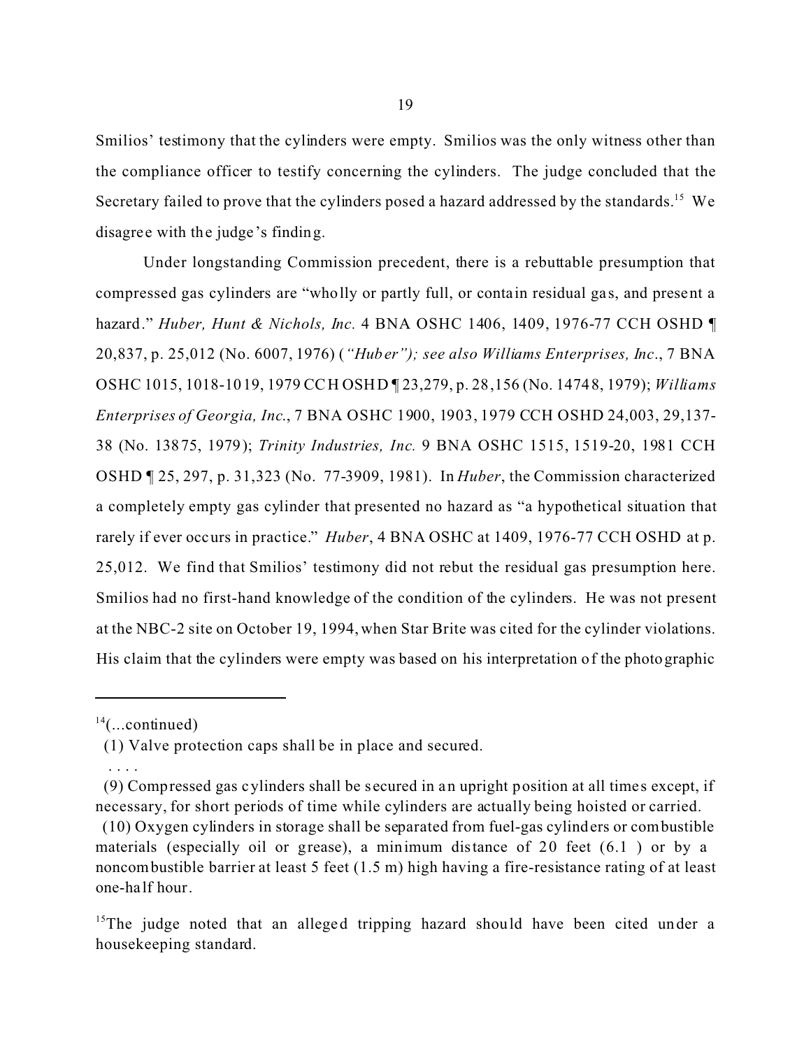Smilios' testimony that the cylinders were empty. Smilios was the only witness other than the compliance officer to testify concerning the cylinders. The judge concluded that the Secretary failed to prove that the cylinders posed a hazard addressed by the standards.[15] We disagree with the judge's finding.

Under longstanding Commission precedent, there is a rebuttable presumption that compressed gas cylinders are "wholly or partly full, or contain residual gas, and present a hazard." *Huber, Hunt & Nichols, Inc.* 4 BNA OSHC 1406, 1409, 1976-77 CCH OSHD ¶ 20,837, p. 25,012 (No. 6007, 1976) (*"Huber"); see also Williams Enterprises, Inc*., 7 BNA OSHC 1015, 1018-1019, 1979 CCH OSHD ¶ 23,279, p. 28,156 (No. 14748, 1979); *Williams Enterprises of Georgia, Inc*., 7 BNA OSHC 1900, 1903, 1979 CCH OSHD 24,003, 29,137-38 (No. 13875, 1979); *Trinity Industries, Inc.* 9 BNA OSHC 1515, 1519-20, 1981 CCH OSHD ¶ 25, 297, p. 31,323 (No. 77-3909, 1981). In *Huber*, the Commission characterized a completely empty gas cylinder that presented no hazard as "a hypothetical situation that rarely if ever occurs in practice." *Huber*, 4 BNA OSHC at 1409, 1976-77 CCH OSHD at p. 25,012. We find that Smilios' testimony did not rebut the residual gas presumption here. Smilios had no first-hand knowledge of the condition of the cylinders. He was not present at the NBC-2 site on October 19, 1994, when Star Brite was cited for the cylinder violations. His claim that the cylinders were empty was based on his interpretation of the photographic

---

[14](...continued)

(1) Valve protection caps shall be in place and secured.

. . . .

(9) Compressed gas cylinders shall be secured in an upright position at all times except, if necessary, for short periods of time while cylinders are actually being hoisted or carried.

(10) Oxygen cylinders in storage shall be separated from fuel-gas cylinders or combustible materials (especially oil or grease), a minimum distance of 20 feet (6.1 ) or by a noncombustible barrier at least 5 feet (1.5 m) high having a fire-resistance rating of at least one-half hour.

[15]The judge noted that an alleged tripping hazard should have been cited under a housekeeping standard.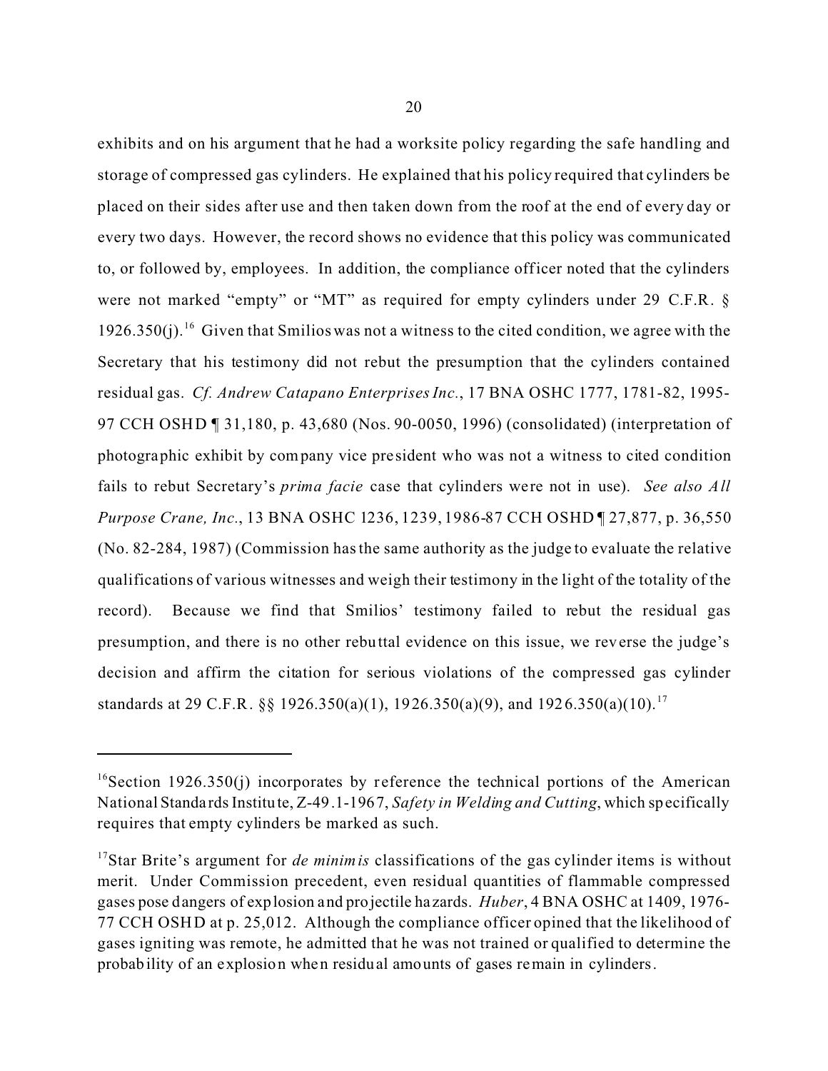exhibits and on his argument that he had a worksite policy regarding the safe handling and storage of compressed gas cylinders. He explained that his policy required that cylinders be placed on their sides after use and then taken down from the roof at the end of every day or every two days. However, the record shows no evidence that this policy was communicated to, or followed by, employees. In addition, the compliance officer noted that the cylinders were not marked "empty" or "MT" as required for empty cylinders under 29 C.F.R. § 1926.350(j).[16] Given that Smilios was not a witness to the cited condition, we agree with the Secretary that his testimony did not rebut the presumption that the cylinders contained residual gas. *Cf. Andrew Catapano Enterprises Inc.*, 17 BNA OSHC 1777, 1781-82, 1995-97 CCH OSHD ¶ 31,180, p. 43,680 (Nos. 90-0050, 1996) (consolidated) (interpretation of photographic exhibit by company vice president who was not a witness to cited condition fails to rebut Secretary's *prima facie* case that cylinders were not in use). *See also All Purpose Crane, Inc.*, 13 BNA OSHC 1236, 1239, 1986-87 CCH OSHD ¶ 27,877, p. 36,550 (No. 82-284, 1987) (Commission has the same authority as the judge to evaluate the relative qualifications of various witnesses and weigh their testimony in the light of the totality of the record). Because we find that Smilios' testimony failed to rebut the residual gas presumption, and there is no other rebuttal evidence on this issue, we reverse the judge's decision and affirm the citation for serious violations of the compressed gas cylinder standards at 29 C.F.R. §§ 1926.350(a)(1), 1926.350(a)(9), and 1926.350(a)(10).[17]

---

[16]Section 1926.350(j) incorporates by reference the technical portions of the American National Standards Institute, Z-49.1-1967, *Safety in Welding and Cutting*, which specifically requires that empty cylinders be marked as such.

[17]Star Brite's argument for *de minimis* classifications of the gas cylinder items is without merit. Under Commission precedent, even residual quantities of flammable compressed gases pose dangers of explosion and projectile hazards. *Huber*, 4 BNA OSHC at 1409, 1976-77 CCH OSHD at p. 25,012. Although the compliance officer opined that the likelihood of gases igniting was remote, he admitted that he was not trained or qualified to determine the probability of an explosion when residual amounts of gases remain in cylinders.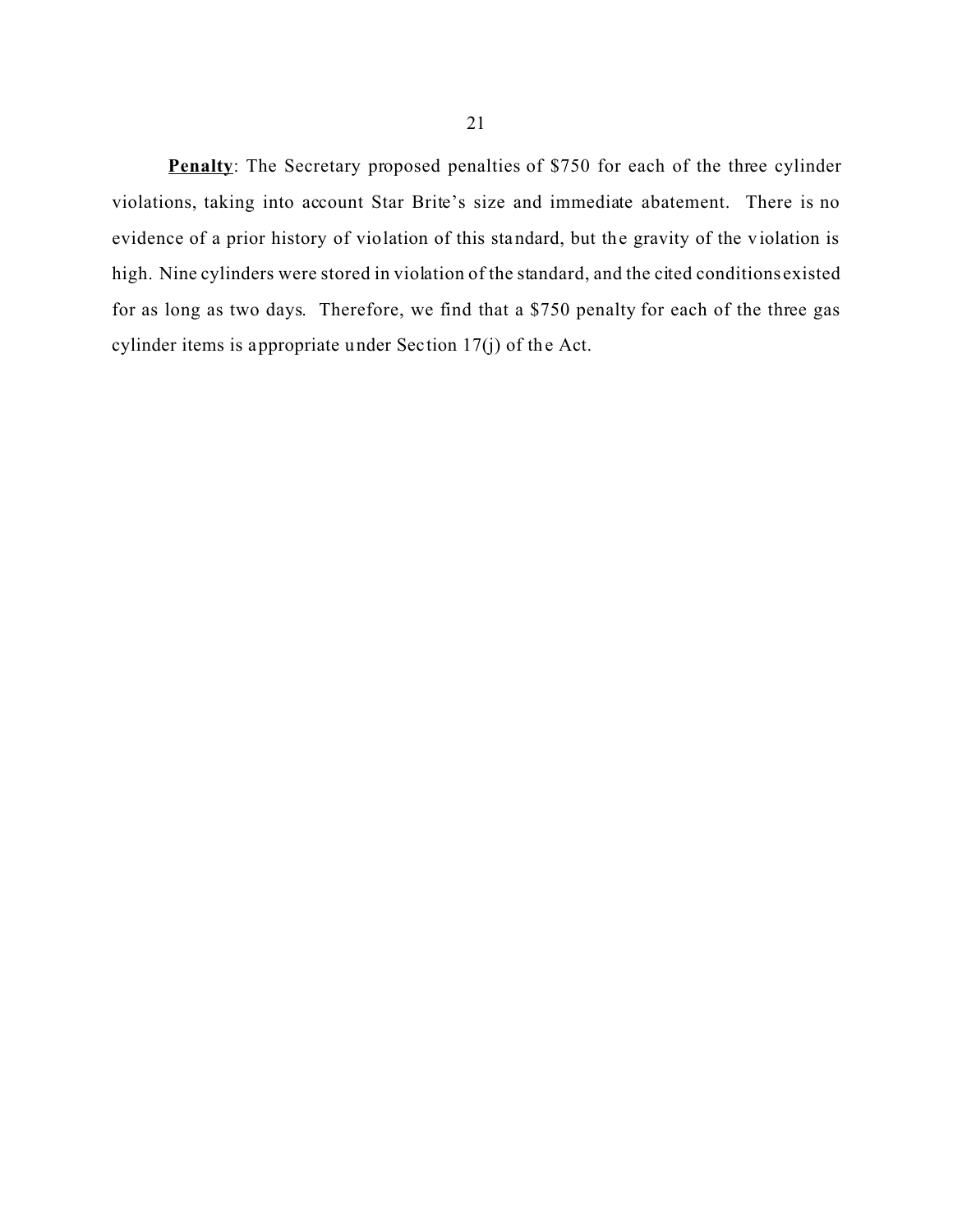**<u>Penalty</u>**: The Secretary proposed penalties of $750 for each of the three cylinder violations, taking into account Star Brite's size and immediate abatement. There is no evidence of a prior history of violation of this standard, but the gravity of the violation is high. Nine cylinders were stored in violation of the standard, and the cited conditions existed for as long as two days. Therefore, we find that a $750 penalty for each of the three gas cylinder items is appropriate under Section 17(j) of the Act.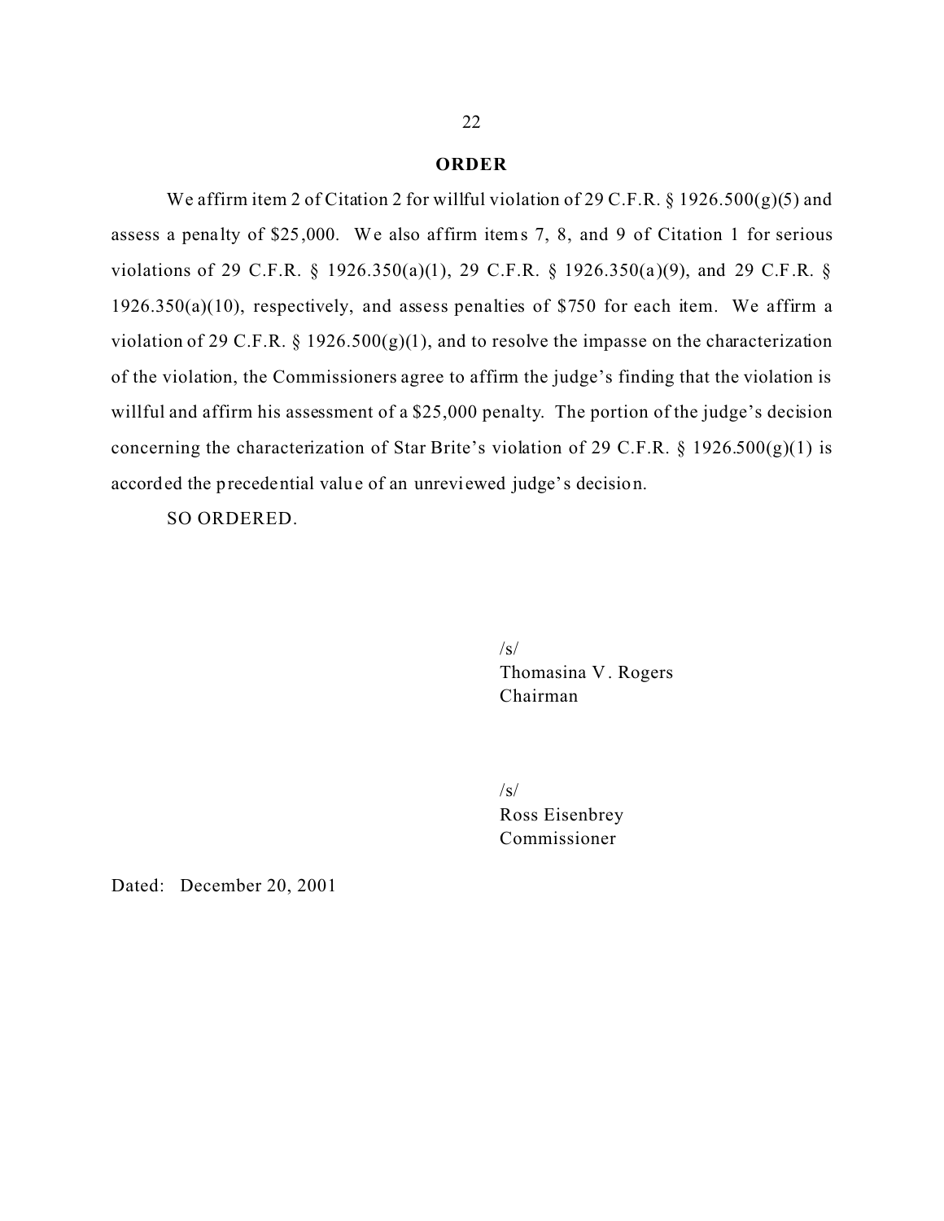## ORDER

We affirm item 2 of Citation 2 for willful violation of 29 C.F.R. § 1926.500(g)(5) and assess a penalty of $25,000. We also affirm items 7, 8, and 9 of Citation 1 for serious violations of 29 C.F.R. § 1926.350(a)(1), 29 C.F.R. § 1926.350(a)(9), and 29 C.F.R. § 1926.350(a)(10), respectively, and assess penalties of $750 for each item. We affirm a violation of 29 C.F.R. § 1926.500(g)(1), and to resolve the impasse on the characterization of the violation, the Commissioners agree to affirm the judge's finding that the violation is willful and affirm his assessment of a $25,000 penalty. The portion of the judge's decision concerning the characterization of Star Brite's violation of 29 C.F.R. § 1926.500(g)(1) is accorded the precedential value of an unreviewed judge's decision.

SO ORDERED.

/s/
Thomasina V. Rogers
Chairman

/s/
Ross Eisenbrey
Commissioner

Dated: December 20, 2001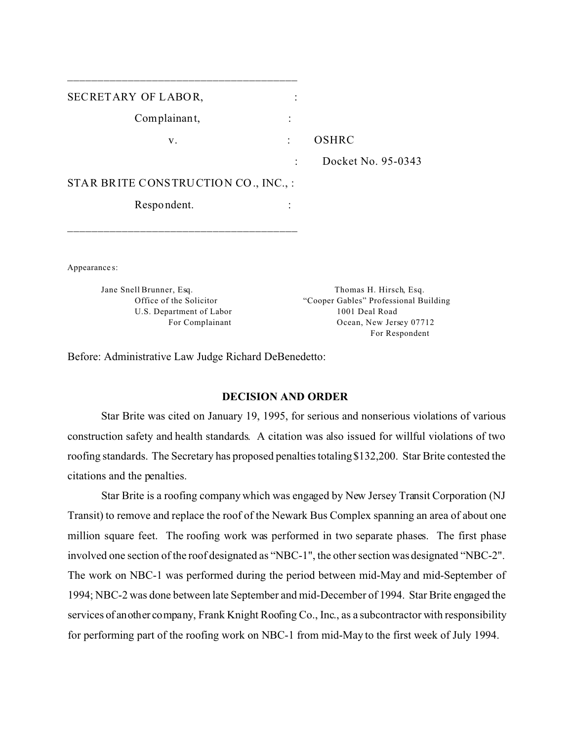SECRETARY OF LABOR, :

Complainant, :

v. : OSHRC

: Docket No. 95-0343

STAR BRITE CONSTRUCTION CO., INC., :

Respondent. :

Appearances:

Jane Snell Brunner, Esq.
Office of the Solicitor
U.S. Department of Labor
For Complainant

Thomas H. Hirsch, Esq.
"Cooper Gables" Professional Building
1001 Deal Road
Ocean, New Jersey 07712
For Respondent

Before: Administrative Law Judge Richard DeBenedetto:

**DECISION AND ORDER**

Star Brite was cited on January 19, 1995, for serious and nonserious violations of various construction safety and health standards. A citation was also issued for willful violations of two roofing standards. The Secretary has proposed penalties totaling $132,200. Star Brite contested the citations and the penalties.

Star Brite is a roofing company which was engaged by New Jersey Transit Corporation (NJ Transit) to remove and replace the roof of the Newark Bus Complex spanning an area of about one million square feet. The roofing work was performed in two separate phases. The first phase involved one section of the roof designated as "NBC-1", the other section was designated "NBC-2". The work on NBC-1 was performed during the period between mid-May and mid-September of 1994; NBC-2 was done between late September and mid-December of 1994. Star Brite engaged the services of another company, Frank Knight Roofing Co., Inc., as a subcontractor with responsibility for performing part of the roofing work on NBC-1 from mid-May to the first week of July 1994.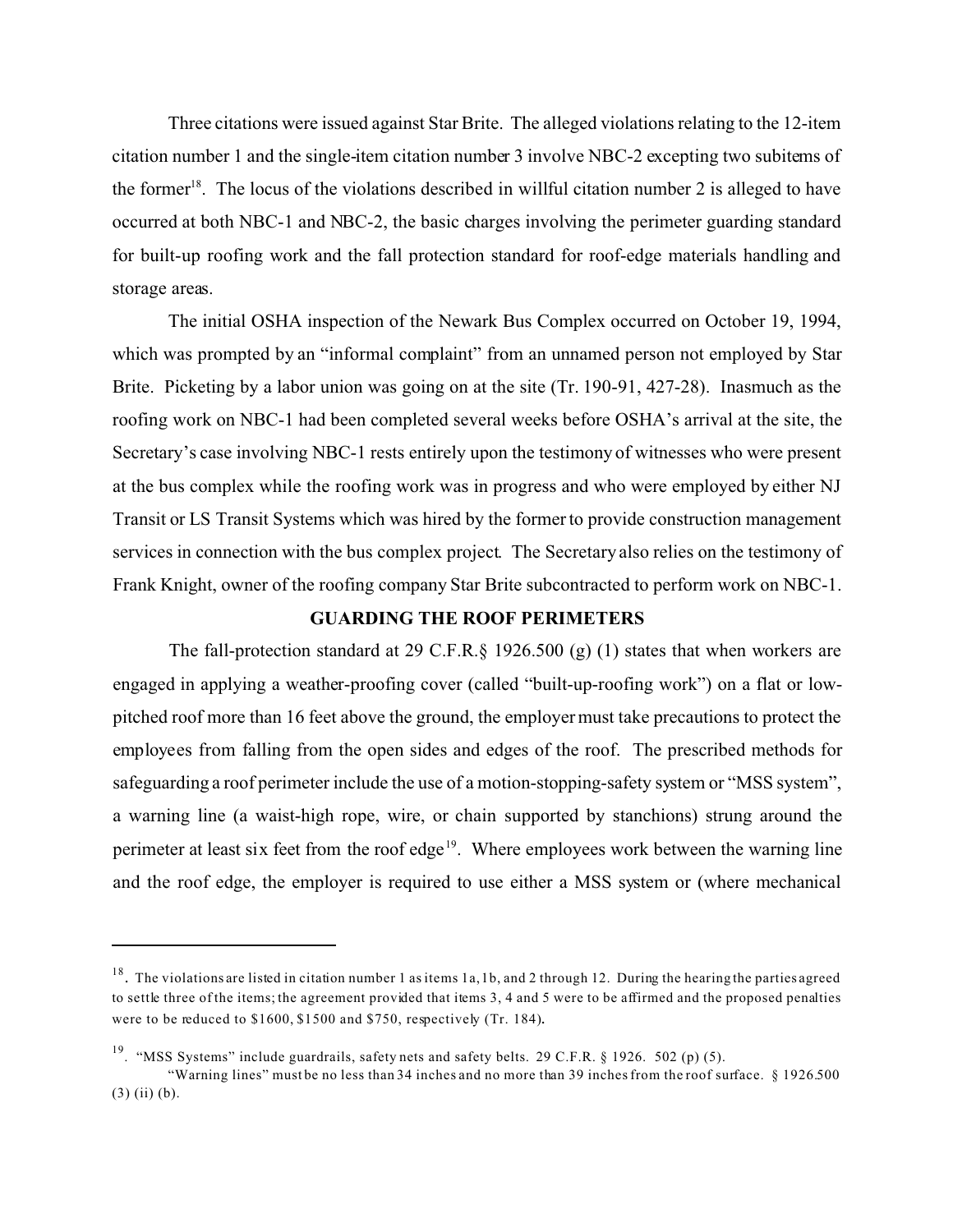Three citations were issued against Star Brite. The alleged violations relating to the 12-item citation number 1 and the single-item citation number 3 involve NBC-2 excepting two subitems of the former[18]. The locus of the violations described in willful citation number 2 is alleged to have occurred at both NBC-1 and NBC-2, the basic charges involving the perimeter guarding standard for built-up roofing work and the fall protection standard for roof-edge materials handling and storage areas.

The initial OSHA inspection of the Newark Bus Complex occurred on October 19, 1994, which was prompted by an "informal complaint" from an unnamed person not employed by Star Brite. Picketing by a labor union was going on at the site (Tr. 190-91, 427-28). Inasmuch as the roofing work on NBC-1 had been completed several weeks before OSHA's arrival at the site, the Secretary's case involving NBC-1 rests entirely upon the testimony of witnesses who were present at the bus complex while the roofing work was in progress and who were employed by either NJ Transit or LS Transit Systems which was hired by the former to provide construction management services in connection with the bus complex project. The Secretary also relies on the testimony of Frank Knight, owner of the roofing company Star Brite subcontracted to perform work on NBC-1.

## GUARDING THE ROOF PERIMETERS

The fall-protection standard at 29 C.F.R.§ 1926.500 (g) (1) states that when workers are engaged in applying a weather-proofing cover (called "built-up-roofing work") on a flat or low-pitched roof more than 16 feet above the ground, the employer must take precautions to protect the employees from falling from the open sides and edges of the roof. The prescribed methods for safeguarding a roof perimeter include the use of a motion-stopping-safety system or "MSS system", a warning line (a waist-high rope, wire, or chain supported by stanchions) strung around the perimeter at least six feet from the roof edge[19]. Where employees work between the warning line and the roof edge, the employer is required to use either a MSS system or (where mechanical

---

[18]. The violations are listed in citation number 1 as items 1a, 1b, and 2 through 12. During the hearing the parties agreed to settle three of the items; the agreement provided that items 3, 4 and 5 were to be affirmed and the proposed penalties were to be reduced to $1600, $1500 and $750, respectively (Tr. 184).

[19]. "MSS Systems" include guardrails, safety nets and safety belts. 29 C.F.R. § 1926. 502 (p) (5).

"Warning lines" must be no less than 34 inches and no more than 39 inches from the roof surface. § 1926.500 (3) (ii) (b).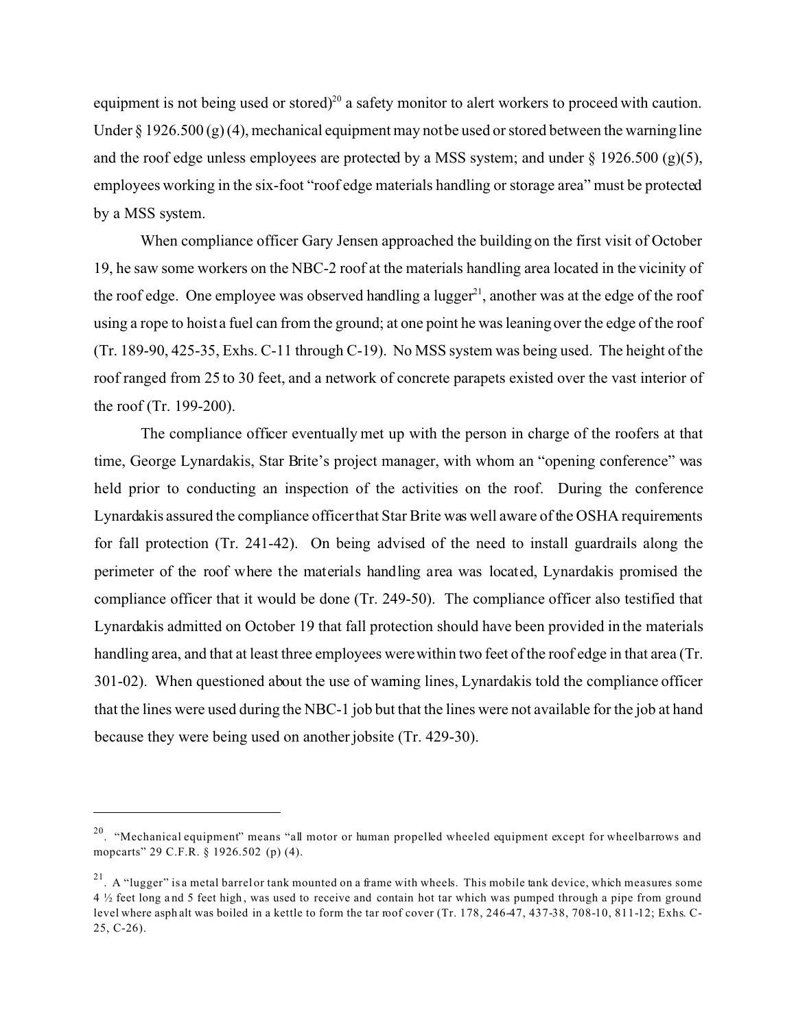equipment is not being used or stored)[20] a safety monitor to alert workers to proceed with caution. Under § 1926.500 (g) (4), mechanical equipment may not be used or stored between the warning line and the roof edge unless employees are protected by a MSS system; and under § 1926.500 (g)(5), employees working in the six-foot "roof edge materials handling or storage area" must be protected by a MSS system.

When compliance officer Gary Jensen approached the building on the first visit of October 19, he saw some workers on the NBC-2 roof at the materials handling area located in the vicinity of the roof edge. One employee was observed handling a lugger[21], another was at the edge of the roof using a rope to hoist a fuel can from the ground; at one point he was leaning over the edge of the roof (Tr. 189-90, 425-35, Exhs. C-11 through C-19). No MSS system was being used. The height of the roof ranged from 25 to 30 feet, and a network of concrete parapets existed over the vast interior of the roof (Tr. 199-200).

The compliance officer eventually met up with the person in charge of the roofers at that time, George Lynardakis, Star Brite's project manager, with whom an "opening conference" was held prior to conducting an inspection of the activities on the roof. During the conference Lynardakis assured the compliance officer that Star Brite was well aware of the OSHA requirements for fall protection (Tr. 241-42). On being advised of the need to install guardrails along the perimeter of the roof where the materials handling area was located, Lynardakis promised the compliance officer that it would be done (Tr. 249-50). The compliance officer also testified that Lynardakis admitted on October 19 that fall protection should have been provided in the materials handling area, and that at least three employees were within two feet of the roof edge in that area (Tr. 301-02). When questioned about the use of warning lines, Lynardakis told the compliance officer that the lines were used during the NBC-1 job but that the lines were not available for the job at hand because they were being used on another jobsite (Tr. 429-30).

---

[20]. "Mechanical equipment" means "all motor or human propelled wheeled equipment except for wheelbarrows and mopcarts" 29 C.F.R. § 1926.502 (p) (4).

[21]. A "lugger" is a metal barrel or tank mounted on a frame with wheels. This mobile tank device, which measures some 4 ½ feet long and 5 feet high, was used to receive and contain hot tar which was pumped through a pipe from ground level where asphalt was boiled in a kettle to form the tar roof cover (Tr. 178, 246-47, 437-38, 708-10, 811-12; Exhs. C-25, C-26).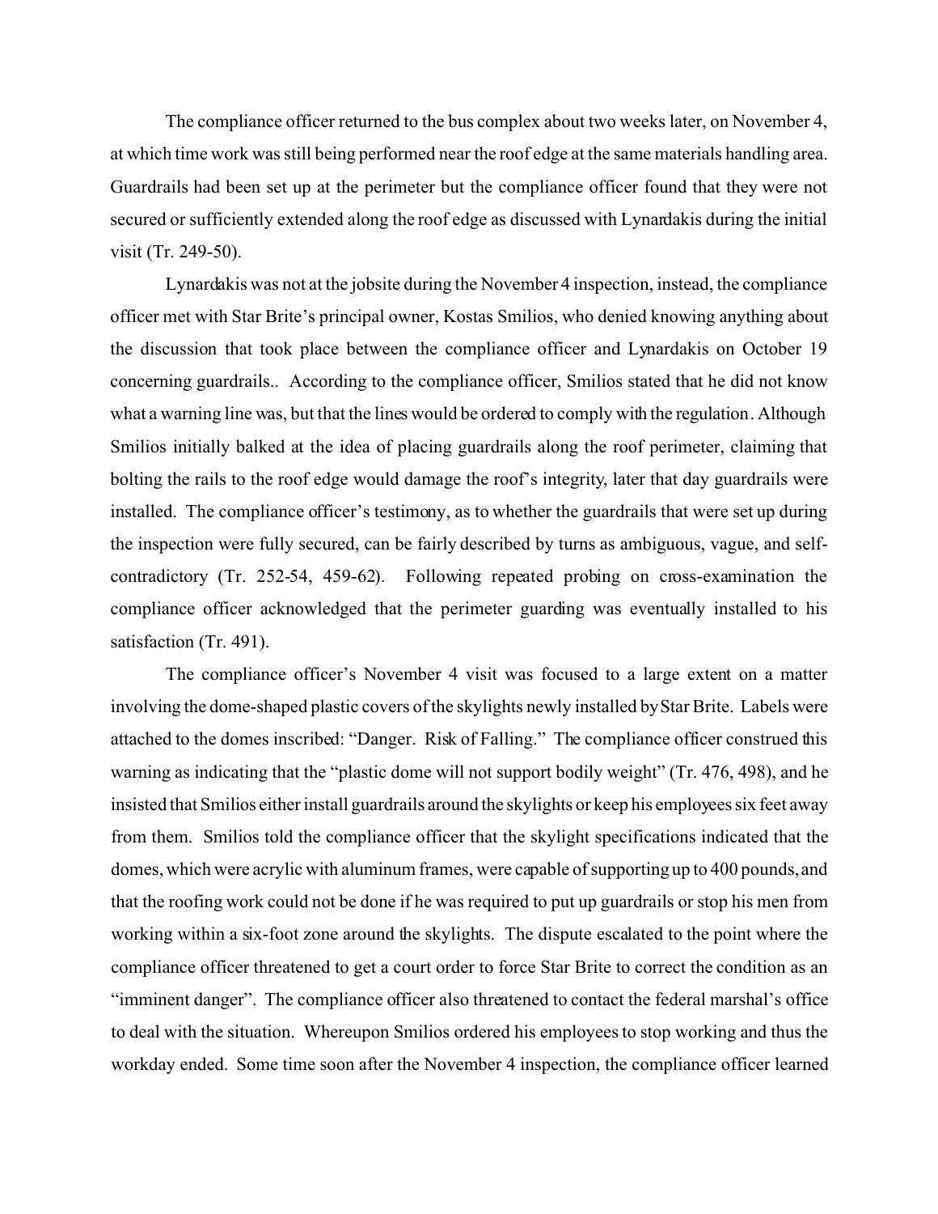The compliance officer returned to the bus complex about two weeks later, on November 4, at which time work was still being performed near the roof edge at the same materials handling area. Guardrails had been set up at the perimeter but the compliance officer found that they were not secured or sufficiently extended along the roof edge as discussed with Lynardakis during the initial visit (Tr. 249-50).

Lynardakis was not at the jobsite during the November 4 inspection, instead, the compliance officer met with Star Brite's principal owner, Kostas Smilios, who denied knowing anything about the discussion that took place between the compliance officer and Lynardakis on October 19 concerning guardrails.. According to the compliance officer, Smilios stated that he did not know what a warning line was, but that the lines would be ordered to comply with the regulation. Although Smilios initially balked at the idea of placing guardrails along the roof perimeter, claiming that bolting the rails to the roof edge would damage the roof's integrity, later that day guardrails were installed. The compliance officer's testimony, as to whether the guardrails that were set up during the inspection were fully secured, can be fairly described by turns as ambiguous, vague, and self-contradictory (Tr. 252-54, 459-62). Following repeated probing on cross-examination the compliance officer acknowledged that the perimeter guarding was eventually installed to his satisfaction (Tr. 491).

The compliance officer's November 4 visit was focused to a large extent on a matter involving the dome-shaped plastic covers of the skylights newly installed by Star Brite. Labels were attached to the domes inscribed: "Danger. Risk of Falling." The compliance officer construed this warning as indicating that the "plastic dome will not support bodily weight" (Tr. 476, 498), and he insisted that Smilios either install guardrails around the skylights or keep his employees six feet away from them. Smilios told the compliance officer that the skylight specifications indicated that the domes, which were acrylic with aluminum frames, were capable of supporting up to 400 pounds, and that the roofing work could not be done if he was required to put up guardrails or stop his men from working within a six-foot zone around the skylights. The dispute escalated to the point where the compliance officer threatened to get a court order to force Star Brite to correct the condition as an "imminent danger". The compliance officer also threatened to contact the federal marshal's office to deal with the situation. Whereupon Smilios ordered his employees to stop working and thus the workday ended. Some time soon after the November 4 inspection, the compliance officer learned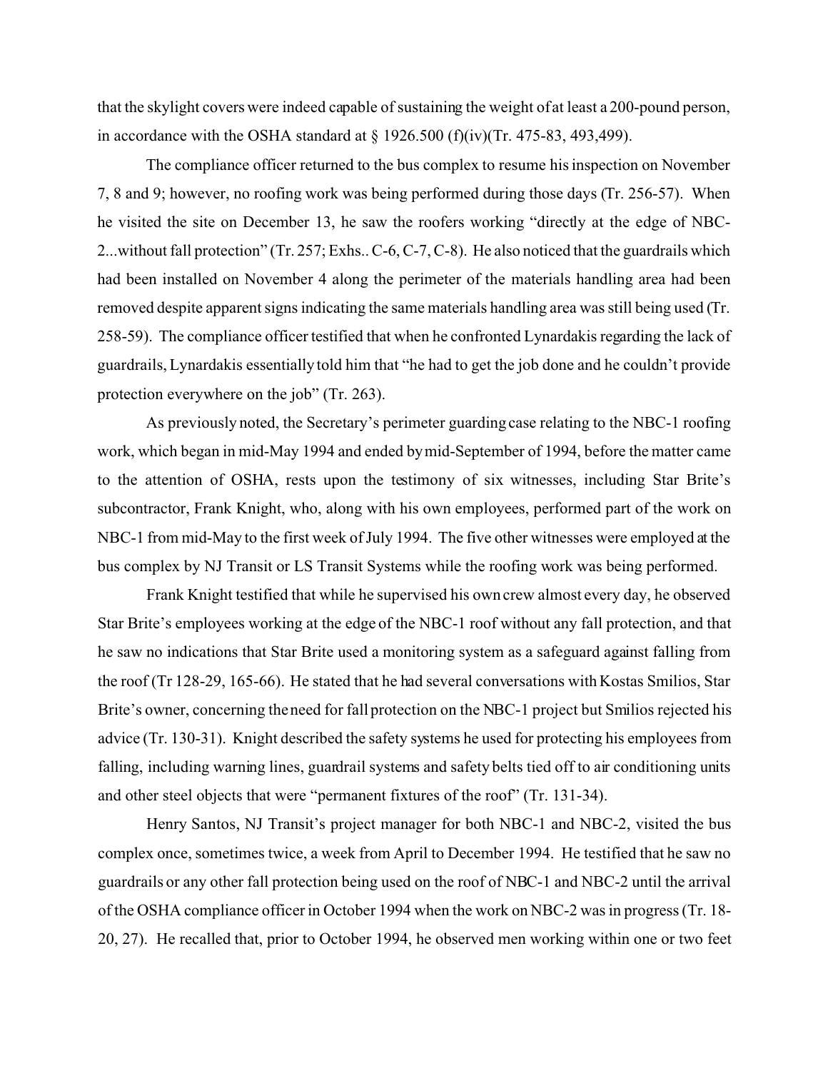that the skylight covers were indeed capable of sustaining the weight of at least a 200-pound person, in accordance with the OSHA standard at § 1926.500 (f)(iv)(Tr. 475-83, 493,499).

The compliance officer returned to the bus complex to resume his inspection on November 7, 8 and 9; however, no roofing work was being performed during those days (Tr. 256-57). When he visited the site on December 13, he saw the roofers working "directly at the edge of NBC-2...without fall protection" (Tr. 257; Exhs.. C-6, C-7, C-8). He also noticed that the guardrails which had been installed on November 4 along the perimeter of the materials handling area had been removed despite apparent signs indicating the same materials handling area was still being used (Tr. 258-59). The compliance officer testified that when he confronted Lynardakis regarding the lack of guardrails, Lynardakis essentially told him that "he had to get the job done and he couldn't provide protection everywhere on the job" (Tr. 263).

As previously noted, the Secretary's perimeter guarding case relating to the NBC-1 roofing work, which began in mid-May 1994 and ended by mid-September of 1994, before the matter came to the attention of OSHA, rests upon the testimony of six witnesses, including Star Brite's subcontractor, Frank Knight, who, along with his own employees, performed part of the work on NBC-1 from mid-May to the first week of July 1994. The five other witnesses were employed at the bus complex by NJ Transit or LS Transit Systems while the roofing work was being performed.

Frank Knight testified that while he supervised his own crew almost every day, he observed Star Brite's employees working at the edge of the NBC-1 roof without any fall protection, and that he saw no indications that Star Brite used a monitoring system as a safeguard against falling from the roof (Tr 128-29, 165-66). He stated that he had several conversations with Kostas Smilios, Star Brite's owner, concerning the need for fall protection on the NBC-1 project but Smilios rejected his advice (Tr. 130-31). Knight described the safety systems he used for protecting his employees from falling, including warning lines, guardrail systems and safety belts tied off to air conditioning units and other steel objects that were "permanent fixtures of the roof" (Tr. 131-34).

Henry Santos, NJ Transit's project manager for both NBC-1 and NBC-2, visited the bus complex once, sometimes twice, a week from April to December 1994. He testified that he saw no guardrails or any other fall protection being used on the roof of NBC-1 and NBC-2 until the arrival of the OSHA compliance officer in October 1994 when the work on NBC-2 was in progress (Tr. 18-20, 27). He recalled that, prior to October 1994, he observed men working within one or two feet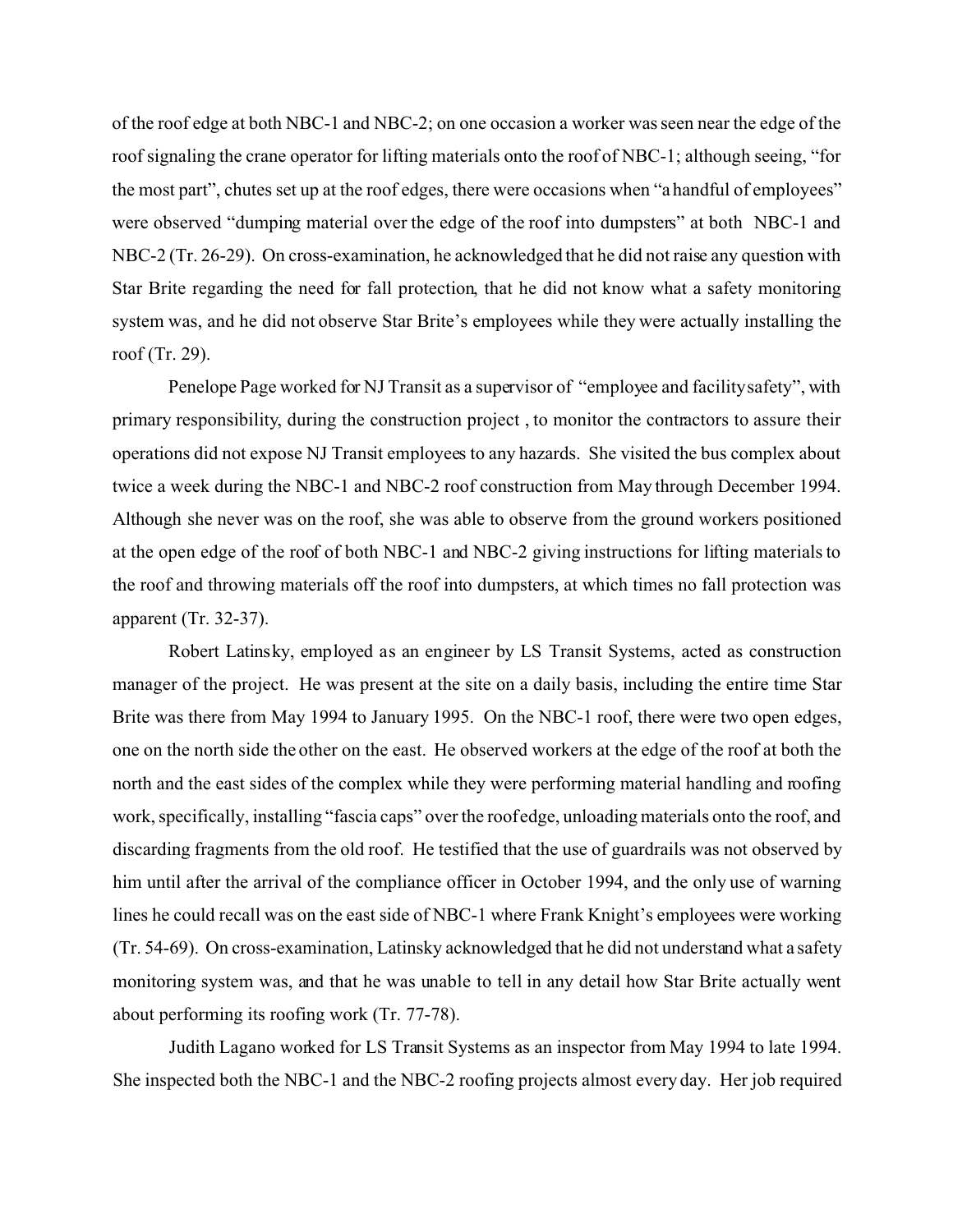of the roof edge at both NBC-1 and NBC-2; on one occasion a worker was seen near the edge of the roof signaling the crane operator for lifting materials onto the roof of NBC-1; although seeing, "for the most part", chutes set up at the roof edges, there were occasions when "a handful of employees" were observed "dumping material over the edge of the roof into dumpsters" at both NBC-1 and NBC-2 (Tr. 26-29). On cross-examination, he acknowledged that he did not raise any question with Star Brite regarding the need for fall protection, that he did not know what a safety monitoring system was, and he did not observe Star Brite's employees while they were actually installing the roof (Tr. 29).

Penelope Page worked for NJ Transit as a supervisor of "employee and facility safety", with primary responsibility, during the construction project , to monitor the contractors to assure their operations did not expose NJ Transit employees to any hazards. She visited the bus complex about twice a week during the NBC-1 and NBC-2 roof construction from May through December 1994. Although she never was on the roof, she was able to observe from the ground workers positioned at the open edge of the roof of both NBC-1 and NBC-2 giving instructions for lifting materials to the roof and throwing materials off the roof into dumpsters, at which times no fall protection was apparent (Tr. 32-37).

Robert Latinsky, employed as an engineer by LS Transit Systems, acted as construction manager of the project. He was present at the site on a daily basis, including the entire time Star Brite was there from May 1994 to January 1995. On the NBC-1 roof, there were two open edges, one on the north side the other on the east. He observed workers at the edge of the roof at both the north and the east sides of the complex while they were performing material handling and roofing work, specifically, installing "fascia caps" over the roof edge, unloading materials onto the roof, and discarding fragments from the old roof. He testified that the use of guardrails was not observed by him until after the arrival of the compliance officer in October 1994, and the only use of warning lines he could recall was on the east side of NBC-1 where Frank Knight's employees were working (Tr. 54-69). On cross-examination, Latinsky acknowledged that he did not understand what a safety monitoring system was, and that he was unable to tell in any detail how Star Brite actually went about performing its roofing work (Tr. 77-78).

Judith Lagano worked for LS Transit Systems as an inspector from May 1994 to late 1994. She inspected both the NBC-1 and the NBC-2 roofing projects almost every day. Her job required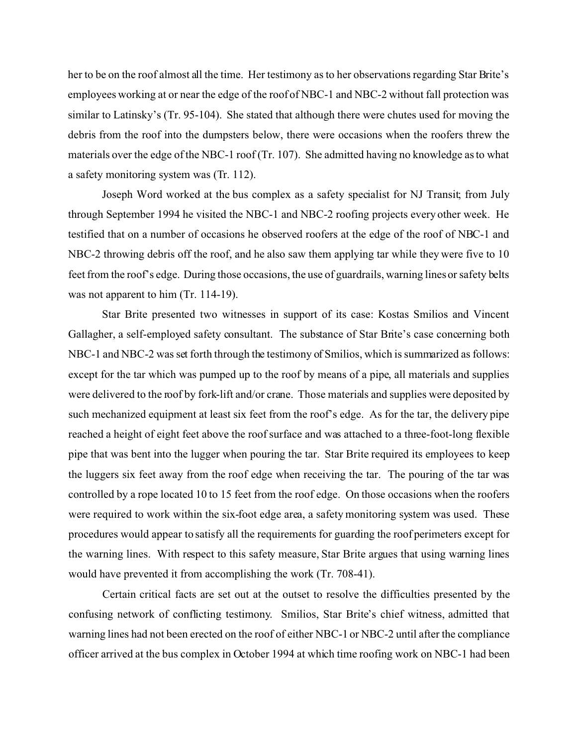her to be on the roof almost all the time. Her testimony as to her observations regarding Star Brite's employees working at or near the edge of the roof of NBC-1 and NBC-2 without fall protection was similar to Latinsky's (Tr. 95-104). She stated that although there were chutes used for moving the debris from the roof into the dumpsters below, there were occasions when the roofers threw the materials over the edge of the NBC-1 roof (Tr. 107). She admitted having no knowledge as to what a safety monitoring system was (Tr. 112).

Joseph Word worked at the bus complex as a safety specialist for NJ Transit; from July through September 1994 he visited the NBC-1 and NBC-2 roofing projects every other week. He testified that on a number of occasions he observed roofers at the edge of the roof of NBC-1 and NBC-2 throwing debris off the roof, and he also saw them applying tar while they were five to 10 feet from the roof's edge. During those occasions, the use of guardrails, warning lines or safety belts was not apparent to him (Tr. 114-19).

Star Brite presented two witnesses in support of its case: Kostas Smilios and Vincent Gallagher, a self-employed safety consultant. The substance of Star Brite's case concerning both NBC-1 and NBC-2 was set forth through the testimony of Smilios, which is summarized as follows: except for the tar which was pumped up to the roof by means of a pipe, all materials and supplies were delivered to the roof by fork-lift and/or crane. Those materials and supplies were deposited by such mechanized equipment at least six feet from the roof's edge. As for the tar, the delivery pipe reached a height of eight feet above the roof surface and was attached to a three-foot-long flexible pipe that was bent into the lugger when pouring the tar. Star Brite required its employees to keep the luggers six feet away from the roof edge when receiving the tar. The pouring of the tar was controlled by a rope located 10 to 15 feet from the roof edge. On those occasions when the roofers were required to work within the six-foot edge area, a safety monitoring system was used. These procedures would appear to satisfy all the requirements for guarding the roof perimeters except for the warning lines. With respect to this safety measure, Star Brite argues that using warning lines would have prevented it from accomplishing the work (Tr. 708-41).

Certain critical facts are set out at the outset to resolve the difficulties presented by the confusing network of conflicting testimony. Smilios, Star Brite's chief witness, admitted that warning lines had not been erected on the roof of either NBC-1 or NBC-2 until after the compliance officer arrived at the bus complex in October 1994 at which time roofing work on NBC-1 had been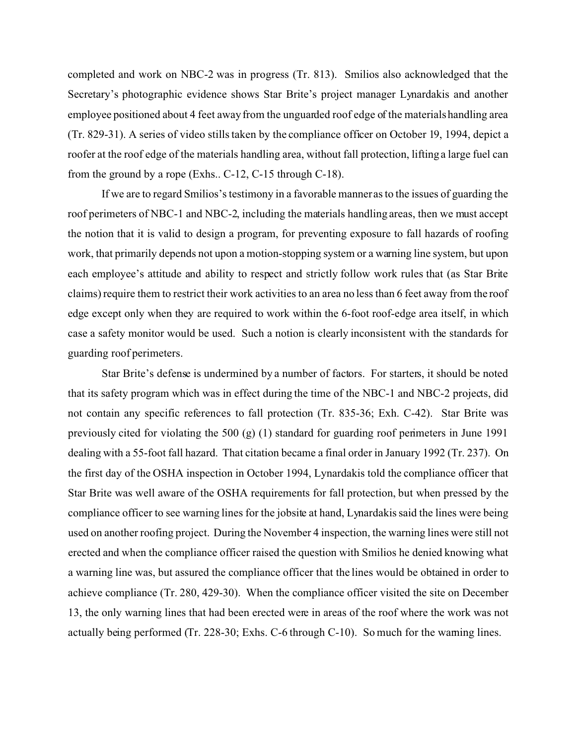completed and work on NBC-2 was in progress (Tr. 813). Smilios also acknowledged that the Secretary's photographic evidence shows Star Brite's project manager Lynardakis and another employee positioned about 4 feet away from the unguarded roof edge of the materials handling area (Tr. 829-31). A series of video stills taken by the compliance officer on October 19, 1994, depict a roofer at the roof edge of the materials handling area, without fall protection, lifting a large fuel can from the ground by a rope (Exhs.. C-12, C-15 through C-18).

If we are to regard Smilios's testimony in a favorable manner as to the issues of guarding the roof perimeters of NBC-1 and NBC-2, including the materials handling areas, then we must accept the notion that it is valid to design a program, for preventing exposure to fall hazards of roofing work, that primarily depends not upon a motion-stopping system or a warning line system, but upon each employee's attitude and ability to respect and strictly follow work rules that (as Star Brite claims) require them to restrict their work activities to an area no less than 6 feet away from the roof edge except only when they are required to work within the 6-foot roof-edge area itself, in which case a safety monitor would be used. Such a notion is clearly inconsistent with the standards for guarding roof perimeters.

Star Brite's defense is undermined by a number of factors. For starters, it should be noted that its safety program which was in effect during the time of the NBC-1 and NBC-2 projects, did not contain any specific references to fall protection (Tr. 835-36; Exh. C-42). Star Brite was previously cited for violating the 500 (g) (1) standard for guarding roof perimeters in June 1991 dealing with a 55-foot fall hazard. That citation became a final order in January 1992 (Tr. 237). On the first day of the OSHA inspection in October 1994, Lynardakis told the compliance officer that Star Brite was well aware of the OSHA requirements for fall protection, but when pressed by the compliance officer to see warning lines for the jobsite at hand, Lynardakis said the lines were being used on another roofing project. During the November 4 inspection, the warning lines were still not erected and when the compliance officer raised the question with Smilios he denied knowing what a warning line was, but assured the compliance officer that the lines would be obtained in order to achieve compliance (Tr. 280, 429-30). When the compliance officer visited the site on December 13, the only warning lines that had been erected were in areas of the roof where the work was not actually being performed (Tr. 228-30; Exhs. C-6 through C-10). So much for the warning lines.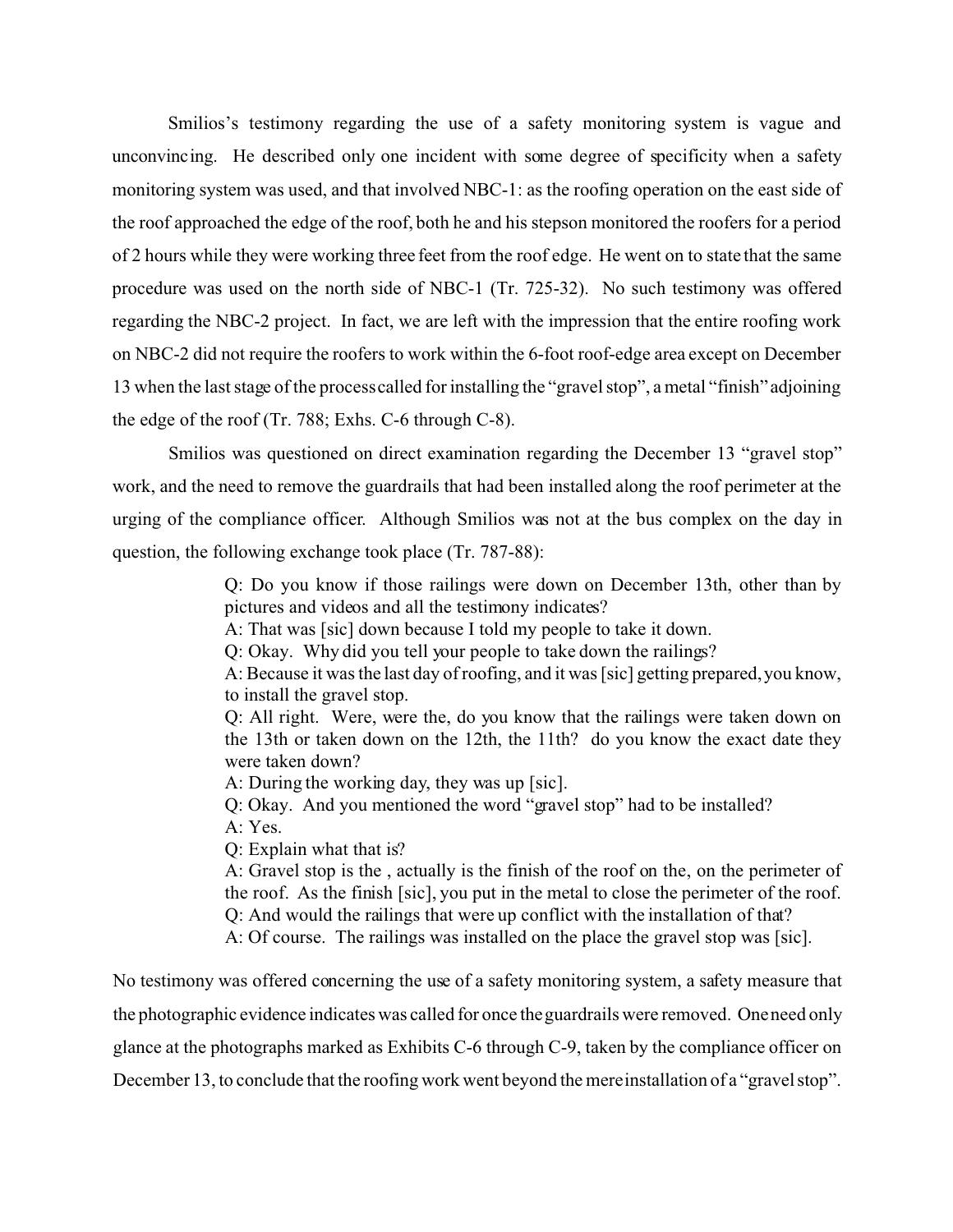Smilios's testimony regarding the use of a safety monitoring system is vague and unconvincing. He described only one incident with some degree of specificity when a safety monitoring system was used, and that involved NBC-1: as the roofing operation on the east side of the roof approached the edge of the roof, both he and his stepson monitored the roofers for a period of 2 hours while they were working three feet from the roof edge. He went on to state that the same procedure was used on the north side of NBC-1 (Tr. 725-32). No such testimony was offered regarding the NBC-2 project. In fact, we are left with the impression that the entire roofing work on NBC-2 did not require the roofers to work within the 6-foot roof-edge area except on December 13 when the last stage of the process called for installing the "gravel stop", a metal "finish" adjoining the edge of the roof (Tr. 788; Exhs. C-6 through C-8).

Smilios was questioned on direct examination regarding the December 13 "gravel stop" work, and the need to remove the guardrails that had been installed along the roof perimeter at the urging of the compliance officer. Although Smilios was not at the bus complex on the day in question, the following exchange took place (Tr. 787-88):

> Q: Do you know if those railings were down on December 13th, other than by pictures and videos and all the testimony indicates?
> A: That was [sic] down because I told my people to take it down.
> Q: Okay. Why did you tell your people to take down the railings?
> A: Because it was the last day of roofing, and it was [sic] getting prepared, you know, to install the gravel stop.
> Q: All right. Were, were the, do you know that the railings were taken down on the 13th or taken down on the 12th, the 11th? do you know the exact date they were taken down?
> A: During the working day, they was up [sic].
> Q: Okay. And you mentioned the word "gravel stop" had to be installed?
> A: Yes.
> Q: Explain what that is?
> A: Gravel stop is the , actually is the finish of the roof on the, on the perimeter of the roof. As the finish [sic], you put in the metal to close the perimeter of the roof.
> Q: And would the railings that were up conflict with the installation of that?
> A: Of course. The railings was installed on the place the gravel stop was [sic].

No testimony was offered concerning the use of a safety monitoring system, a safety measure that the photographic evidence indicates was called for once the guardrails were removed. One need only glance at the photographs marked as Exhibits C-6 through C-9, taken by the compliance officer on December 13, to conclude that the roofing work went beyond the mere installation of a "gravel stop".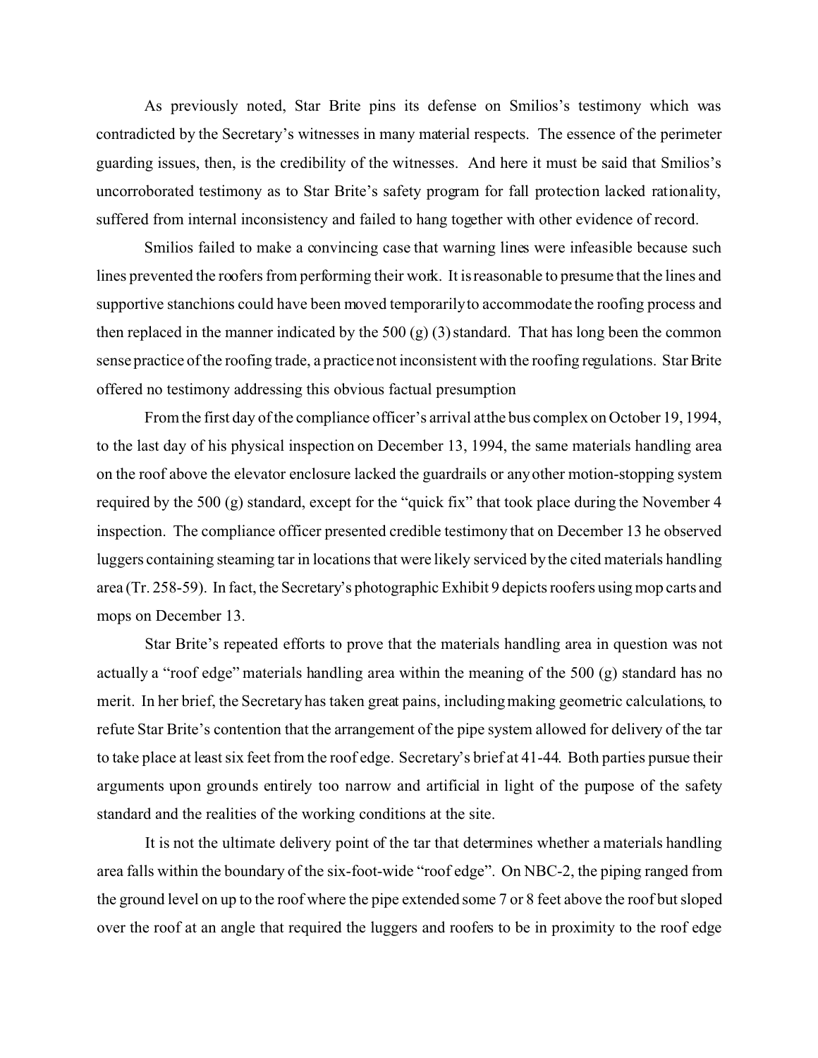As previously noted, Star Brite pins its defense on Smilios's testimony which was contradicted by the Secretary's witnesses in many material respects. The essence of the perimeter guarding issues, then, is the credibility of the witnesses. And here it must be said that Smilios's uncorroborated testimony as to Star Brite's safety program for fall protection lacked rationality, suffered from internal inconsistency and failed to hang together with other evidence of record.

Smilios failed to make a convincing case that warning lines were infeasible because such lines prevented the roofers from performing their work. It is reasonable to presume that the lines and supportive stanchions could have been moved temporarily to accommodate the roofing process and then replaced in the manner indicated by the 500 (g) (3) standard. That has long been the common sense practice of the roofing trade, a practice not inconsistent with the roofing regulations. Star Brite offered no testimony addressing this obvious factual presumption

From the first day of the compliance officer's arrival at the bus complex on October 19, 1994, to the last day of his physical inspection on December 13, 1994, the same materials handling area on the roof above the elevator enclosure lacked the guardrails or any other motion-stopping system required by the 500 (g) standard, except for the "quick fix" that took place during the November 4 inspection. The compliance officer presented credible testimony that on December 13 he observed luggers containing steaming tar in locations that were likely serviced by the cited materials handling area (Tr. 258-59). In fact, the Secretary's photographic Exhibit 9 depicts roofers using mop carts and mops on December 13.

Star Brite's repeated efforts to prove that the materials handling area in question was not actually a "roof edge" materials handling area within the meaning of the 500 (g) standard has no merit. In her brief, the Secretary has taken great pains, including making geometric calculations, to refute Star Brite's contention that the arrangement of the pipe system allowed for delivery of the tar to take place at least six feet from the roof edge. Secretary's brief at 41-44. Both parties pursue their arguments upon grounds entirely too narrow and artificial in light of the purpose of the safety standard and the realities of the working conditions at the site.

It is not the ultimate delivery point of the tar that determines whether a materials handling area falls within the boundary of the six-foot-wide "roof edge". On NBC-2, the piping ranged from the ground level on up to the roof where the pipe extended some 7 or 8 feet above the roof but sloped over the roof at an angle that required the luggers and roofers to be in proximity to the roof edge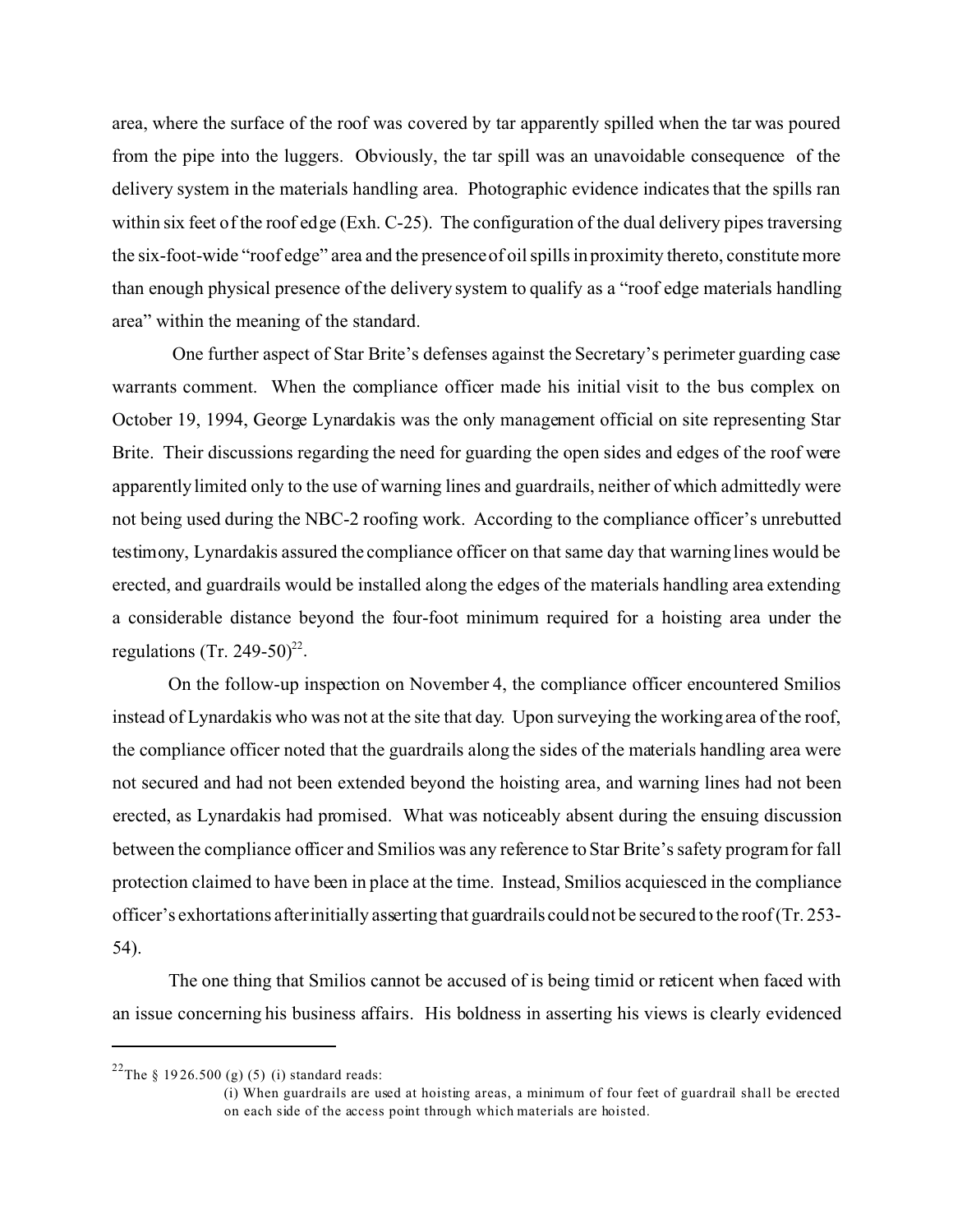area, where the surface of the roof was covered by tar apparently spilled when the tar was poured from the pipe into the luggers. Obviously, the tar spill was an unavoidable consequence of the delivery system in the materials handling area. Photographic evidence indicates that the spills ran within six feet of the roof edge (Exh. C-25). The configuration of the dual delivery pipes traversing the six-foot-wide "roof edge" area and the presence of oil spills in proximity thereto, constitute more than enough physical presence of the delivery system to qualify as a "roof edge materials handling area" within the meaning of the standard.

One further aspect of Star Brite's defenses against the Secretary's perimeter guarding case warrants comment. When the compliance officer made his initial visit to the bus complex on October 19, 1994, George Lynardakis was the only management official on site representing Star Brite. Their discussions regarding the need for guarding the open sides and edges of the roof were apparently limited only to the use of warning lines and guardrails, neither of which admittedly were not being used during the NBC-2 roofing work. According to the compliance officer's unrebutted testimony, Lynardakis assured the compliance officer on that same day that warning lines would be erected, and guardrails would be installed along the edges of the materials handling area extending a considerable distance beyond the four-foot minimum required for a hoisting area under the regulations (Tr. 249-50)[22].

On the follow-up inspection on November 4, the compliance officer encountered Smilios instead of Lynardakis who was not at the site that day. Upon surveying the working area of the roof, the compliance officer noted that the guardrails along the sides of the materials handling area were not secured and had not been extended beyond the hoisting area, and warning lines had not been erected, as Lynardakis had promised. What was noticeably absent during the ensuing discussion between the compliance officer and Smilios was any reference to Star Brite's safety program for fall protection claimed to have been in place at the time. Instead, Smilios acquiesced in the compliance officer's exhortations after initially asserting that guardrails could not be secured to the roof (Tr. 253-54).

The one thing that Smilios cannot be accused of is being timid or reticent when faced with an issue concerning his business affairs. His boldness in asserting his views is clearly evidenced

---

[22]The § 1926.500 (g) (5) (i) standard reads:

> (i) When guardrails are used at hoisting areas, a minimum of four feet of guardrail shall be erected on each side of the access point through which materials are hoisted.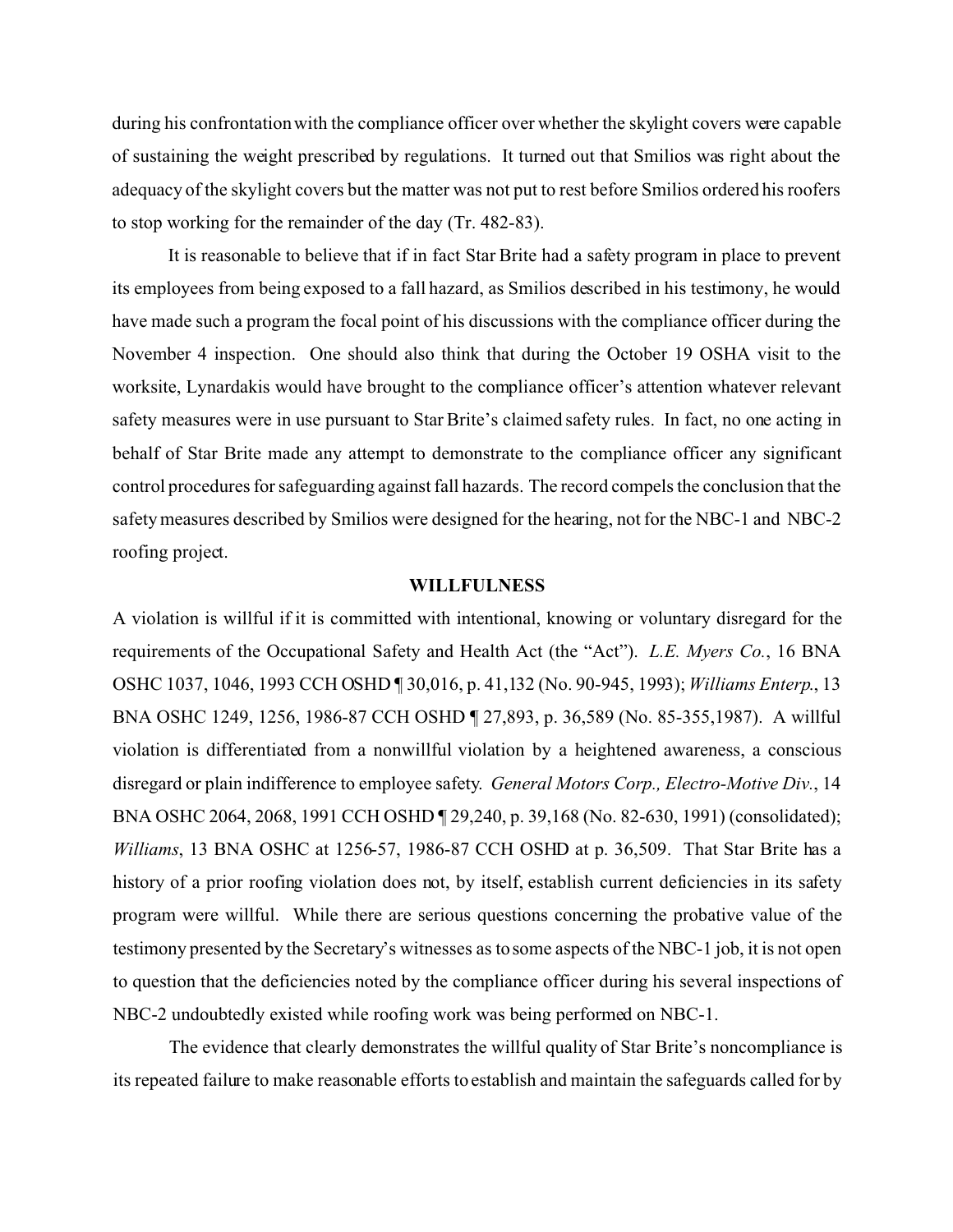during his confrontation with the compliance officer over whether the skylight covers were capable of sustaining the weight prescribed by regulations. It turned out that Smilios was right about the adequacy of the skylight covers but the matter was not put to rest before Smilios ordered his roofers to stop working for the remainder of the day (Tr. 482-83).

It is reasonable to believe that if in fact Star Brite had a safety program in place to prevent its employees from being exposed to a fall hazard, as Smilios described in his testimony, he would have made such a program the focal point of his discussions with the compliance officer during the November 4 inspection. One should also think that during the October 19 OSHA visit to the worksite, Lynardakis would have brought to the compliance officer's attention whatever relevant safety measures were in use pursuant to Star Brite's claimed safety rules. In fact, no one acting in behalf of Star Brite made any attempt to demonstrate to the compliance officer any significant control procedures for safeguarding against fall hazards. The record compels the conclusion that the safety measures described by Smilios were designed for the hearing, not for the NBC-1 and NBC-2 roofing project.

**WILLFULNESS**

A violation is willful if it is committed with intentional, knowing or voluntary disregard for the requirements of the Occupational Safety and Health Act (the "Act"). *L.E. Myers Co.*, 16 BNA OSHC 1037, 1046, 1993 CCH OSHD ¶ 30,016, p. 41,132 (No. 90-945, 1993); *Williams Enterp.*, 13 BNA OSHC 1249, 1256, 1986-87 CCH OSHD ¶ 27,893, p. 36,589 (No. 85-355,1987). A willful violation is differentiated from a nonwillful violation by a heightened awareness, a conscious disregard or plain indifference to employee safety. *General Motors Corp., Electro-Motive Div.*, 14 BNA OSHC 2064, 2068, 1991 CCH OSHD ¶ 29,240, p. 39,168 (No. 82-630, 1991) (consolidated); *Williams*, 13 BNA OSHC at 1256-57, 1986-87 CCH OSHD at p. 36,509. That Star Brite has a history of a prior roofing violation does not, by itself, establish current deficiencies in its safety program were willful. While there are serious questions concerning the probative value of the testimony presented by the Secretary's witnesses as to some aspects of the NBC-1 job, it is not open to question that the deficiencies noted by the compliance officer during his several inspections of NBC-2 undoubtedly existed while roofing work was being performed on NBC-1.

The evidence that clearly demonstrates the willful quality of Star Brite's noncompliance is its repeated failure to make reasonable efforts to establish and maintain the safeguards called for by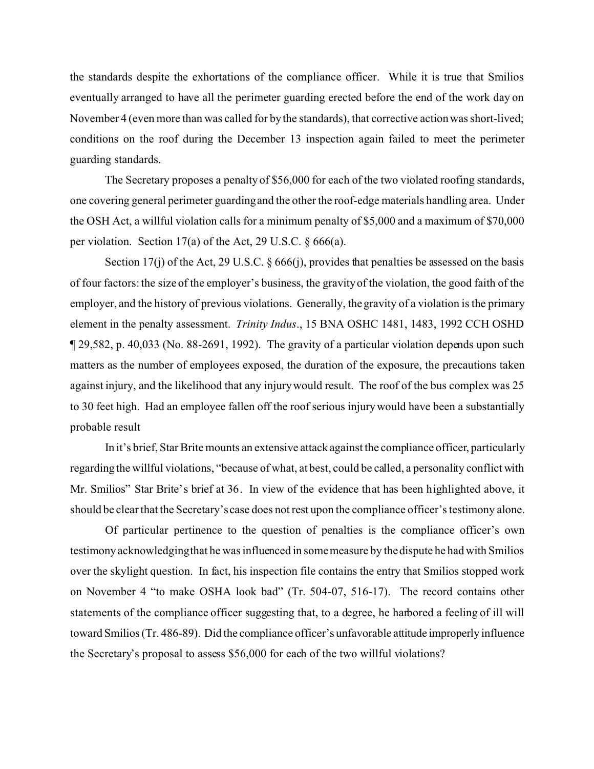the standards despite the exhortations of the compliance officer. While it is true that Smilios eventually arranged to have all the perimeter guarding erected before the end of the work day on November 4 (even more than was called for by the standards), that corrective action was short-lived; conditions on the roof during the December 13 inspection again failed to meet the perimeter guarding standards.

The Secretary proposes a penalty of $56,000 for each of the two violated roofing standards, one covering general perimeter guarding and the other the roof-edge materials handling area. Under the OSH Act, a willful violation calls for a minimum penalty of $5,000 and a maximum of $70,000 per violation. Section 17(a) of the Act, 29 U.S.C. § 666(a).

Section 17(j) of the Act, 29 U.S.C. § 666(j), provides that penalties be assessed on the basis of four factors: the size of the employer's business, the gravity of the violation, the good faith of the employer, and the history of previous violations. Generally, the gravity of a violation is the primary element in the penalty assessment. *Trinity Indus*., 15 BNA OSHC 1481, 1483, 1992 CCH OSHD ¶ 29,582, p. 40,033 (No. 88-2691, 1992). The gravity of a particular violation depends upon such matters as the number of employees exposed, the duration of the exposure, the precautions taken against injury, and the likelihood that any injury would result. The roof of the bus complex was 25 to 30 feet high. Had an employee fallen off the roof serious injury would have been a substantially probable result

In it's brief, Star Brite mounts an extensive attack against the compliance officer, particularly regarding the willful violations, "because of what, at best, could be called, a personality conflict with Mr. Smilios" Star Brite's brief at 36. In view of the evidence that has been highlighted above, it should be clear that the Secretary's case does not rest upon the compliance officer's testimony alone.

Of particular pertinence to the question of penalties is the compliance officer's own testimony acknowledging that he was influenced in some measure by the dispute he had with Smilios over the skylight question. In fact, his inspection file contains the entry that Smilios stopped work on November 4 "to make OSHA look bad" (Tr. 504-07, 516-17). The record contains other statements of the compliance officer suggesting that, to a degree, he harbored a feeling of ill will toward Smilios (Tr. 486-89). Did the compliance officer's unfavorable attitude improperly influence the Secretary's proposal to assess $56,000 for each of the two willful violations?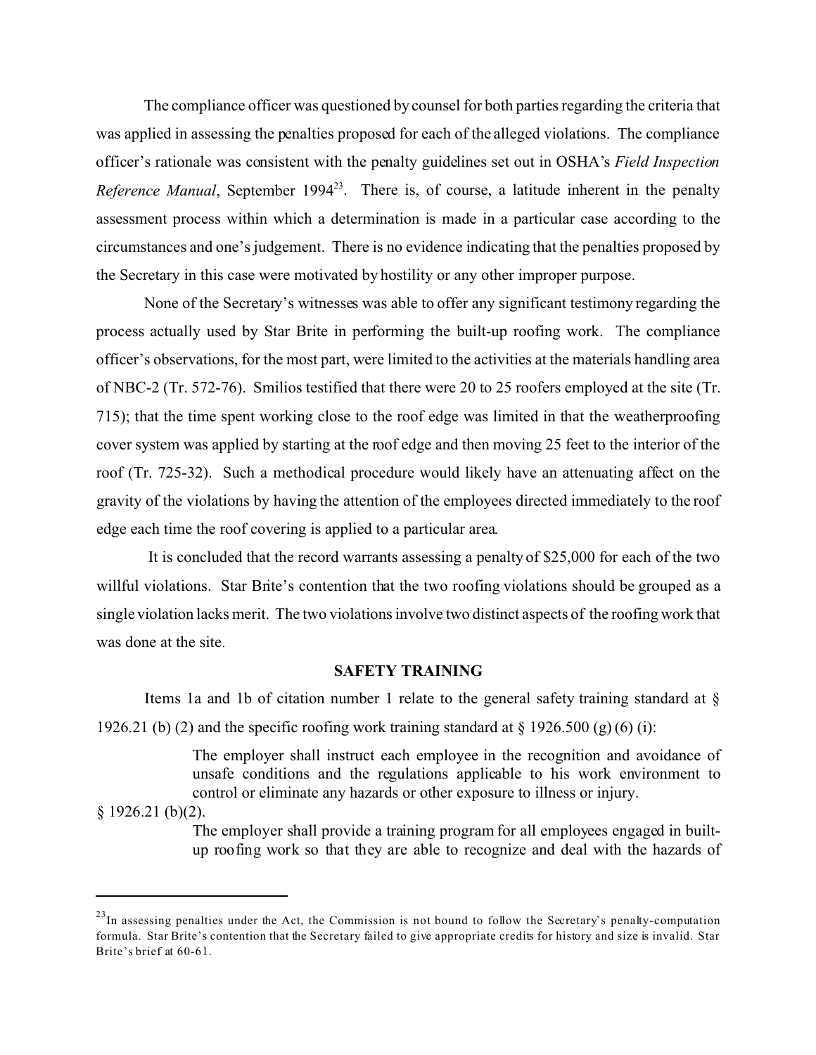The compliance officer was questioned by counsel for both parties regarding the criteria that was applied in assessing the penalties proposed for each of the alleged violations. The compliance officer's rationale was consistent with the penalty guidelines set out in OSHA's *Field Inspection Reference Manual*, September 1994[23]. There is, of course, a latitude inherent in the penalty assessment process within which a determination is made in a particular case according to the circumstances and one's judgement. There is no evidence indicating that the penalties proposed by the Secretary in this case were motivated by hostility or any other improper purpose.

None of the Secretary's witnesses was able to offer any significant testimony regarding the process actually used by Star Brite in performing the built-up roofing work. The compliance officer's observations, for the most part, were limited to the activities at the materials handling area of NBC-2 (Tr. 572-76). Smilios testified that there were 20 to 25 roofers employed at the site (Tr. 715); that the time spent working close to the roof edge was limited in that the weatherproofing cover system was applied by starting at the roof edge and then moving 25 feet to the interior of the roof (Tr. 725-32). Such a methodical procedure would likely have an attenuating affect on the gravity of the violations by having the attention of the employees directed immediately to the roof edge each time the roof covering is applied to a particular area.

It is concluded that the record warrants assessing a penalty of $25,000 for each of the two willful violations. Star Brite's contention that the two roofing violations should be grouped as a single violation lacks merit. The two violations involve two distinct aspects of the roofing work that was done at the site.

## SAFETY TRAINING

Items 1a and 1b of citation number 1 relate to the general safety training standard at § 1926.21 (b) (2) and the specific roofing work training standard at § 1926.500 (g) (6) (i):

> The employer shall instruct each employee in the recognition and avoidance of unsafe conditions and the regulations applicable to his work environment to control or eliminate any hazards or other exposure to illness or injury.

§ 1926.21 (b)(2).

> The employer shall provide a training program for all employees engaged in built-up roofing work so that they are able to recognize and deal with the hazards of

---

[23] In assessing penalties under the Act, the Commission is not bound to follow the Secretary's penalty-computation formula. Star Brite's contention that the Secretary failed to give appropriate credits for history and size is invalid. Star Brite's brief at 60-61.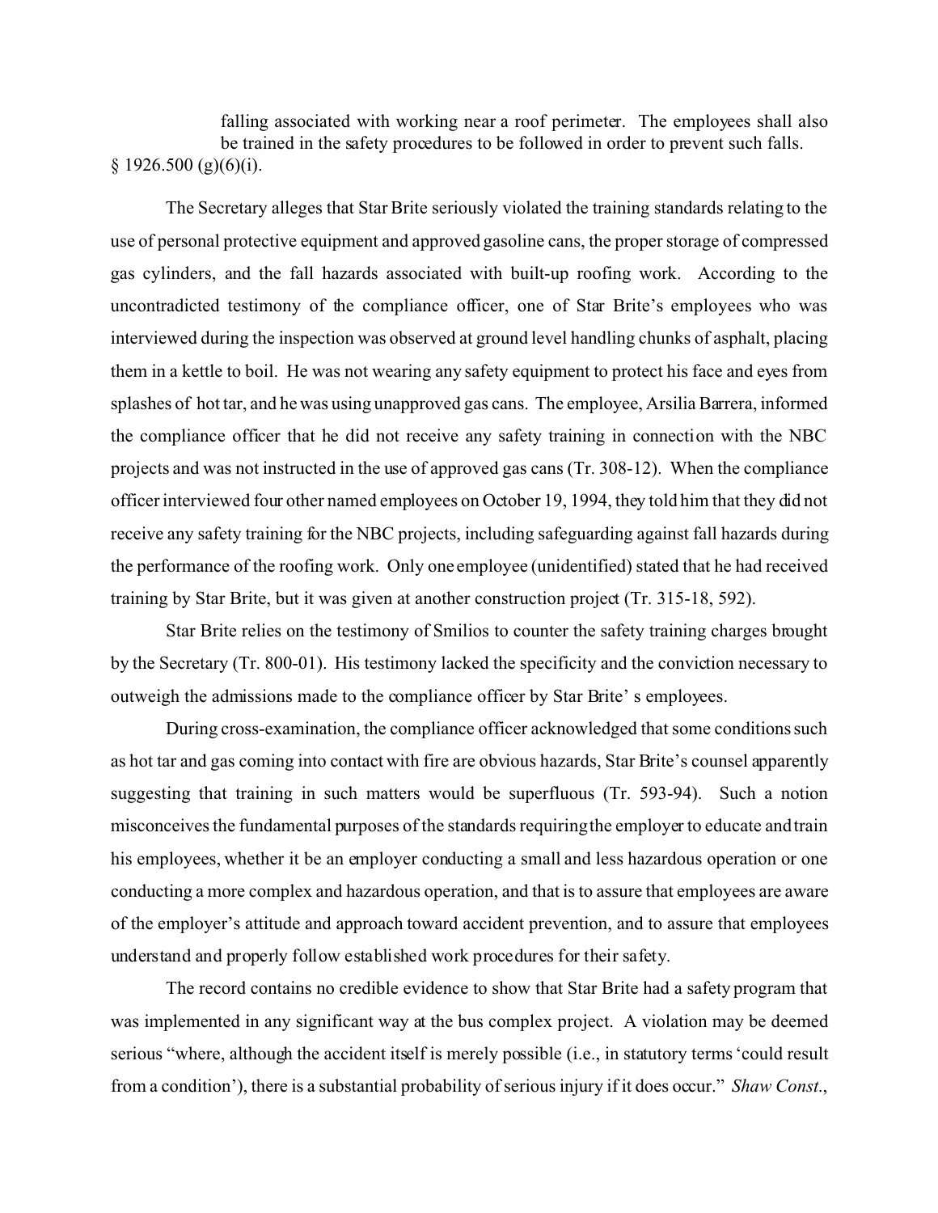> falling associated with working near a roof perimeter. The employees shall also be trained in the safety procedures to be followed in order to prevent such falls.

§ 1926.500 (g)(6)(i).

The Secretary alleges that Star Brite seriously violated the training standards relating to the use of personal protective equipment and approved gasoline cans, the proper storage of compressed gas cylinders, and the fall hazards associated with built-up roofing work. According to the uncontradicted testimony of the compliance officer, one of Star Brite's employees who was interviewed during the inspection was observed at ground level handling chunks of asphalt, placing them in a kettle to boil. He was not wearing any safety equipment to protect his face and eyes from splashes of hot tar, and he was using unapproved gas cans. The employee, Arsilia Barrera, informed the compliance officer that he did not receive any safety training in connection with the NBC projects and was not instructed in the use of approved gas cans (Tr. 308-12). When the compliance officer interviewed four other named employees on October 19, 1994, they told him that they did not receive any safety training for the NBC projects, including safeguarding against fall hazards during the performance of the roofing work. Only one employee (unidentified) stated that he had received training by Star Brite, but it was given at another construction project (Tr. 315-18, 592).

Star Brite relies on the testimony of Smilios to counter the safety training charges brought by the Secretary (Tr. 800-01). His testimony lacked the specificity and the conviction necessary to outweigh the admissions made to the compliance officer by Star Brite's employees.

During cross-examination, the compliance officer acknowledged that some conditions such as hot tar and gas coming into contact with fire are obvious hazards, Star Brite's counsel apparently suggesting that training in such matters would be superfluous (Tr. 593-94). Such a notion misconceives the fundamental purposes of the standards requiring the employer to educate and train his employees, whether it be an employer conducting a small and less hazardous operation or one conducting a more complex and hazardous operation, and that is to assure that employees are aware of the employer's attitude and approach toward accident prevention, and to assure that employees understand and properly follow established work procedures for their safety.

The record contains no credible evidence to show that Star Brite had a safety program that was implemented in any significant way at the bus complex project. A violation may be deemed serious "where, although the accident itself is merely possible (i.e., in statutory terms 'could result from a condition'), there is a substantial probability of serious injury if it does occur." *Shaw Const.*,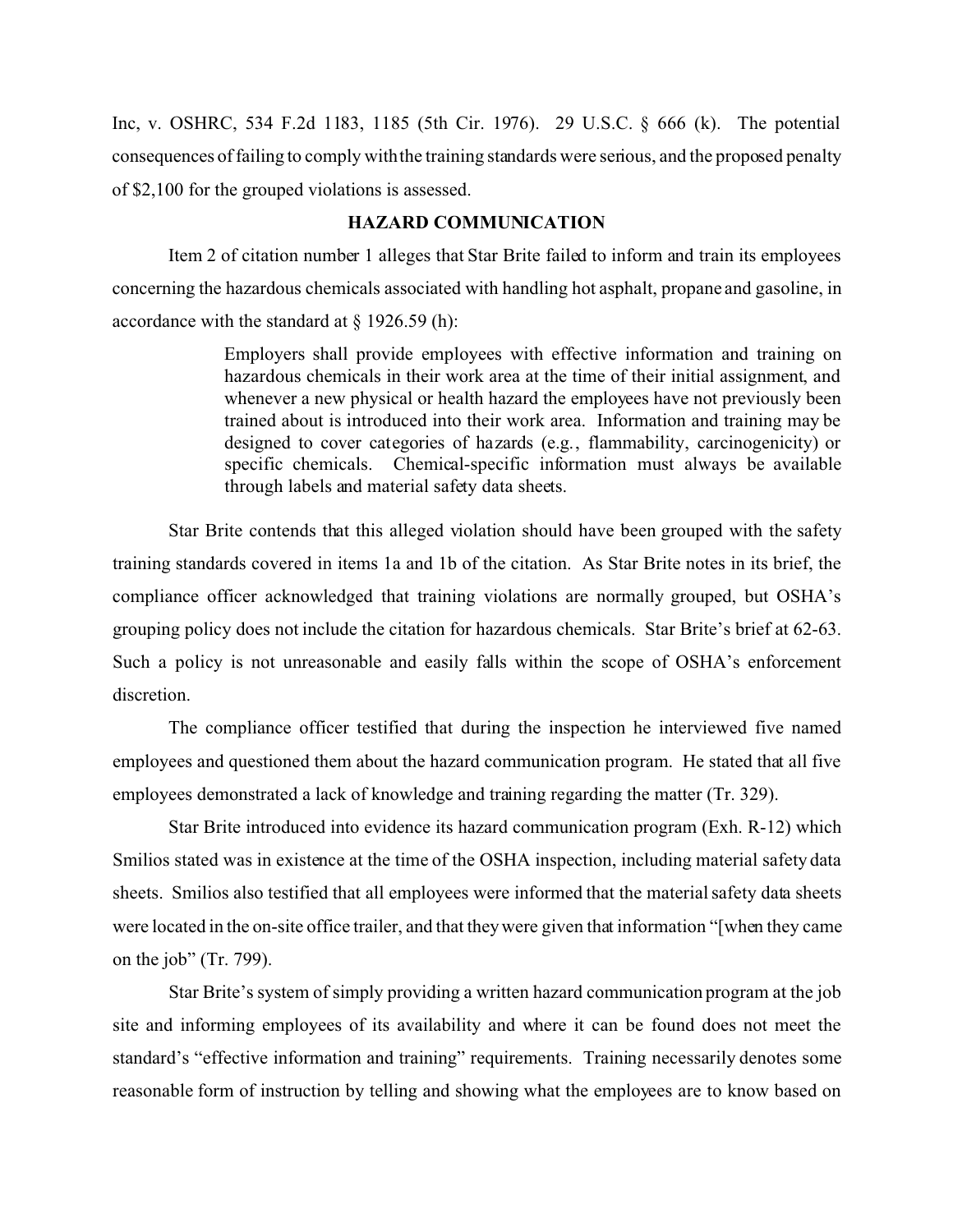Inc, v. OSHRC, 534 F.2d 1183, 1185 (5th Cir. 1976). 29 U.S.C. § 666 (k). The potential consequences of failing to comply with the training standards were serious, and the proposed penalty of $2,100 for the grouped violations is assessed.

## HAZARD COMMUNICATION

Item 2 of citation number 1 alleges that Star Brite failed to inform and train its employees concerning the hazardous chemicals associated with handling hot asphalt, propane and gasoline, in accordance with the standard at § 1926.59 (h):

> Employers shall provide employees with effective information and training on hazardous chemicals in their work area at the time of their initial assignment, and whenever a new physical or health hazard the employees have not previously been trained about is introduced into their work area. Information and training may be designed to cover categories of hazards (e.g., flammability, carcinogenicity) or specific chemicals. Chemical-specific information must always be available through labels and material safety data sheets.

Star Brite contends that this alleged violation should have been grouped with the safety training standards covered in items 1a and 1b of the citation. As Star Brite notes in its brief, the compliance officer acknowledged that training violations are normally grouped, but OSHA's grouping policy does not include the citation for hazardous chemicals. Star Brite's brief at 62-63. Such a policy is not unreasonable and easily falls within the scope of OSHA's enforcement discretion.

The compliance officer testified that during the inspection he interviewed five named employees and questioned them about the hazard communication program. He stated that all five employees demonstrated a lack of knowledge and training regarding the matter (Tr. 329).

Star Brite introduced into evidence its hazard communication program (Exh. R-12) which Smilios stated was in existence at the time of the OSHA inspection, including material safety data sheets. Smilios also testified that all employees were informed that the material safety data sheets were located in the on-site office trailer, and that they were given that information "[when they came on the job" (Tr. 799).

Star Brite's system of simply providing a written hazard communication program at the job site and informing employees of its availability and where it can be found does not meet the standard's "effective information and training" requirements. Training necessarily denotes some reasonable form of instruction by telling and showing what the employees are to know based on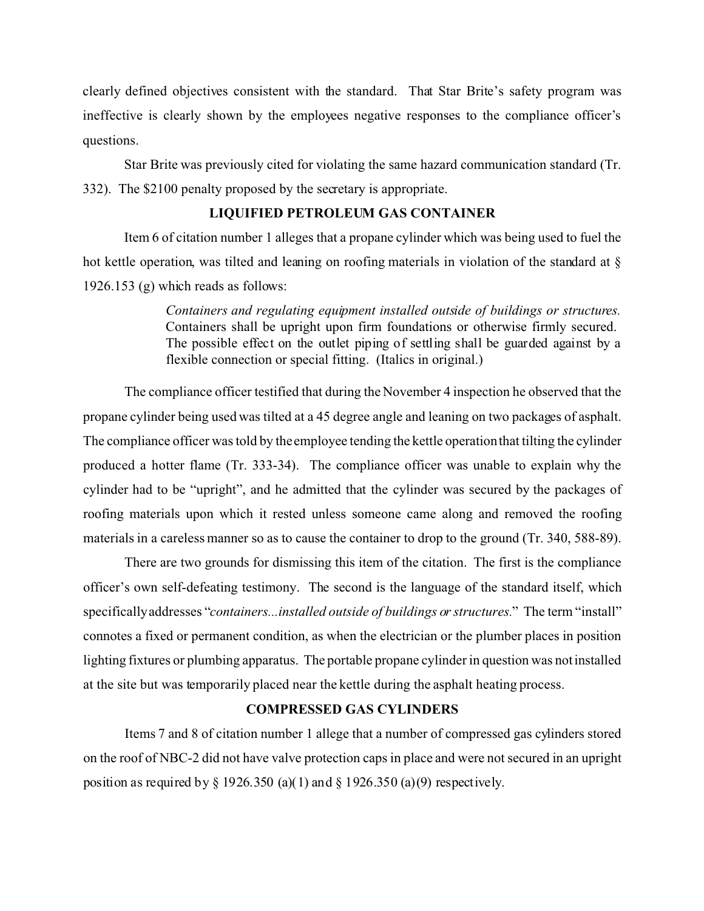clearly defined objectives consistent with the standard. That Star Brite's safety program was ineffective is clearly shown by the employees negative responses to the compliance officer's questions.

Star Brite was previously cited for violating the same hazard communication standard (Tr. 332). The $2100 penalty proposed by the secretary is appropriate.

### LIQUIFIED PETROLEUM GAS CONTAINER

Item 6 of citation number 1 alleges that a propane cylinder which was being used to fuel the hot kettle operation, was tilted and leaning on roofing materials in violation of the standard at § 1926.153 (g) which reads as follows:

> *Containers and regulating equipment installed outside of buildings or structures.* Containers shall be upright upon firm foundations or otherwise firmly secured. The possible effect on the outlet piping of settling shall be guarded against by a flexible connection or special fitting. (Italics in original.)

The compliance officer testified that during the November 4 inspection he observed that the propane cylinder being used was tilted at a 45 degree angle and leaning on two packages of asphalt. The compliance officer was told by the employee tending the kettle operation that tilting the cylinder produced a hotter flame (Tr. 333-34). The compliance officer was unable to explain why the cylinder had to be "upright", and he admitted that the cylinder was secured by the packages of roofing materials upon which it rested unless someone came along and removed the roofing materials in a careless manner so as to cause the container to drop to the ground (Tr. 340, 588-89).

There are two grounds for dismissing this item of the citation. The first is the compliance officer's own self-defeating testimony. The second is the language of the standard itself, which specifically addresses "*containers...installed outside of buildings or structures*." The term "install" connotes a fixed or permanent condition, as when the electrician or the plumber places in position lighting fixtures or plumbing apparatus. The portable propane cylinder in question was not installed at the site but was temporarily placed near the kettle during the asphalt heating process.

### COMPRESSED GAS CYLINDERS

Items 7 and 8 of citation number 1 allege that a number of compressed gas cylinders stored on the roof of NBC-2 did not have valve protection caps in place and were not secured in an upright position as required by § 1926.350 (a)(1) and § 1926.350 (a)(9) respectively.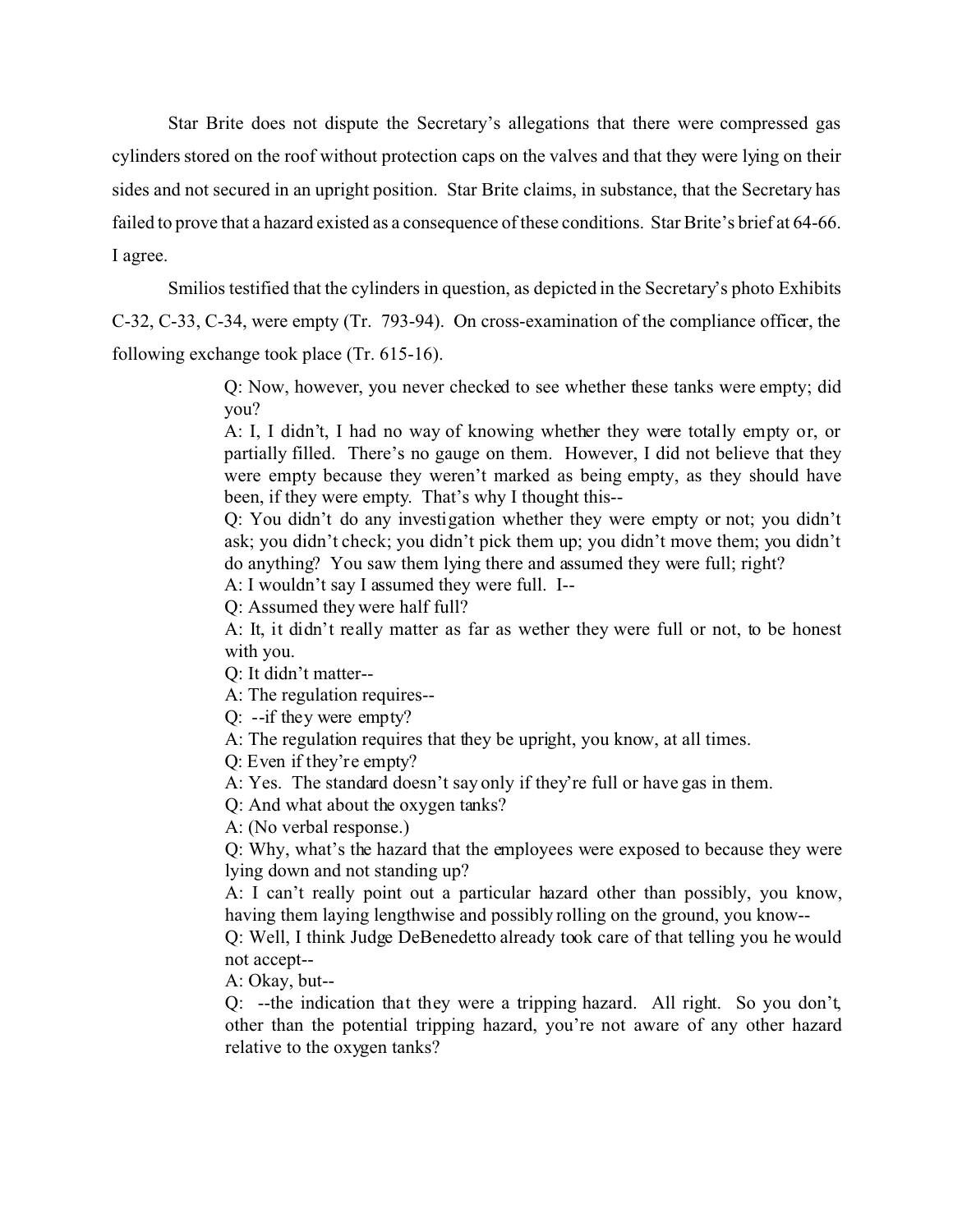Star Brite does not dispute the Secretary's allegations that there were compressed gas cylinders stored on the roof without protection caps on the valves and that they were lying on their sides and not secured in an upright position. Star Brite claims, in substance, that the Secretary has failed to prove that a hazard existed as a consequence of these conditions. Star Brite's brief at 64-66. I agree.

Smilios testified that the cylinders in question, as depicted in the Secretary's photo Exhibits C-32, C-33, C-34, were empty (Tr. 793-94). On cross-examination of the compliance officer, the following exchange took place (Tr. 615-16).

> Q: Now, however, you never checked to see whether these tanks were empty; did you?
>
> A: I, I didn't, I had no way of knowing whether they were totally empty or, or partially filled. There's no gauge on them. However, I did not believe that they were empty because they weren't marked as being empty, as they should have been, if they were empty. That's why I thought this--
>
> Q: You didn't do any investigation whether they were empty or not; you didn't ask; you didn't check; you didn't pick them up; you didn't move them; you didn't do anything? You saw them lying there and assumed they were full; right?
>
> A: I wouldn't say I assumed they were full. I--
>
> Q: Assumed they were half full?
>
> A: It, it didn't really matter as far as wether they were full or not, to be honest with you.
>
> Q: It didn't matter--
>
> A: The regulation requires--
>
> Q: --if they were empty?
>
> A: The regulation requires that they be upright, you know, at all times.
>
> Q: Even if they're empty?
>
> A: Yes. The standard doesn't say only if they're full or have gas in them.
>
> Q: And what about the oxygen tanks?
>
> A: (No verbal response.)
>
> Q: Why, what's the hazard that the employees were exposed to because they were lying down and not standing up?
>
> A: I can't really point out a particular hazard other than possibly, you know, having them laying lengthwise and possibly rolling on the ground, you know--
>
> Q: Well, I think Judge DeBenedetto already took care of that telling you he would not accept--
>
> A: Okay, but--
>
> Q: --the indication that they were a tripping hazard. All right. So you don't, other than the potential tripping hazard, you're not aware of any other hazard relative to the oxygen tanks?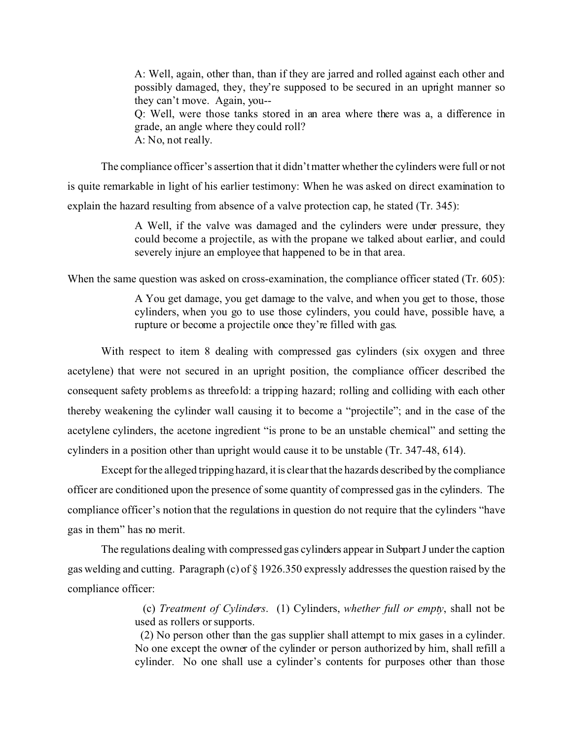> A: Well, again, other than, than if they are jarred and rolled against each other and possibly damaged, they, they're supposed to be secured in an upright manner so they can't move. Again, you--
>
> Q: Well, were those tanks stored in an area where there was a, a difference in grade, an angle where they could roll?
>
> A: No, not really.

The compliance officer's assertion that it didn't matter whether the cylinders were full or not is quite remarkable in light of his earlier testimony: When he was asked on direct examination to explain the hazard resulting from absence of a valve protection cap, he stated (Tr. 345):

> A Well, if the valve was damaged and the cylinders were under pressure, they could become a projectile, as with the propane we talked about earlier, and could severely injure an employee that happened to be in that area.

When the same question was asked on cross-examination, the compliance officer stated (Tr. 605):

> A You get damage, you get damage to the valve, and when you get to those, those cylinders, when you go to use those cylinders, you could have, possible have, a rupture or become a projectile once they're filled with gas.

With respect to item 8 dealing with compressed gas cylinders (six oxygen and three acetylene) that were not secured in an upright position, the compliance officer described the consequent safety problems as threefold: a tripping hazard; rolling and colliding with each other thereby weakening the cylinder wall causing it to become a "projectile"; and in the case of the acetylene cylinders, the acetone ingredient "is prone to be an unstable chemical" and setting the cylinders in a position other than upright would cause it to be unstable (Tr. 347-48, 614).

Except for the alleged tripping hazard, it is clear that the hazards described by the compliance officer are conditioned upon the presence of some quantity of compressed gas in the cylinders. The compliance officer's notion that the regulations in question do not require that the cylinders "have gas in them" has no merit.

The regulations dealing with compressed gas cylinders appear in Subpart J under the caption gas welding and cutting. Paragraph (c) of § 1926.350 expressly addresses the question raised by the compliance officer:

> (c) *Treatment of Cylinders*. (1) Cylinders, *whether full or empty*, shall not be used as rollers or supports.
>
> (2) No person other than the gas supplier shall attempt to mix gases in a cylinder. No one except the owner of the cylinder or person authorized by him, shall refill a cylinder. No one shall use a cylinder's contents for purposes other than those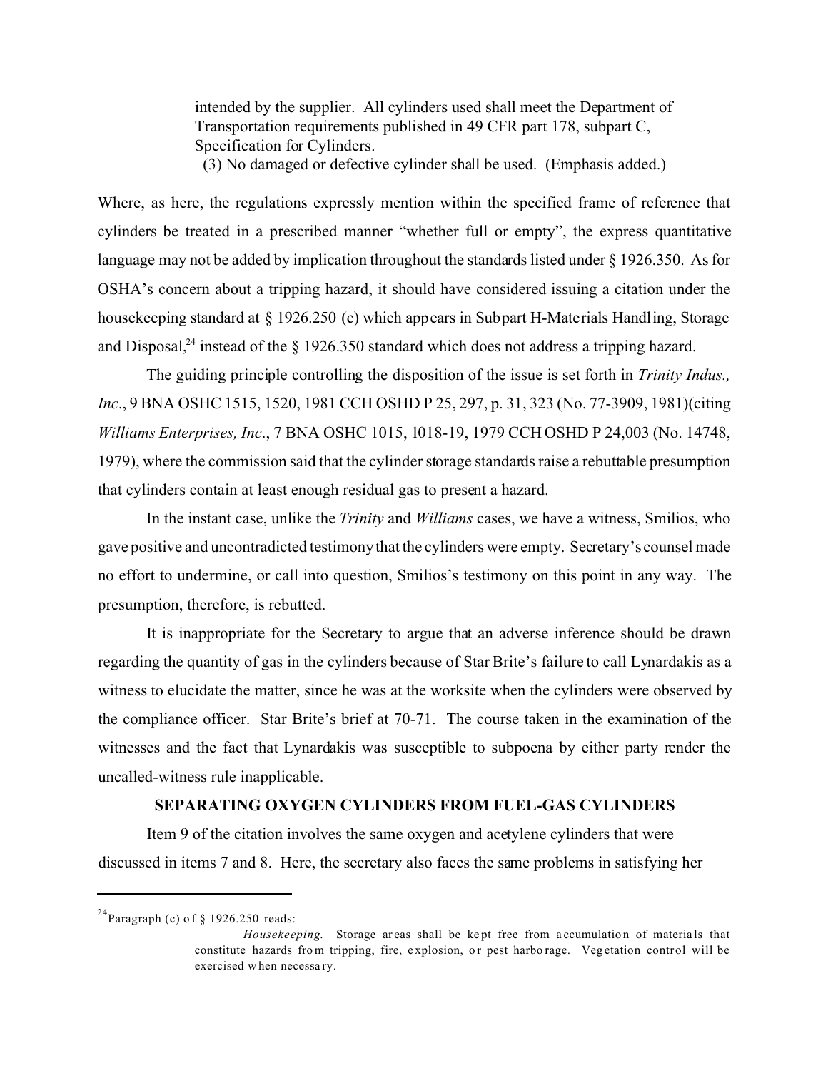> intended by the supplier. All cylinders used shall meet the Department of Transportation requirements published in 49 CFR part 178, subpart C, Specification for Cylinders.
>
> (3) No damaged or defective cylinder shall be used. (Emphasis added.)

Where, as here, the regulations expressly mention within the specified frame of reference that cylinders be treated in a prescribed manner "whether full or empty", the express quantitative language may not be added by implication throughout the standards listed under § 1926.350. As for OSHA's concern about a tripping hazard, it should have considered issuing a citation under the housekeeping standard at § 1926.250 (c) which appears in Subpart H-Materials Handling, Storage and Disposal,[24] instead of the § 1926.350 standard which does not address a tripping hazard.

The guiding principle controlling the disposition of the issue is set forth in *Trinity Indus., Inc*., 9 BNA OSHC 1515, 1520, 1981 CCH OSHD P 25, 297, p. 31, 323 (No. 77-3909, 1981)(citing *Williams Enterprises, Inc*., 7 BNA OSHC 1015, 1018-19, 1979 CCH OSHD P 24,003 (No. 14748, 1979), where the commission said that the cylinder storage standards raise a rebuttable presumption that cylinders contain at least enough residual gas to present a hazard.

In the instant case, unlike the *Trinity* and *Williams* cases, we have a witness, Smilios, who gave positive and uncontradicted testimony that the cylinders were empty. Secretary's counsel made no effort to undermine, or call into question, Smilios's testimony on this point in any way. The presumption, therefore, is rebutted.

It is inappropriate for the Secretary to argue that an adverse inference should be drawn regarding the quantity of gas in the cylinders because of Star Brite's failure to call Lynardakis as a witness to elucidate the matter, since he was at the worksite when the cylinders were observed by the compliance officer. Star Brite's brief at 70-71. The course taken in the examination of the witnesses and the fact that Lynardakis was susceptible to subpoena by either party render the uncalled-witness rule inapplicable.

**SEPARATING OXYGEN CYLINDERS FROM FUEL-GAS CYLINDERS**

Item 9 of the citation involves the same oxygen and acetylene cylinders that were discussed in items 7 and 8. Here, the secretary also faces the same problems in satisfying her

---

[24] Paragraph (c) of § 1926.250 reads:

> *Housekeeping.* Storage areas shall be kept free from accumulation of materials that constitute hazards from tripping, fire, explosion, or pest harborage. Vegetation control will be exercised when necessary.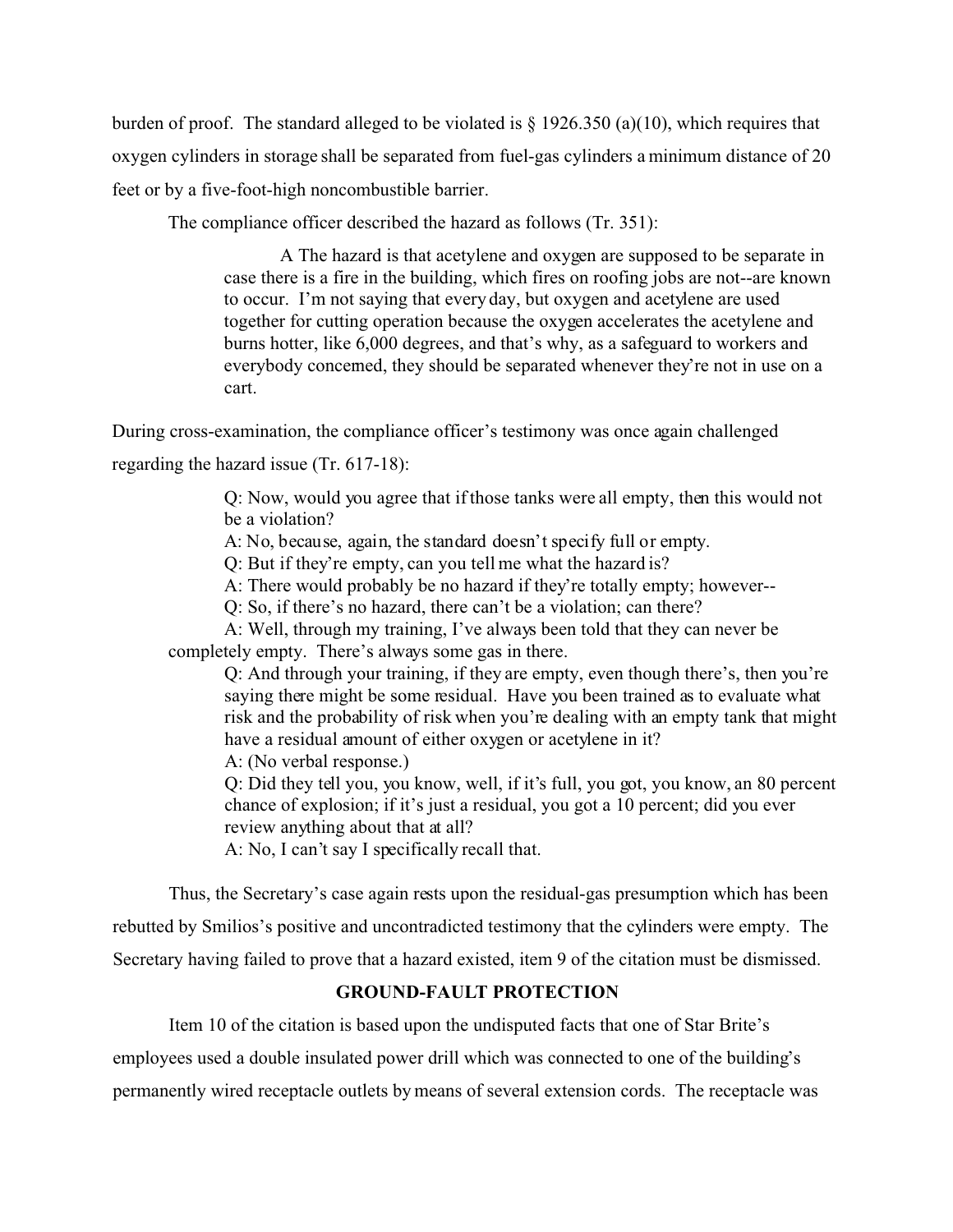burden of proof. The standard alleged to be violated is § 1926.350 (a)(10), which requires that oxygen cylinders in storage shall be separated from fuel-gas cylinders a minimum distance of 20 feet or by a five-foot-high noncombustible barrier.

The compliance officer described the hazard as follows (Tr. 351):

> A The hazard is that acetylene and oxygen are supposed to be separate in case there is a fire in the building, which fires on roofing jobs are not--are known to occur. I'm not saying that every day, but oxygen and acetylene are used together for cutting operation because the oxygen accelerates the acetylene and burns hotter, like 6,000 degrees, and that's why, as a safeguard to workers and everybody concerned, they should be separated whenever they're not in use on a cart.

During cross-examination, the compliance officer's testimony was once again challenged regarding the hazard issue (Tr. 617-18):

> Q: Now, would you agree that if those tanks were all empty, then this would not be a violation?
>
> A: No, because, again, the standard doesn't specify full or empty.
>
> Q: But if they're empty, can you tell me what the hazard is?
>
> A: There would probably be no hazard if they're totally empty; however--
>
> Q: So, if there's no hazard, there can't be a violation; can there?
>
> A: Well, through my training, I've always been told that they can never be completely empty. There's always some gas in there.
>
> Q: And through your training, if they are empty, even though there's, then you're saying there might be some residual. Have you been trained as to evaluate what risk and the probability of risk when you're dealing with an empty tank that might have a residual amount of either oxygen or acetylene in it?
>
> A: (No verbal response.)
>
> Q: Did they tell you, you know, well, if it's full, you got, you know, an 80 percent chance of explosion; if it's just a residual, you got a 10 percent; did you ever review anything about that at all?
>
> A: No, I can't say I specifically recall that.

Thus, the Secretary's case again rests upon the residual-gas presumption which has been rebutted by Smilios's positive and uncontradicted testimony that the cylinders were empty. The Secretary having failed to prove that a hazard existed, item 9 of the citation must be dismissed.

## GROUND-FAULT PROTECTION

Item 10 of the citation is based upon the undisputed facts that one of Star Brite's employees used a double insulated power drill which was connected to one of the building's permanently wired receptacle outlets by means of several extension cords. The receptacle was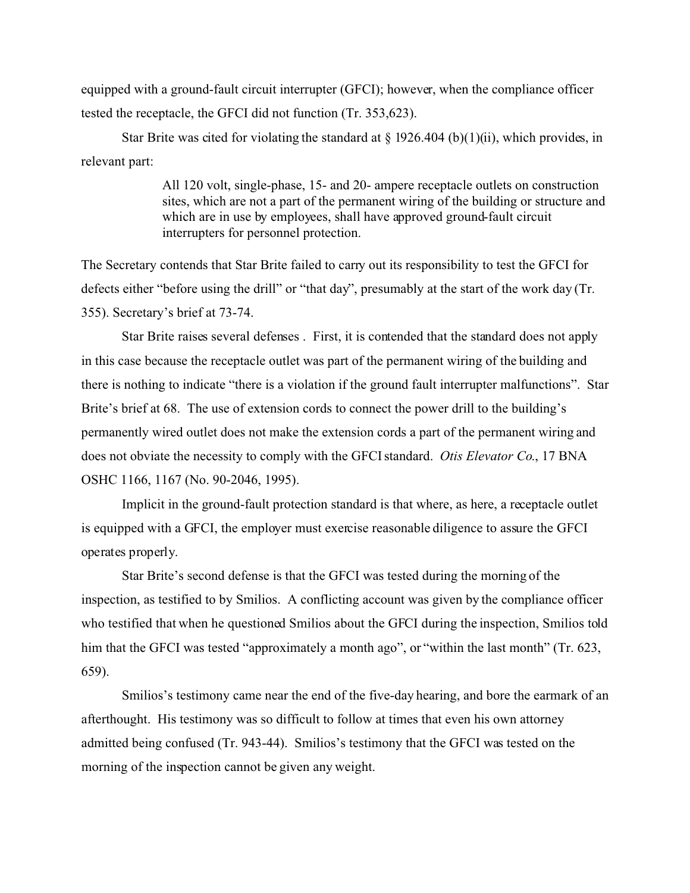equipped with a ground-fault circuit interrupter (GFCI); however, when the compliance officer tested the receptacle, the GFCI did not function (Tr. 353,623).

Star Brite was cited for violating the standard at § 1926.404 (b)(1)(ii), which provides, in relevant part:

> All 120 volt, single-phase, 15- and 20- ampere receptacle outlets on construction sites, which are not a part of the permanent wiring of the building or structure and which are in use by employees, shall have approved ground-fault circuit interrupters for personnel protection.

The Secretary contends that Star Brite failed to carry out its responsibility to test the GFCI for defects either "before using the drill" or "that day", presumably at the start of the work day (Tr. 355). Secretary's brief at 73-74.

Star Brite raises several defenses . First, it is contended that the standard does not apply in this case because the receptacle outlet was part of the permanent wiring of the building and there is nothing to indicate "there is a violation if the ground fault interrupter malfunctions". Star Brite's brief at 68. The use of extension cords to connect the power drill to the building's permanently wired outlet does not make the extension cords a part of the permanent wiring and does not obviate the necessity to comply with the GFCI standard. *Otis Elevator Co.*, 17 BNA OSHC 1166, 1167 (No. 90-2046, 1995).

Implicit in the ground-fault protection standard is that where, as here, a receptacle outlet is equipped with a GFCI, the employer must exercise reasonable diligence to assure the GFCI operates properly.

Star Brite's second defense is that the GFCI was tested during the morning of the inspection, as testified to by Smilios. A conflicting account was given by the compliance officer who testified that when he questioned Smilios about the GFCI during the inspection, Smilios told him that the GFCI was tested "approximately a month ago", or "within the last month" (Tr. 623, 659).

Smilios's testimony came near the end of the five-day hearing, and bore the earmark of an afterthought. His testimony was so difficult to follow at times that even his own attorney admitted being confused (Tr. 943-44). Smilios's testimony that the GFCI was tested on the morning of the inspection cannot be given any weight.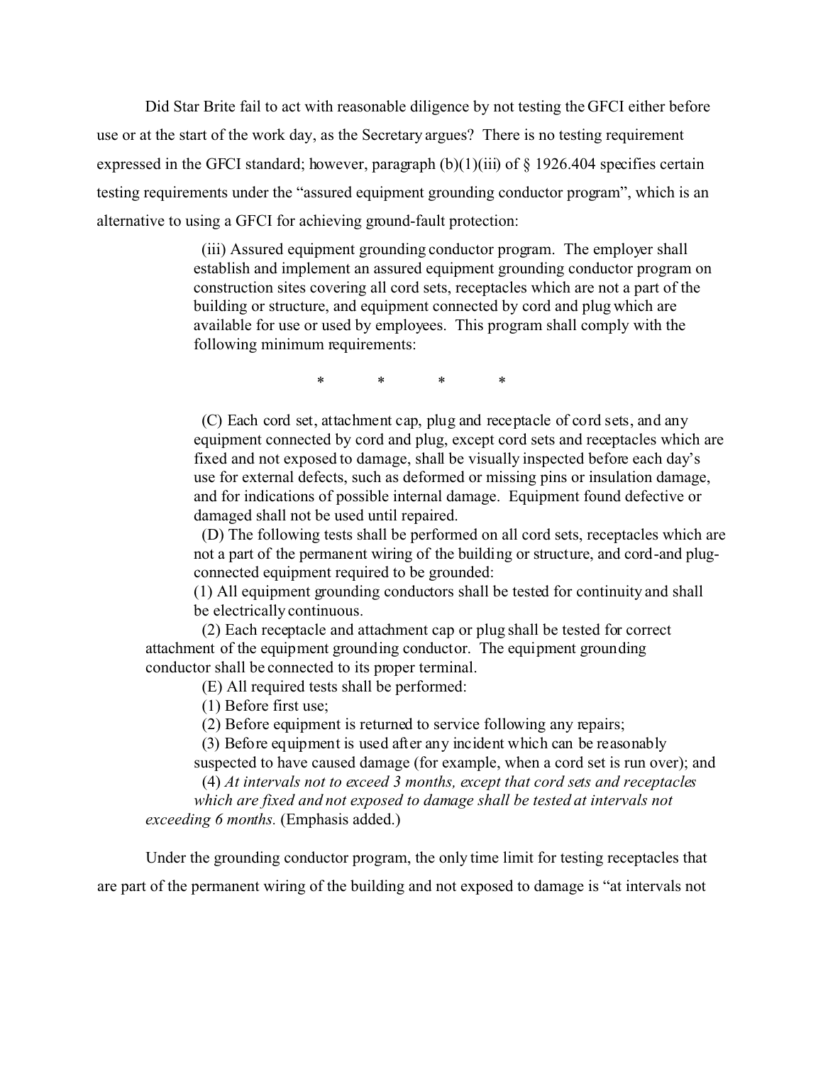Did Star Brite fail to act with reasonable diligence by not testing the GFCI either before use or at the start of the work day, as the Secretary argues? There is no testing requirement expressed in the GFCI standard; however, paragraph (b)(1)(iii) of § 1926.404 specifies certain testing requirements under the "assured equipment grounding conductor program", which is an alternative to using a GFCI for achieving ground-fault protection:

> (iii) Assured equipment grounding conductor program. The employer shall establish and implement an assured equipment grounding conductor program on construction sites covering all cord sets, receptacles which are not a part of the building or structure, and equipment connected by cord and plug which are available for use or used by employees. This program shall comply with the following minimum requirements:
>
> \* \* \* \*
>
> (C) Each cord set, attachment cap, plug and receptacle of cord sets, and any equipment connected by cord and plug, except cord sets and receptacles which are fixed and not exposed to damage, shall be visually inspected before each day's use for external defects, such as deformed or missing pins or insulation damage, and for indications of possible internal damage. Equipment found defective or damaged shall not be used until repaired.
>
> (D) The following tests shall be performed on all cord sets, receptacles which are not a part of the permanent wiring of the building or structure, and cord-and plug-connected equipment required to be grounded:
>
> (1) All equipment grounding conductors shall be tested for continuity and shall be electrically continuous.
>
> (2) Each receptacle and attachment cap or plug shall be tested for correct attachment of the equipment grounding conductor. The equipment grounding conductor shall be connected to its proper terminal.
>
> (E) All required tests shall be performed:
>
> (1) Before first use;
>
> (2) Before equipment is returned to service following any repairs;
>
> (3) Before equipment is used after any incident which can be reasonably suspected to have caused damage (for example, when a cord set is run over); and
>
> (4) *At intervals not to exceed 3 months, except that cord sets and receptacles which are fixed and not exposed to damage shall be tested at intervals not exceeding 6 months.* (Emphasis added.)

Under the grounding conductor program, the only time limit for testing receptacles that are part of the permanent wiring of the building and not exposed to damage is "at intervals not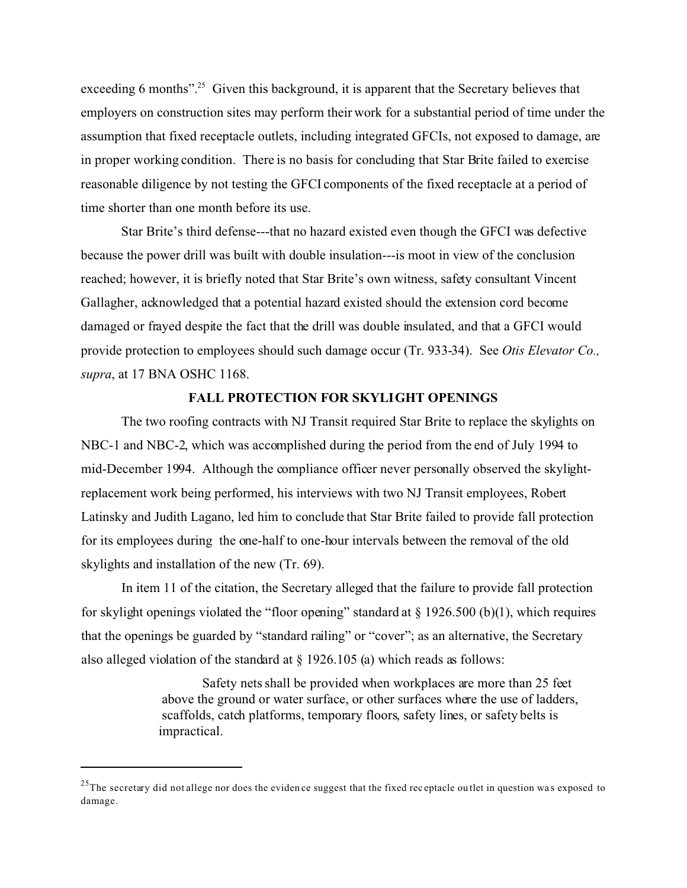exceeding 6 months".[25] Given this background, it is apparent that the Secretary believes that employers on construction sites may perform their work for a substantial period of time under the assumption that fixed receptacle outlets, including integrated GFCIs, not exposed to damage, are in proper working condition. There is no basis for concluding that Star Brite failed to exercise reasonable diligence by not testing the GFCI components of the fixed receptacle at a period of time shorter than one month before its use.

Star Brite's third defense---that no hazard existed even though the GFCI was defective because the power drill was built with double insulation---is moot in view of the conclusion reached; however, it is briefly noted that Star Brite's own witness, safety consultant Vincent Gallagher, acknowledged that a potential hazard existed should the extension cord become damaged or frayed despite the fact that the drill was double insulated, and that a GFCI would provide protection to employees should such damage occur (Tr. 933-34). See *Otis Elevator Co., supra*, at 17 BNA OSHC 1168.

## FALL PROTECTION FOR SKYLIGHT OPENINGS

The two roofing contracts with NJ Transit required Star Brite to replace the skylights on NBC-1 and NBC-2, which was accomplished during the period from the end of July 1994 to mid-December 1994. Although the compliance officer never personally observed the skylight-replacement work being performed, his interviews with two NJ Transit employees, Robert Latinsky and Judith Lagano, led him to conclude that Star Brite failed to provide fall protection for its employees during the one-half to one-hour intervals between the removal of the old skylights and installation of the new (Tr. 69).

In item 11 of the citation, the Secretary alleged that the failure to provide fall protection for skylight openings violated the "floor opening" standard at § 1926.500 (b)(1), which requires that the openings be guarded by "standard railing" or "cover"; as an alternative, the Secretary also alleged violation of the standard at § 1926.105 (a) which reads as follows:

> Safety nets shall be provided when workplaces are more than 25 feet above the ground or water surface, or other surfaces where the use of ladders, scaffolds, catch platforms, temporary floors, safety lines, or safety belts is impractical.

---

[25] The secretary did not allege nor does the evidence suggest that the fixed receptacle outlet in question was exposed to damage.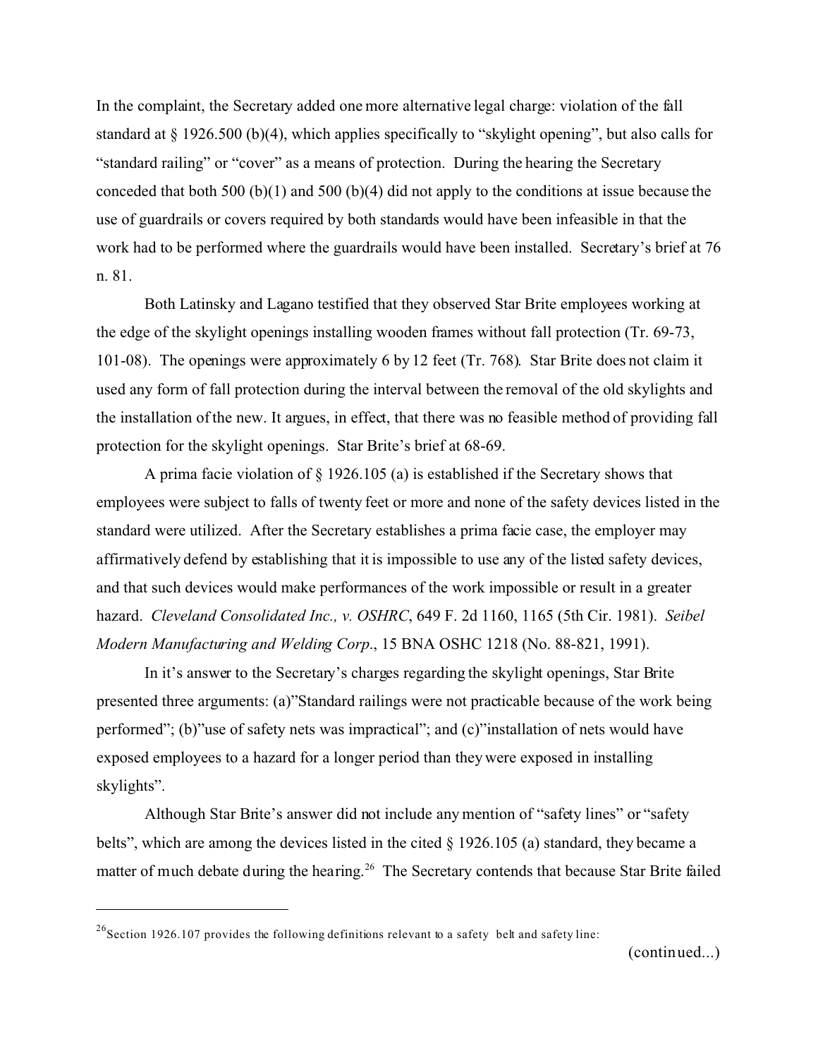In the complaint, the Secretary added one more alternative legal charge: violation of the fall standard at § 1926.500 (b)(4), which applies specifically to "skylight opening", but also calls for "standard railing" or "cover" as a means of protection. During the hearing the Secretary conceded that both 500 (b)(1) and 500 (b)(4) did not apply to the conditions at issue because the use of guardrails or covers required by both standards would have been infeasible in that the work had to be performed where the guardrails would have been installed. Secretary's brief at 76 n. 81.

Both Latinsky and Lagano testified that they observed Star Brite employees working at the edge of the skylight openings installing wooden frames without fall protection (Tr. 69-73, 101-08). The openings were approximately 6 by 12 feet (Tr. 768). Star Brite does not claim it used any form of fall protection during the interval between the removal of the old skylights and the installation of the new. It argues, in effect, that there was no feasible method of providing fall protection for the skylight openings. Star Brite's brief at 68-69.

A prima facie violation of § 1926.105 (a) is established if the Secretary shows that employees were subject to falls of twenty feet or more and none of the safety devices listed in the standard were utilized. After the Secretary establishes a prima facie case, the employer may affirmatively defend by establishing that it is impossible to use any of the listed safety devices, and that such devices would make performances of the work impossible or result in a greater hazard. *Cleveland Consolidated Inc., v. OSHRC*, 649 F. 2d 1160, 1165 (5th Cir. 1981). *Seibel Modern Manufacturing and Welding Corp*., 15 BNA OSHC 1218 (No. 88-821, 1991).

In it's answer to the Secretary's charges regarding the skylight openings, Star Brite presented three arguments: (a)"Standard railings were not practicable because of the work being performed"; (b)"use of safety nets was impractical"; and (c)"installation of nets would have exposed employees to a hazard for a longer period than they were exposed in installing skylights".

Although Star Brite's answer did not include any mention of "safety lines" or "safety belts", which are among the devices listed in the cited § 1926.105 (a) standard, they became a matter of much debate during the hearing.[26] The Secretary contends that because Star Brite failed

---

[26] Section 1926.107 provides the following definitions relevant to a safety belt and safety line:

(continued...)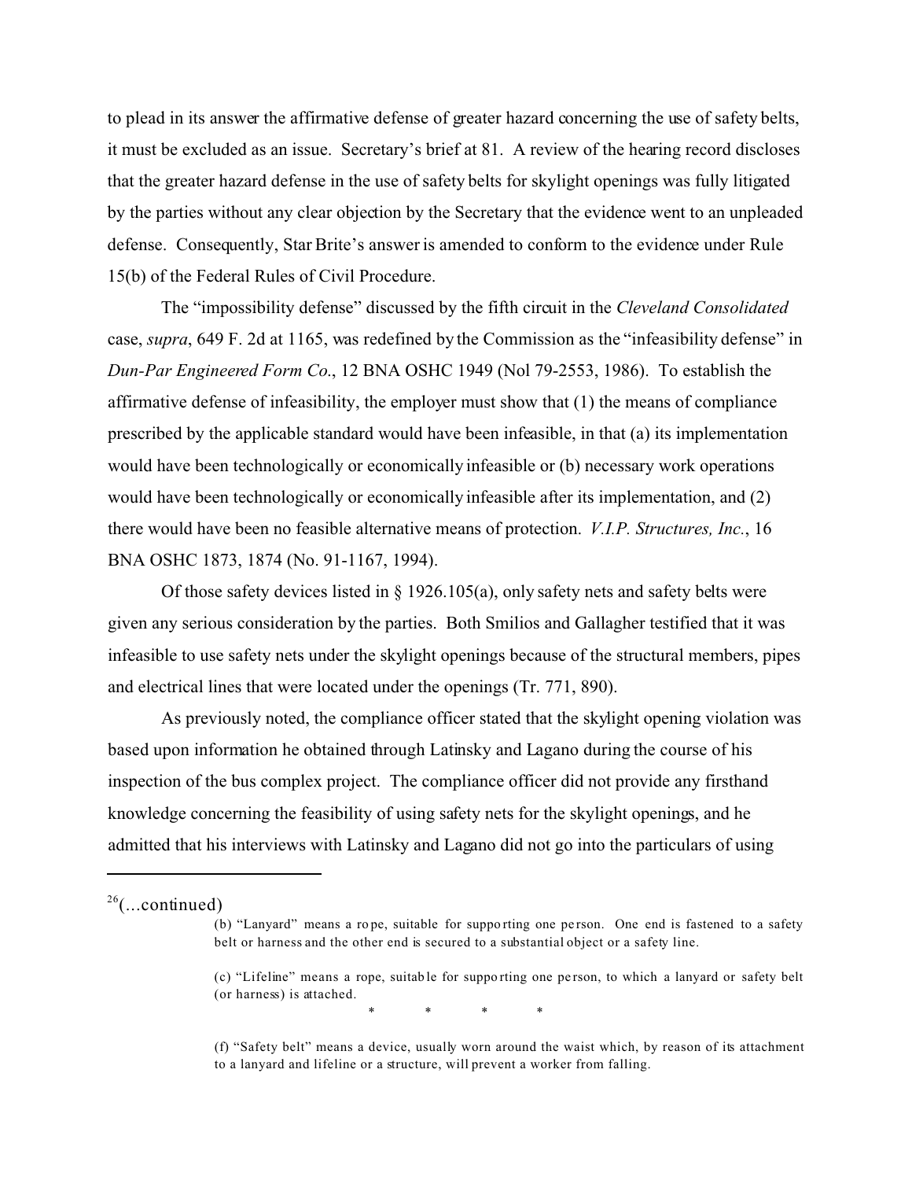to plead in its answer the affirmative defense of greater hazard concerning the use of safety belts, it must be excluded as an issue. Secretary's brief at 81. A review of the hearing record discloses that the greater hazard defense in the use of safety belts for skylight openings was fully litigated by the parties without any clear objection by the Secretary that the evidence went to an unpleaded defense. Consequently, Star Brite's answer is amended to conform to the evidence under Rule 15(b) of the Federal Rules of Civil Procedure.

The "impossibility defense" discussed by the fifth circuit in the *Cleveland Consolidated* case, *supra*, 649 F. 2d at 1165, was redefined by the Commission as the "infeasibility defense" in *Dun-Par Engineered Form Co.*, 12 BNA OSHC 1949 (Nol 79-2553, 1986). To establish the affirmative defense of infeasibility, the employer must show that (1) the means of compliance prescribed by the applicable standard would have been infeasible, in that (a) its implementation would have been technologically or economically infeasible or (b) necessary work operations would have been technologically or economically infeasible after its implementation, and (2) there would have been no feasible alternative means of protection. *V.I.P. Structures, Inc.*, 16 BNA OSHC 1873, 1874 (No. 91-1167, 1994).

Of those safety devices listed in § 1926.105(a), only safety nets and safety belts were given any serious consideration by the parties. Both Smilios and Gallagher testified that it was infeasible to use safety nets under the skylight openings because of the structural members, pipes and electrical lines that were located under the openings (Tr. 771, 890).

As previously noted, the compliance officer stated that the skylight opening violation was based upon information he obtained through Latinsky and Lagano during the course of his inspection of the bus complex project. The compliance officer did not provide any firsthand knowledge concerning the feasibility of using safety nets for the skylight openings, and he admitted that his interviews with Latinsky and Lagano did not go into the particulars of using

---

[26](...continued)

> (b) "Lanyard" means a rope, suitable for supporting one person. One end is fastened to a safety belt or harness and the other end is secured to a substantial object or a safety line.
>
> (c) "Lifeline" means a rope, suitable for supporting one person, to which a lanyard or safety belt (or harness) is attached.
>
> \* \* \* \*
>
> (f) "Safety belt" means a device, usually worn around the waist which, by reason of its attachment to a lanyard and lifeline or a structure, will prevent a worker from falling.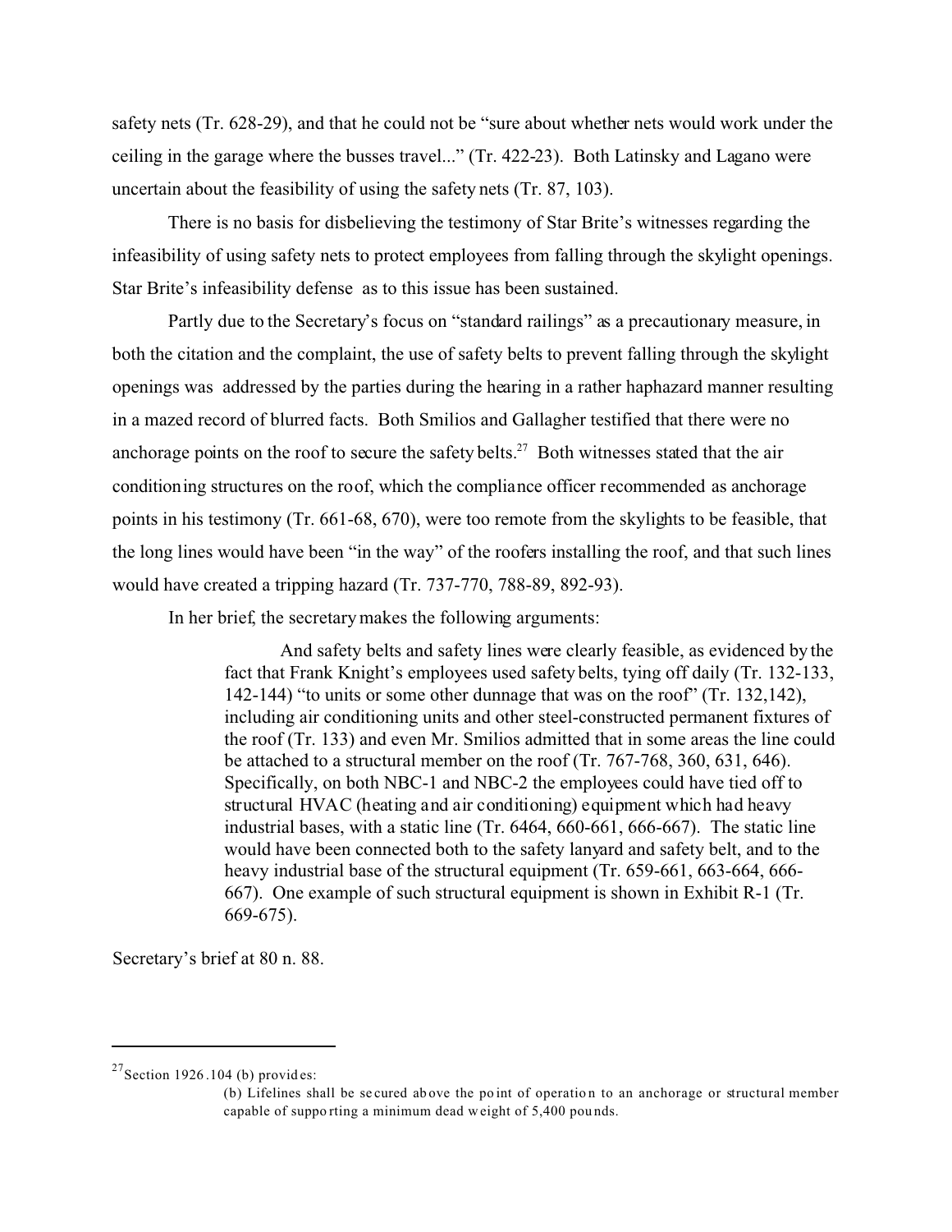safety nets (Tr. 628-29), and that he could not be "sure about whether nets would work under the ceiling in the garage where the busses travel..." (Tr. 422-23). Both Latinsky and Lagano were uncertain about the feasibility of using the safety nets (Tr. 87, 103).

There is no basis for disbelieving the testimony of Star Brite's witnesses regarding the infeasibility of using safety nets to protect employees from falling through the skylight openings. Star Brite's infeasibility defense as to this issue has been sustained.

Partly due to the Secretary's focus on "standard railings" as a precautionary measure, in both the citation and the complaint, the use of safety belts to prevent falling through the skylight openings was addressed by the parties during the hearing in a rather haphazard manner resulting in a mazed record of blurred facts. Both Smilios and Gallagher testified that there were no anchorage points on the roof to secure the safety belts.[27] Both witnesses stated that the air conditioning structures on the roof, which the compliance officer recommended as anchorage points in his testimony (Tr. 661-68, 670), were too remote from the skylights to be feasible, that the long lines would have been "in the way" of the roofers installing the roof, and that such lines would have created a tripping hazard (Tr. 737-770, 788-89, 892-93).

In her brief, the secretary makes the following arguments:

> And safety belts and safety lines were clearly feasible, as evidenced by the fact that Frank Knight's employees used safety belts, tying off daily (Tr. 132-133, 142-144) "to units or some other dunnage that was on the roof" (Tr. 132,142), including air conditioning units and other steel-constructed permanent fixtures of the roof (Tr. 133) and even Mr. Smilios admitted that in some areas the line could be attached to a structural member on the roof (Tr. 767-768, 360, 631, 646). Specifically, on both NBC-1 and NBC-2 the employees could have tied off to structural HVAC (heating and air conditioning) equipment which had heavy industrial bases, with a static line (Tr. 6464, 660-661, 666-667). The static line would have been connected both to the safety lanyard and safety belt, and to the heavy industrial base of the structural equipment (Tr. 659-661, 663-664, 666-667). One example of such structural equipment is shown in Exhibit R-1 (Tr. 669-675).

Secretary's brief at 80 n. 88.

---

[27] Section 1926.104 (b) provides:

> (b) Lifelines shall be secured above the point of operation to an anchorage or structural member capable of supporting a minimum dead weight of 5,400 pounds.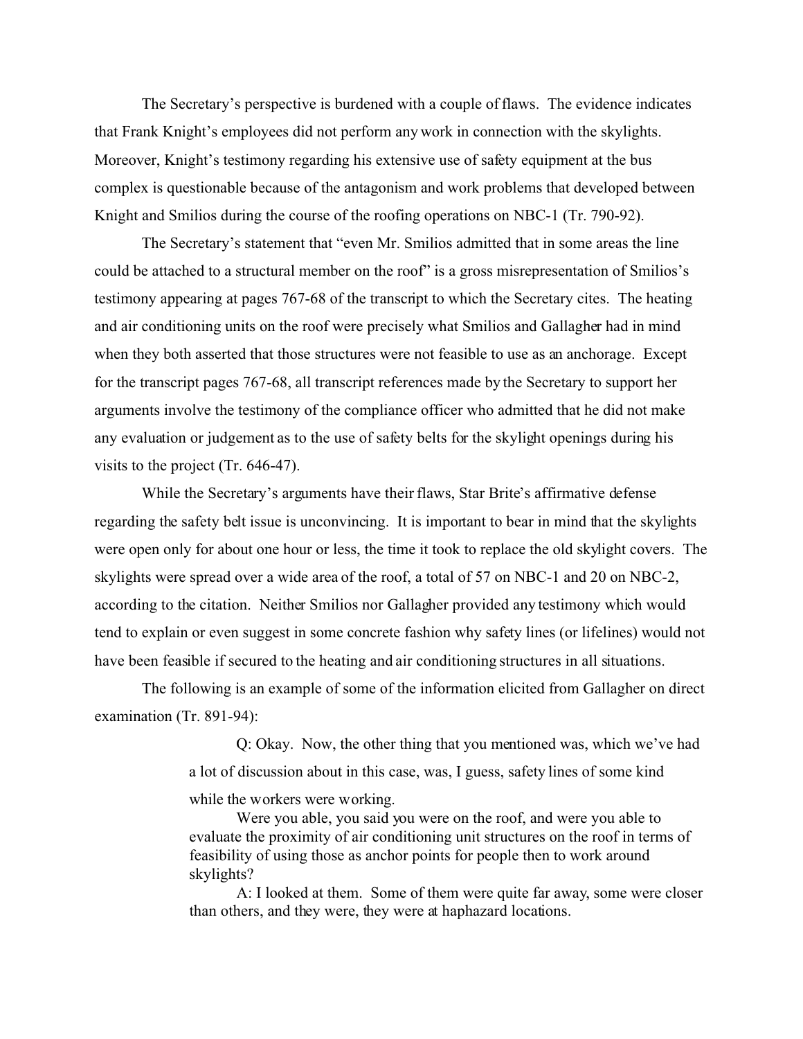The Secretary's perspective is burdened with a couple of flaws. The evidence indicates that Frank Knight's employees did not perform any work in connection with the skylights. Moreover, Knight's testimony regarding his extensive use of safety equipment at the bus complex is questionable because of the antagonism and work problems that developed between Knight and Smilios during the course of the roofing operations on NBC-1 (Tr. 790-92).

The Secretary's statement that "even Mr. Smilios admitted that in some areas the line could be attached to a structural member on the roof" is a gross misrepresentation of Smilios's testimony appearing at pages 767-68 of the transcript to which the Secretary cites. The heating and air conditioning units on the roof were precisely what Smilios and Gallagher had in mind when they both asserted that those structures were not feasible to use as an anchorage. Except for the transcript pages 767-68, all transcript references made by the Secretary to support her arguments involve the testimony of the compliance officer who admitted that he did not make any evaluation or judgement as to the use of safety belts for the skylight openings during his visits to the project (Tr. 646-47).

While the Secretary's arguments have their flaws, Star Brite's affirmative defense regarding the safety belt issue is unconvincing. It is important to bear in mind that the skylights were open only for about one hour or less, the time it took to replace the old skylight covers. The skylights were spread over a wide area of the roof, a total of 57 on NBC-1 and 20 on NBC-2, according to the citation. Neither Smilios nor Gallagher provided any testimony which would tend to explain or even suggest in some concrete fashion why safety lines (or lifelines) would not have been feasible if secured to the heating and air conditioning structures in all situations.

The following is an example of some of the information elicited from Gallagher on direct examination (Tr. 891-94):

> Q: Okay. Now, the other thing that you mentioned was, which we've had a lot of discussion about in this case, was, I guess, safety lines of some kind while the workers were working.
>
> Were you able, you said you were on the roof, and were you able to evaluate the proximity of air conditioning unit structures on the roof in terms of feasibility of using those as anchor points for people then to work around skylights?
>
> A: I looked at them. Some of them were quite far away, some were closer than others, and they were, they were at haphazard locations.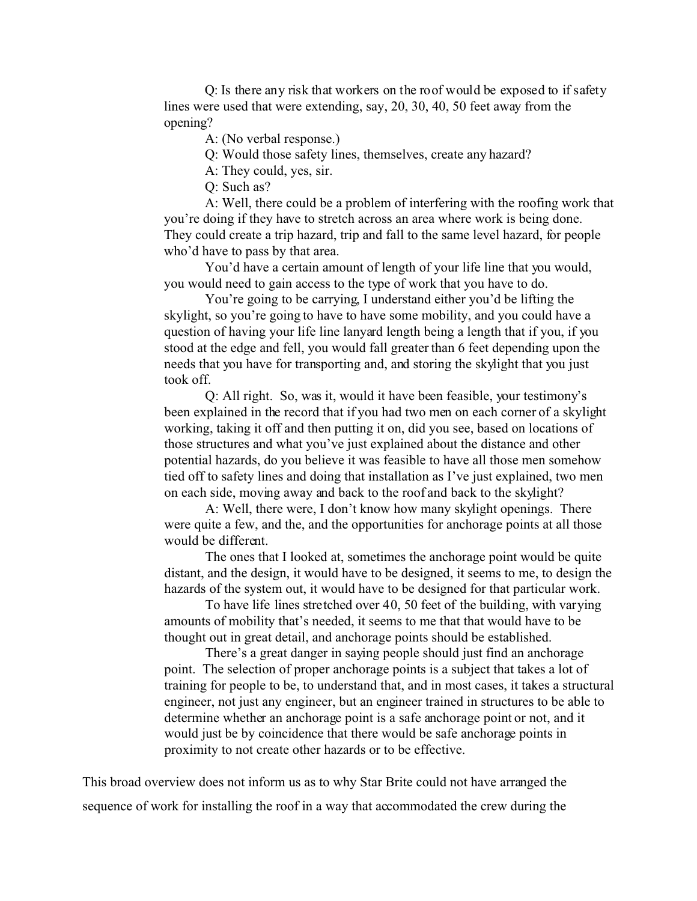Q: Is there any risk that workers on the roof would be exposed to if safety lines were used that were extending, say, 20, 30, 40, 50 feet away from the opening?

A: (No verbal response.)

Q: Would those safety lines, themselves, create any hazard?

A: They could, yes, sir.

Q: Such as?

A: Well, there could be a problem of interfering with the roofing work that you're doing if they have to stretch across an area where work is being done. They could create a trip hazard, trip and fall to the same level hazard, for people who'd have to pass by that area.

You'd have a certain amount of length of your life line that you would, you would need to gain access to the type of work that you have to do.

You're going to be carrying, I understand either you'd be lifting the skylight, so you're going to have to have some mobility, and you could have a question of having your life line lanyard length being a length that if you, if you stood at the edge and fell, you would fall greater than 6 feet depending upon the needs that you have for transporting and, and storing the skylight that you just took off.

Q: All right. So, was it, would it have been feasible, your testimony's been explained in the record that if you had two men on each corner of a skylight working, taking it off and then putting it on, did you see, based on locations of those structures and what you've just explained about the distance and other potential hazards, do you believe it was feasible to have all those men somehow tied off to safety lines and doing that installation as I've just explained, two men on each side, moving away and back to the roof and back to the skylight?

A: Well, there were, I don't know how many skylight openings. There were quite a few, and the, and the opportunities for anchorage points at all those would be different.

The ones that I looked at, sometimes the anchorage point would be quite distant, and the design, it would have to be designed, it seems to me, to design the hazards of the system out, it would have to be designed for that particular work.

To have life lines stretched over 40, 50 feet of the building, with varying amounts of mobility that's needed, it seems to me that that would have to be thought out in great detail, and anchorage points should be established.

There's a great danger in saying people should just find an anchorage point. The selection of proper anchorage points is a subject that takes a lot of training for people to be, to understand that, and in most cases, it takes a structural engineer, not just any engineer, but an engineer trained in structures to be able to determine whether an anchorage point is a safe anchorage point or not, and it would just be by coincidence that there would be safe anchorage points in proximity to not create other hazards or to be effective.

This broad overview does not inform us as to why Star Brite could not have arranged the sequence of work for installing the roof in a way that accommodated the crew during the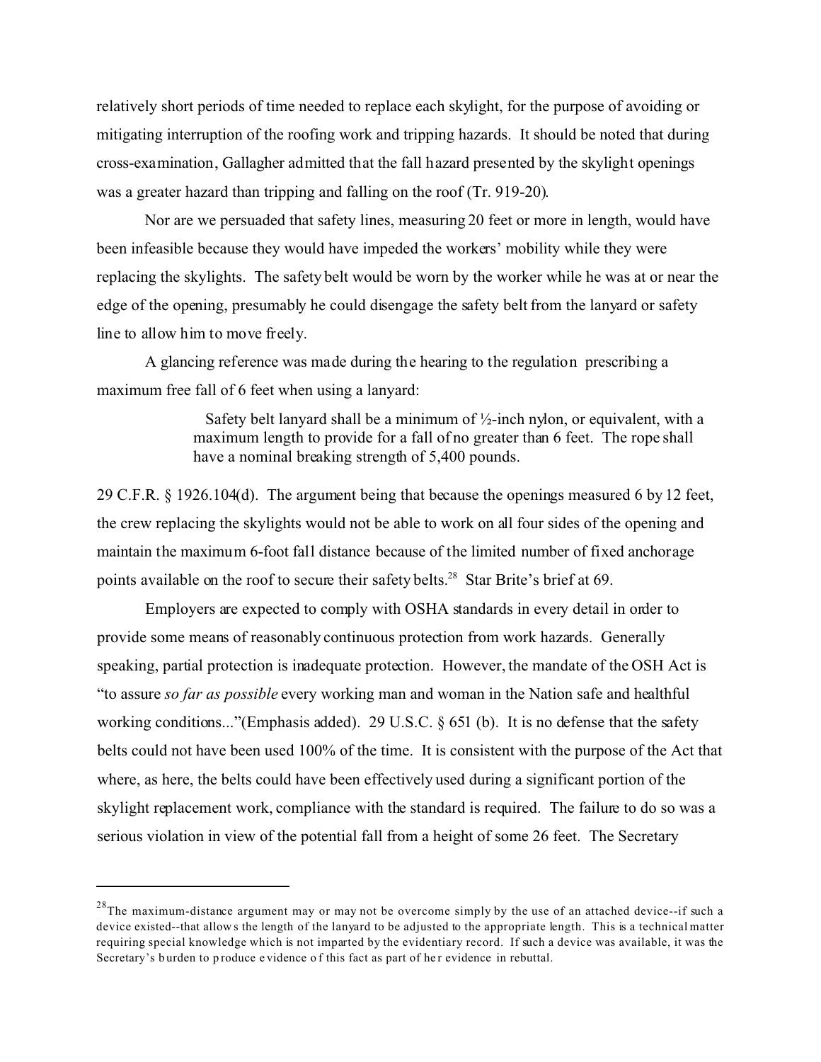relatively short periods of time needed to replace each skylight, for the purpose of avoiding or mitigating interruption of the roofing work and tripping hazards. It should be noted that during cross-examination, Gallagher admitted that the fall hazard presented by the skylight openings was a greater hazard than tripping and falling on the roof (Tr. 919-20).

Nor are we persuaded that safety lines, measuring 20 feet or more in length, would have been infeasible because they would have impeded the workers' mobility while they were replacing the skylights. The safety belt would be worn by the worker while he was at or near the edge of the opening, presumably he could disengage the safety belt from the lanyard or safety line to allow him to move freely.

A glancing reference was made during the hearing to the regulation prescribing a maximum free fall of 6 feet when using a lanyard:

> Safety belt lanyard shall be a minimum of ½-inch nylon, or equivalent, with a maximum length to provide for a fall of no greater than 6 feet. The rope shall have a nominal breaking strength of 5,400 pounds.

29 C.F.R. § 1926.104(d). The argument being that because the openings measured 6 by 12 feet, the crew replacing the skylights would not be able to work on all four sides of the opening and maintain the maximum 6-foot fall distance because of the limited number of fixed anchorage points available on the roof to secure their safety belts.[28] Star Brite's brief at 69.

Employers are expected to comply with OSHA standards in every detail in order to provide some means of reasonably continuous protection from work hazards. Generally speaking, partial protection is inadequate protection. However, the mandate of the OSH Act is "to assure *so far as possible* every working man and woman in the Nation safe and healthful working conditions..."(Emphasis added). 29 U.S.C. § 651 (b). It is no defense that the safety belts could not have been used 100% of the time. It is consistent with the purpose of the Act that where, as here, the belts could have been effectively used during a significant portion of the skylight replacement work, compliance with the standard is required. The failure to do so was a serious violation in view of the potential fall from a height of some 26 feet. The Secretary

---

[28] The maximum-distance argument may or may not be overcome simply by the use of an attached device--if such a device existed--that allows the length of the lanyard to be adjusted to the appropriate length. This is a technical matter requiring special knowledge which is not imparted by the evidentiary record. If such a device was available, it was the Secretary's burden to produce evidence of this fact as part of her evidence in rebuttal.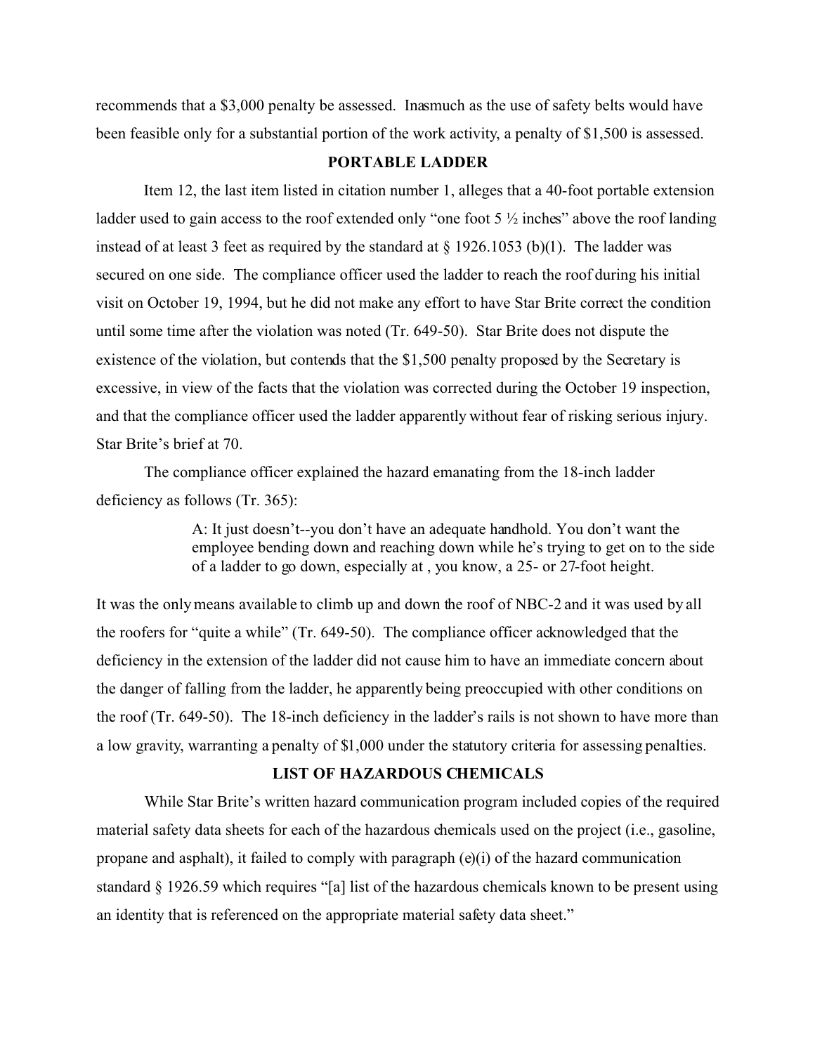recommends that a $3,000 penalty be assessed. Inasmuch as the use of safety belts would have been feasible only for a substantial portion of the work activity, a penalty of $1,500 is assessed.

**PORTABLE LADDER**

Item 12, the last item listed in citation number 1, alleges that a 40-foot portable extension ladder used to gain access to the roof extended only "one foot 5 ½ inches" above the roof landing instead of at least 3 feet as required by the standard at § 1926.1053 (b)(1). The ladder was secured on one side. The compliance officer used the ladder to reach the roof during his initial visit on October 19, 1994, but he did not make any effort to have Star Brite correct the condition until some time after the violation was noted (Tr. 649-50). Star Brite does not dispute the existence of the violation, but contends that the $1,500 penalty proposed by the Secretary is excessive, in view of the facts that the violation was corrected during the October 19 inspection, and that the compliance officer used the ladder apparently without fear of risking serious injury. Star Brite's brief at 70.

The compliance officer explained the hazard emanating from the 18-inch ladder deficiency as follows (Tr. 365):

> A: It just doesn't--you don't have an adequate handhold. You don't want the employee bending down and reaching down while he's trying to get on to the side of a ladder to go down, especially at , you know, a 25- or 27-foot height.

It was the only means available to climb up and down the roof of NBC-2 and it was used by all the roofers for "quite a while" (Tr. 649-50). The compliance officer acknowledged that the deficiency in the extension of the ladder did not cause him to have an immediate concern about the danger of falling from the ladder, he apparently being preoccupied with other conditions on the roof (Tr. 649-50). The 18-inch deficiency in the ladder's rails is not shown to have more than a low gravity, warranting a penalty of $1,000 under the statutory criteria for assessing penalties.

**LIST OF HAZARDOUS CHEMICALS**

While Star Brite's written hazard communication program included copies of the required material safety data sheets for each of the hazardous chemicals used on the project (i.e., gasoline, propane and asphalt), it failed to comply with paragraph (e)(i) of the hazard communication standard § 1926.59 which requires "[a] list of the hazardous chemicals known to be present using an identity that is referenced on the appropriate material safety data sheet."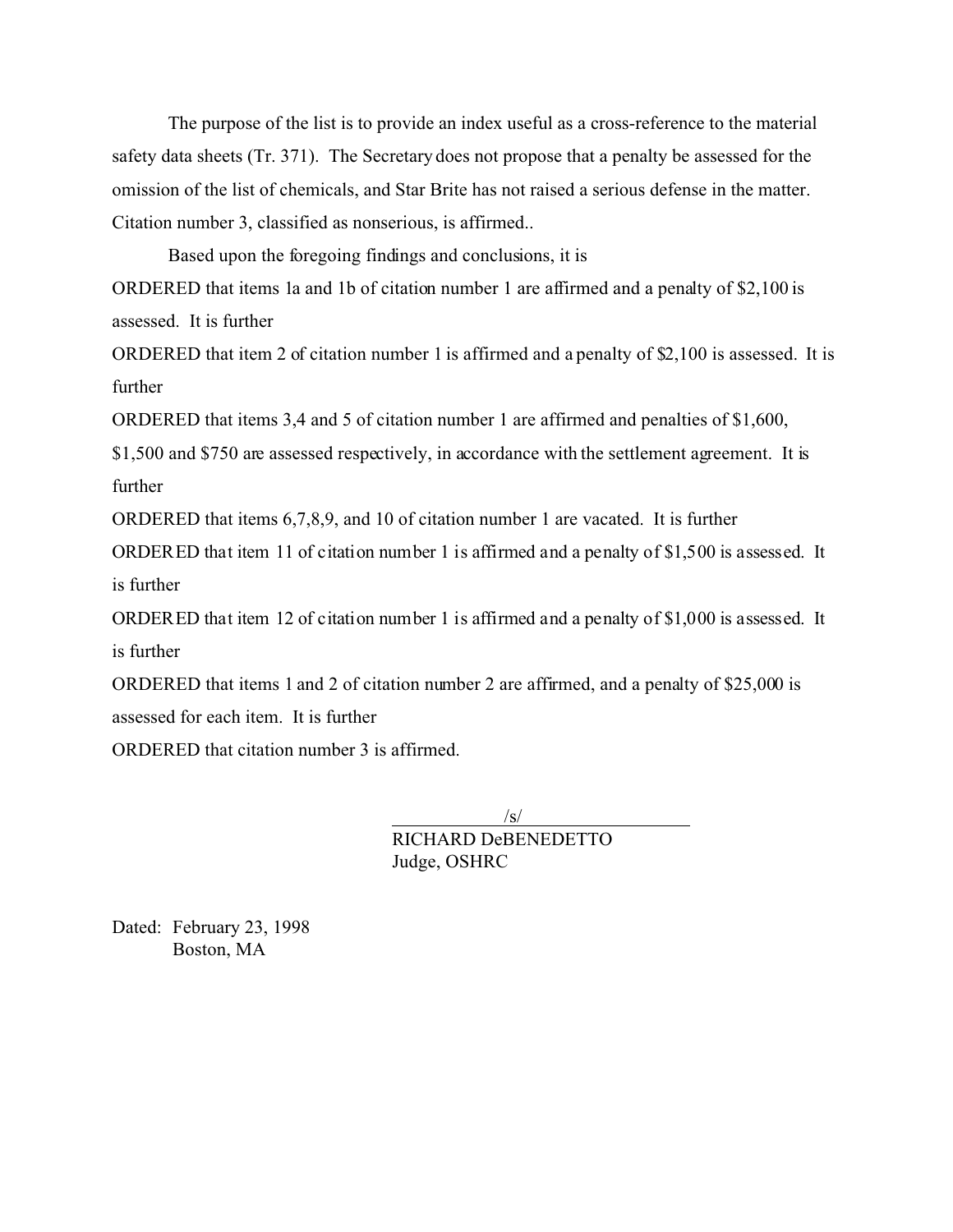The purpose of the list is to provide an index useful as a cross-reference to the material safety data sheets (Tr. 371). The Secretary does not propose that a penalty be assessed for the omission of the list of chemicals, and Star Brite has not raised a serious defense in the matter. Citation number 3, classified as nonserious, is affirmed..

Based upon the foregoing findings and conclusions, it is

ORDERED that items 1a and 1b of citation number 1 are affirmed and a penalty of $2,100 is assessed. It is further

ORDERED that item 2 of citation number 1 is affirmed and a penalty of $2,100 is assessed. It is further

ORDERED that items 3,4 and 5 of citation number 1 are affirmed and penalties of $1,600, $1,500 and $750 are assessed respectively, in accordance with the settlement agreement. It is further

ORDERED that items 6,7,8,9, and 10 of citation number 1 are vacated. It is further

ORDERED that item 11 of citation number 1 is affirmed and a penalty of $1,500 is assessed. It is further

ORDERED that item 12 of citation number 1 is affirmed and a penalty of $1,000 is assessed. It is further

ORDERED that items 1 and 2 of citation number 2 are affirmed, and a penalty of $25,000 is assessed for each item. It is further

ORDERED that citation number 3 is affirmed.

/s/
RICHARD DeBENEDETTO
Judge, OSHRC

Dated: February 23, 1998
Boston, MA